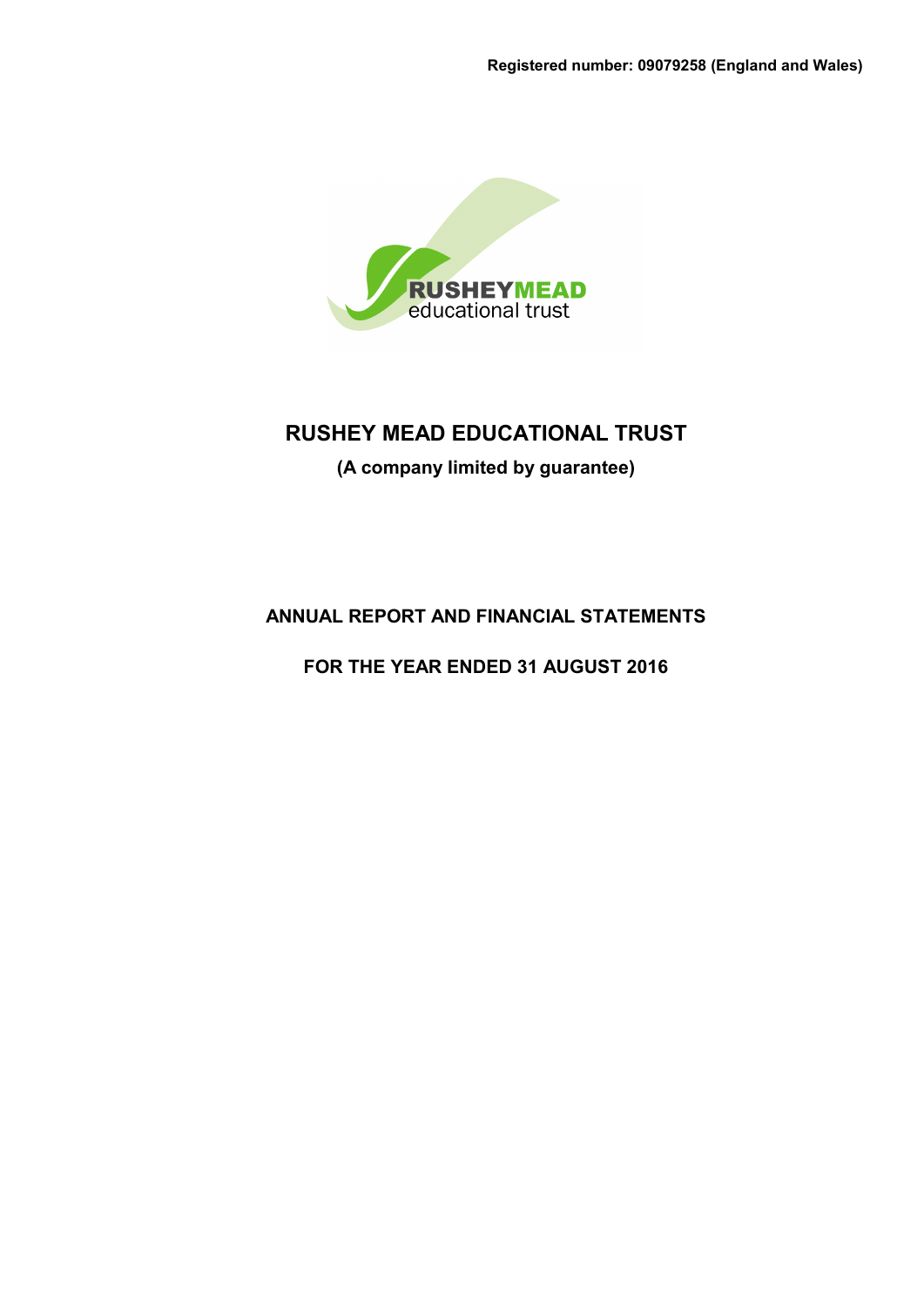Registered number: 09079258 (England and Wales)

RUSHEYMEAD
educational trust

# RUSHEY MEAD EDUCATIONAL TRUST

**(A company limited by guarantee)**

## ANNUAL REPORT AND FINANCIAL STATEMENTS

## FOR THE YEAR ENDED 31 AUGUST 2016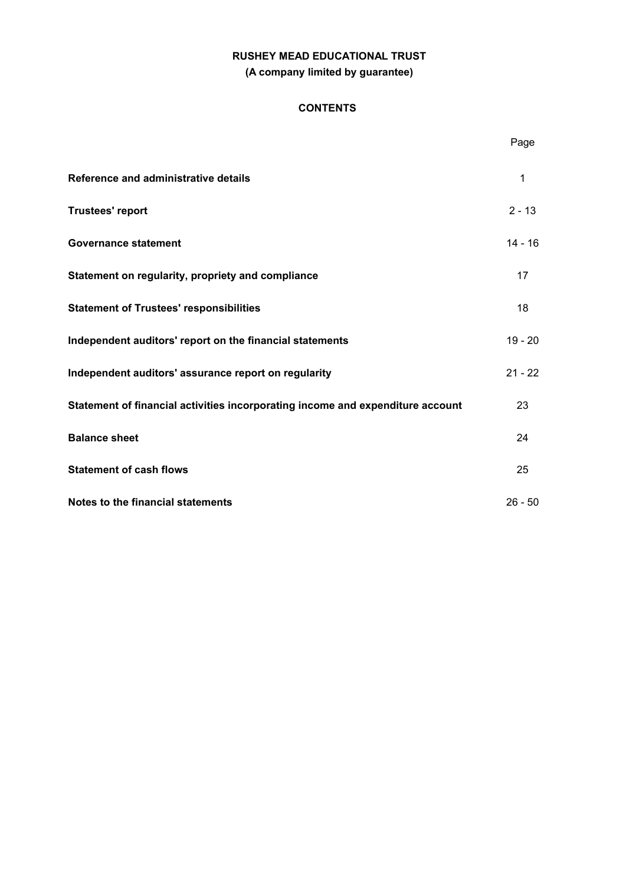**RUSHEY MEAD EDUCATIONAL TRUST**

**(A company limited by guarantee)**

## CONTENTS

| | Page |
|---|---|
| **Reference and administrative details** | 1 |
| **Trustees' report** | 2 - 13 |
| **Governance statement** | 14 - 16 |
| **Statement on regularity, propriety and compliance** | 17 |
| **Statement of Trustees' responsibilities** | 18 |
| **Independent auditors' report on the financial statements** | 19 - 20 |
| **Independent auditors' assurance report on regularity** | 21 - 22 |
| **Statement of financial activities incorporating income and expenditure account** | 23 |
| **Balance sheet** | 24 |
| **Statement of cash flows** | 25 |
| **Notes to the financial statements** | 26 - 50 |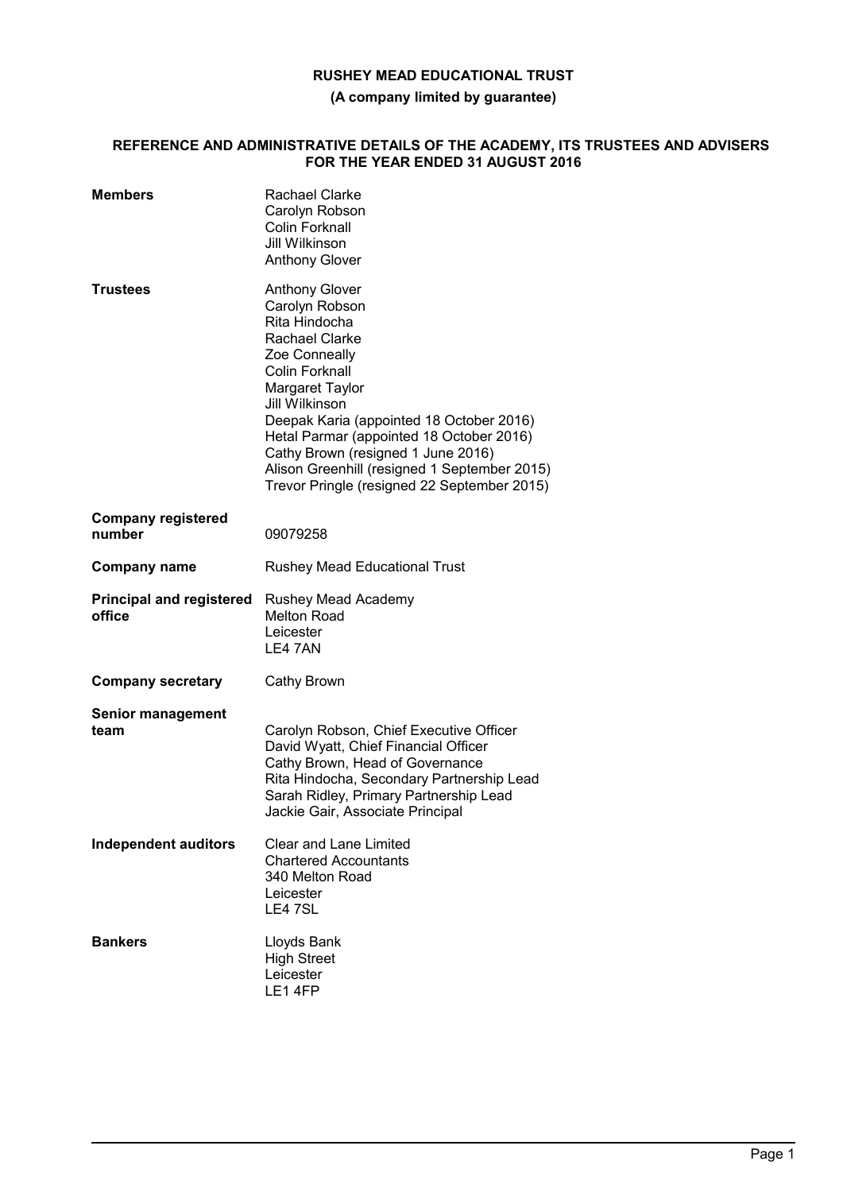**RUSHEY MEAD EDUCATIONAL TRUST**

**(A company limited by guarantee)**

# REFERENCE AND ADMINISTRATIVE DETAILS OF THE ACADEMY, ITS TRUSTEES AND ADVISERS FOR THE YEAR ENDED 31 AUGUST 2016

| | |
|---|---|
| **Members** | Rachael Clarke<br>Carolyn Robson<br>Colin Forknall<br>Jill Wilkinson<br>Anthony Glover |
| **Trustees** | Anthony Glover<br>Carolyn Robson<br>Rita Hindocha<br>Rachael Clarke<br>Zoe Conneally<br>Colin Forknall<br>Margaret Taylor<br>Jill Wilkinson<br>Deepak Karia (appointed 18 October 2016)<br>Hetal Parmar (appointed 18 October 2016)<br>Cathy Brown (resigned 1 June 2016)<br>Alison Greenhill (resigned 1 September 2015)<br>Trevor Pringle (resigned 22 September 2015) |
| **Company registered number** | 09079258 |
| **Company name** | Rushey Mead Educational Trust |
| **Principal and registered office** | Rushey Mead Academy<br>Melton Road<br>Leicester<br>LE4 7AN |
| **Company secretary** | Cathy Brown |
| **Senior management team** | Carolyn Robson, Chief Executive Officer<br>David Wyatt, Chief Financial Officer<br>Cathy Brown, Head of Governance<br>Rita Hindocha, Secondary Partnership Lead<br>Sarah Ridley, Primary Partnership Lead<br>Jackie Gair, Associate Principal |
| **Independent auditors** | Clear and Lane Limited<br>Chartered Accountants<br>340 Melton Road<br>Leicester<br>LE4 7SL |
| **Bankers** | Lloyds Bank<br>High Street<br>Leicester<br>LE1 4FP |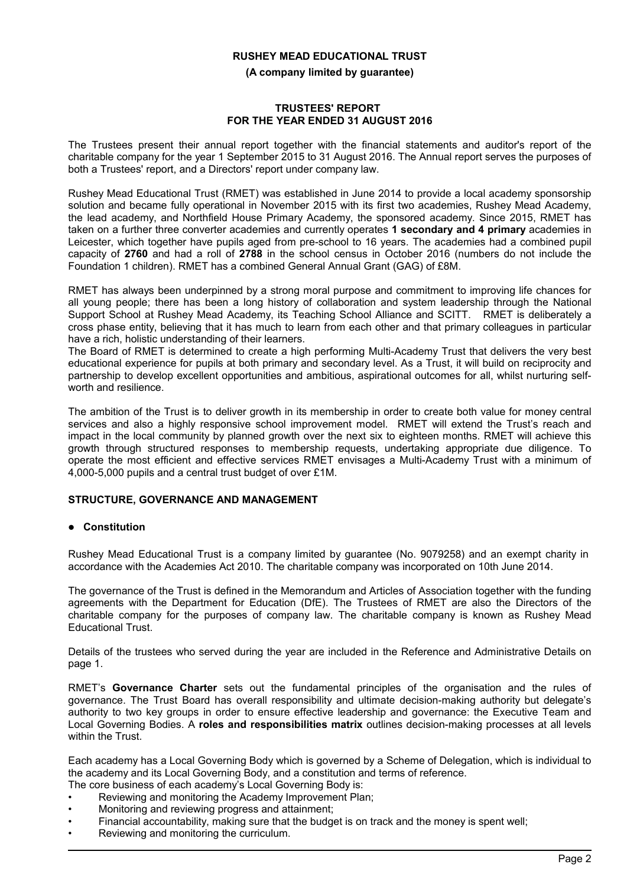**RUSHEY MEAD EDUCATIONAL TRUST**

**(A company limited by guarantee)**

**TRUSTEES' REPORT**
**FOR THE YEAR ENDED 31 AUGUST 2016**

The Trustees present their annual report together with the financial statements and auditor's report of the charitable company for the year 1 September 2015 to 31 August 2016. The Annual report serves the purposes of both a Trustees' report, and a Directors' report under company law.

Rushey Mead Educational Trust (RMET) was established in June 2014 to provide a local academy sponsorship solution and became fully operational in November 2015 with its first two academies, Rushey Mead Academy, the lead academy, and Northfield House Primary Academy, the sponsored academy. Since 2015, RMET has taken on a further three converter academies and currently operates **1 secondary and 4 primary** academies in Leicester, which together have pupils aged from pre-school to 16 years. The academies had a combined pupil capacity of **2760** and had a roll of **2788** in the school census in October 2016 (numbers do not include the Foundation 1 children). RMET has a combined General Annual Grant (GAG) of £8M.

RMET has always been underpinned by a strong moral purpose and commitment to improving life chances for all young people; there has been a long history of collaboration and system leadership through the National Support School at Rushey Mead Academy, its Teaching School Alliance and SCITT. RMET is deliberately a cross phase entity, believing that it has much to learn from each other and that primary colleagues in particular have a rich, holistic understanding of their learners.

The Board of RMET is determined to create a high performing Multi-Academy Trust that delivers the very best educational experience for pupils at both primary and secondary level. As a Trust, it will build on reciprocity and partnership to develop excellent opportunities and ambitious, aspirational outcomes for all, whilst nurturing self-worth and resilience.

The ambition of the Trust is to deliver growth in its membership in order to create both value for money central services and also a highly responsive school improvement model. RMET will extend the Trust's reach and impact in the local community by planned growth over the next six to eighteen months. RMET will achieve this growth through structured responses to membership requests, undertaking appropriate due diligence. To operate the most efficient and effective services RMET envisages a Multi-Academy Trust with a minimum of 4,000-5,000 pupils and a central trust budget of over £1M.

## STRUCTURE, GOVERNANCE AND MANAGEMENT

- **Constitution**

Rushey Mead Educational Trust is a company limited by guarantee (No. 9079258) and an exempt charity in accordance with the Academies Act 2010. The charitable company was incorporated on 10th June 2014.

The governance of the Trust is defined in the Memorandum and Articles of Association together with the funding agreements with the Department for Education (DfE). The Trustees of RMET are also the Directors of the charitable company for the purposes of company law. The charitable company is known as Rushey Mead Educational Trust.

Details of the trustees who served during the year are included in the Reference and Administrative Details on page 1.

RMET's **Governance Charter** sets out the fundamental principles of the organisation and the rules of governance. The Trust Board has overall responsibility and ultimate decision-making authority but delegate's authority to two key groups in order to ensure effective leadership and governance: the Executive Team and Local Governing Bodies. A **roles and responsibilities matrix** outlines decision-making processes at all levels within the Trust.

Each academy has a Local Governing Body which is governed by a Scheme of Delegation, which is individual to the academy and its Local Governing Body, and a constitution and terms of reference.
The core business of each academy's Local Governing Body is:

- Reviewing and monitoring the Academy Improvement Plan;
- Monitoring and reviewing progress and attainment;
- Financial accountability, making sure that the budget is on track and the money is spent well;
- Reviewing and monitoring the curriculum.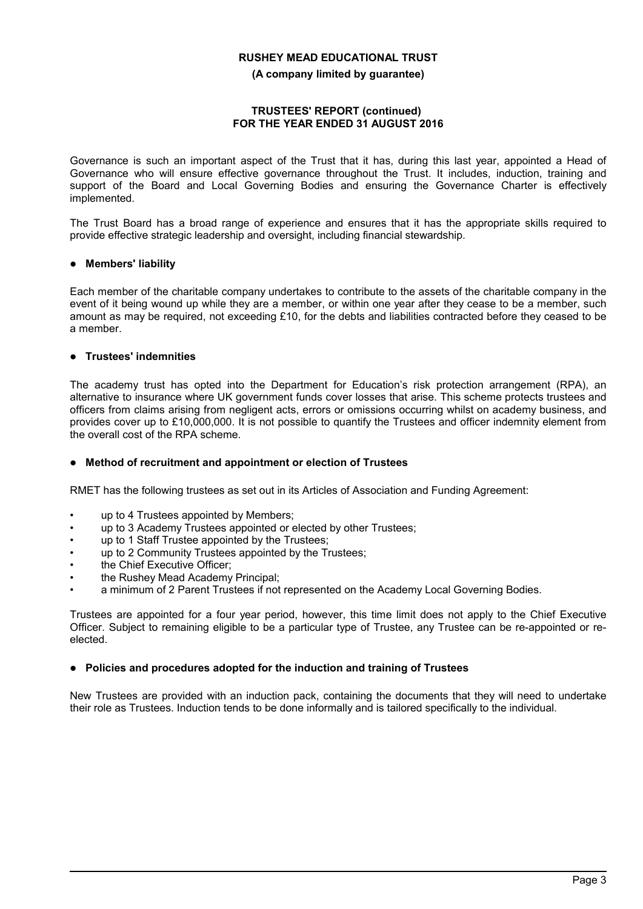Governance is such an important aspect of the Trust that it has, during this last year, appointed a Head of Governance who will ensure effective governance throughout the Trust. It includes, induction, training and support of the Board and Local Governing Bodies and ensuring the Governance Charter is effectively implemented.

The Trust Board has a broad range of experience and ensures that it has the appropriate skills required to provide effective strategic leadership and oversight, including financial stewardship.

- **Members' liability**

Each member of the charitable company undertakes to contribute to the assets of the charitable company in the event of it being wound up while they are a member, or within one year after they cease to be a member, such amount as may be required, not exceeding £10, for the debts and liabilities contracted before they ceased to be a member.

- **Trustees' indemnities**

The academy trust has opted into the Department for Education's risk protection arrangement (RPA), an alternative to insurance where UK government funds cover losses that arise. This scheme protects trustees and officers from claims arising from negligent acts, errors or omissions occurring whilst on academy business, and provides cover up to £10,000,000. It is not possible to quantify the Trustees and officer indemnity element from the overall cost of the RPA scheme.

- **Method of recruitment and appointment or election of Trustees**

RMET has the following trustees as set out in its Articles of Association and Funding Agreement:

- up to 4 Trustees appointed by Members;
- up to 3 Academy Trustees appointed or elected by other Trustees;
- up to 1 Staff Trustee appointed by the Trustees;
- up to 2 Community Trustees appointed by the Trustees;
- the Chief Executive Officer;
- the Rushey Mead Academy Principal;
- a minimum of 2 Parent Trustees if not represented on the Academy Local Governing Bodies.

Trustees are appointed for a four year period, however, this time limit does not apply to the Chief Executive Officer. Subject to remaining eligible to be a particular type of Trustee, any Trustee can be re-appointed or re-elected.

- **Policies and procedures adopted for the induction and training of Trustees**

New Trustees are provided with an induction pack, containing the documents that they will need to undertake their role as Trustees. Induction tends to be done informally and is tailored specifically to the individual.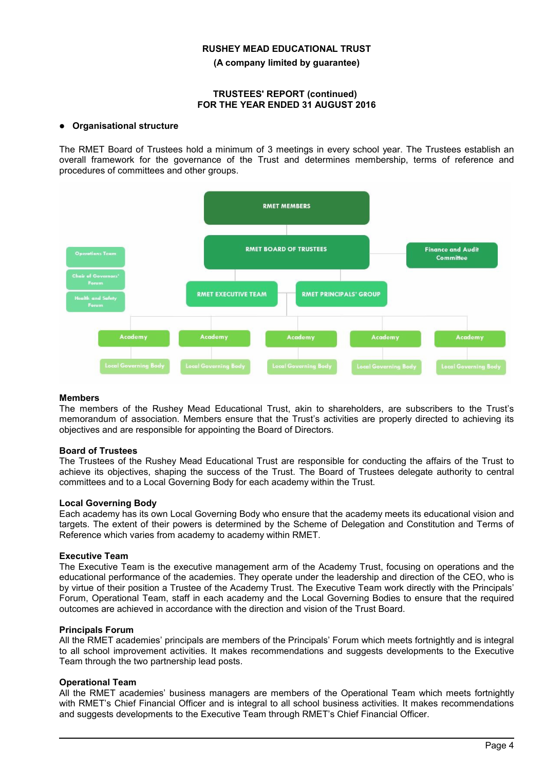RUSHEY MEAD EDUCATIONAL TRUST

(A company limited by guarantee)

TRUSTEES' REPORT (continued)
FOR THE YEAR ENDED 31 AUGUST 2016

- **Organisational structure**

The RMET Board of Trustees hold a minimum of 3 meetings in every school year. The Trustees establish an overall framework for the governance of the Trust and determines membership, terms of reference and procedures of committees and other groups.

RMET MEMBERS

RMET BOARD OF TRUSTEES

Finance and Audit Committee

Operations Team

Chair of Governors' Forum

Health and Safety Forum

RMET EXECUTIVE TEAM

RMET PRINCIPALS' GROUP

Academy — Local Governing Body

Academy — Local Governing Body

Academy — Local Governing Body

Academy — Local Governing Body

Academy — Local Governing Body

**Members**

The members of the Rushey Mead Educational Trust, akin to shareholders, are subscribers to the Trust's memorandum of association. Members ensure that the Trust's activities are properly directed to achieving its objectives and are responsible for appointing the Board of Directors.

**Board of Trustees**

The Trustees of the Rushey Mead Educational Trust are responsible for conducting the affairs of the Trust to achieve its objectives, shaping the success of the Trust. The Board of Trustees delegate authority to central committees and to a Local Governing Body for each academy within the Trust.

**Local Governing Body**

Each academy has its own Local Governing Body who ensure that the academy meets its educational vision and targets. The extent of their powers is determined by the Scheme of Delegation and Constitution and Terms of Reference which varies from academy to academy within RMET.

**Executive Team**

The Executive Team is the executive management arm of the Academy Trust, focusing on operations and the educational performance of the academies. They operate under the leadership and direction of the CEO, who is by virtue of their position a Trustee of the Academy Trust. The Executive Team work directly with the Principals' Forum, Operational Team, staff in each academy and the Local Governing Bodies to ensure that the required outcomes are achieved in accordance with the direction and vision of the Trust Board.

**Principals Forum**

All the RMET academies' principals are members of the Principals' Forum which meets fortnightly and is integral to all school improvement activities. It makes recommendations and suggests developments to the Executive Team through the two partnership lead posts.

**Operational Team**

All the RMET academies' business managers are members of the Operational Team which meets fortnightly with RMET's Chief Financial Officer and is integral to all school business activities. It makes recommendations and suggests developments to the Executive Team through RMET's Chief Financial Officer.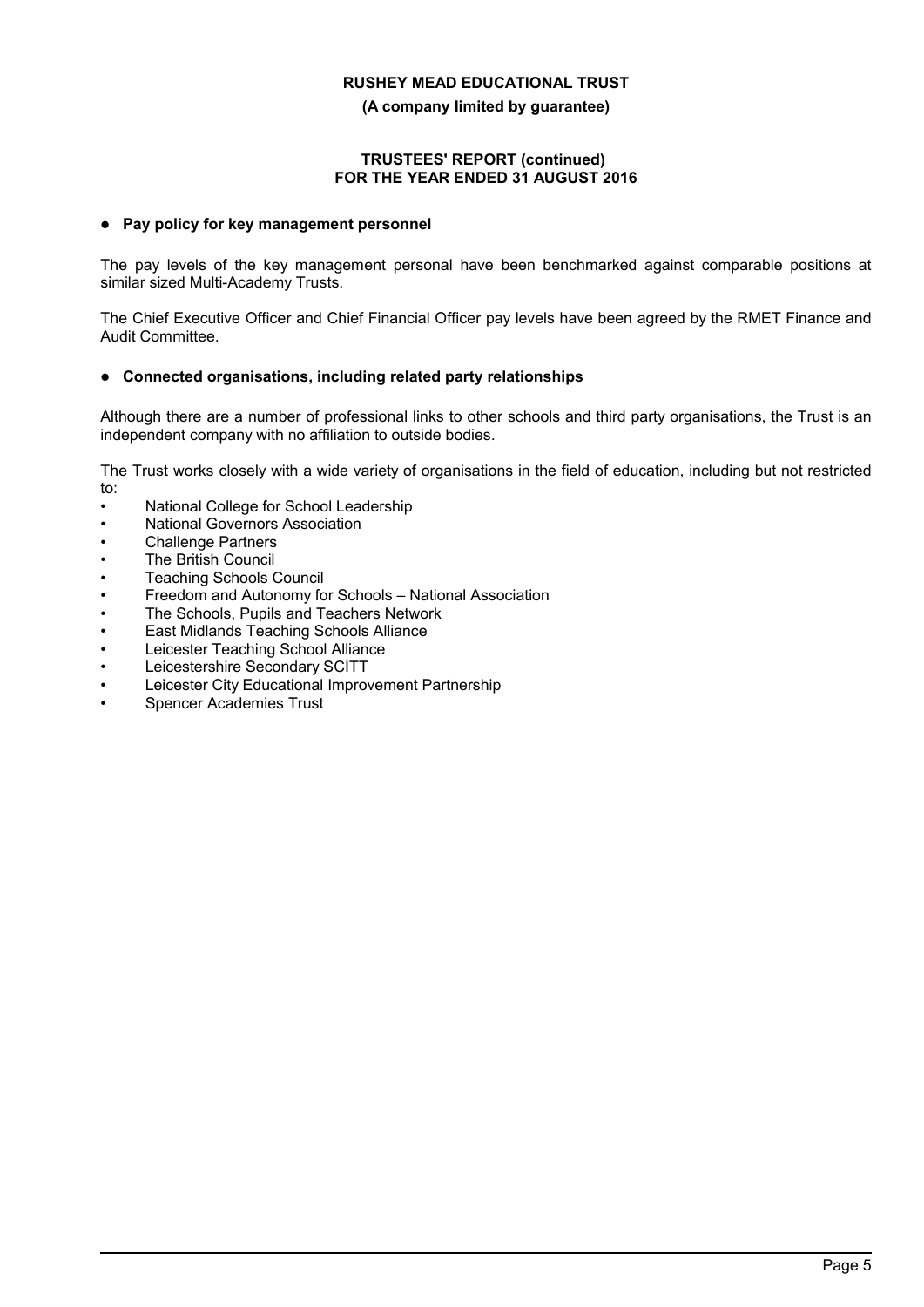- **Pay policy for key management personnel**

The pay levels of the key management personal have been benchmarked against comparable positions at similar sized Multi-Academy Trusts.

The Chief Executive Officer and Chief Financial Officer pay levels have been agreed by the RMET Finance and Audit Committee.

- **Connected organisations, including related party relationships**

Although there are a number of professional links to other schools and third party organisations, the Trust is an independent company with no affiliation to outside bodies.

The Trust works closely with a wide variety of organisations in the field of education, including but not restricted to:

- National College for School Leadership
- National Governors Association
- Challenge Partners
- The British Council
- Teaching Schools Council
- Freedom and Autonomy for Schools – National Association
- The Schools, Pupils and Teachers Network
- East Midlands Teaching Schools Alliance
- Leicester Teaching School Alliance
- Leicestershire Secondary SCITT
- Leicester City Educational Improvement Partnership
- Spencer Academies Trust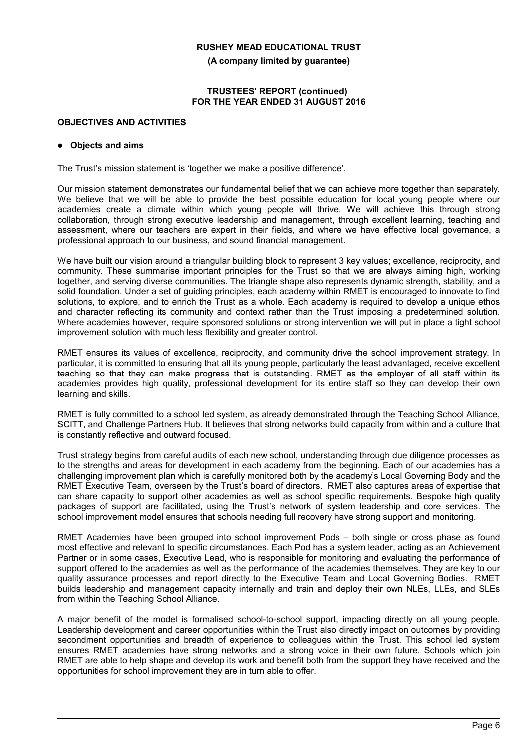**RUSHEY MEAD EDUCATIONAL TRUST**

**(A company limited by guarantee)**

**TRUSTEES' REPORT (continued)**
**FOR THE YEAR ENDED 31 AUGUST 2016**

## OBJECTIVES AND ACTIVITIES

- **Objects and aims**

The Trust's mission statement is 'together we make a positive difference'.

Our mission statement demonstrates our fundamental belief that we can achieve more together than separately. We believe that we will be able to provide the best possible education for local young people where our academies create a climate within which young people will thrive. We will achieve this through strong collaboration, through strong executive leadership and management, through excellent learning, teaching and assessment, where our teachers are expert in their fields, and where we have effective local governance, a professional approach to our business, and sound financial management.

We have built our vision around a triangular building block to represent 3 key values; excellence, reciprocity, and community. These summarise important principles for the Trust so that we are always aiming high, working together, and serving diverse communities. The triangle shape also represents dynamic strength, stability, and a solid foundation. Under a set of guiding principles, each academy within RMET is encouraged to innovate to find solutions, to explore, and to enrich the Trust as a whole. Each academy is required to develop a unique ethos and character reflecting its community and context rather than the Trust imposing a predetermined solution. Where academies however, require sponsored solutions or strong intervention we will put in place a tight school improvement solution with much less flexibility and greater control.

RMET ensures its values of excellence, reciprocity, and community drive the school improvement strategy. In particular, it is committed to ensuring that all its young people, particularly the least advantaged, receive excellent teaching so that they can make progress that is outstanding. RMET as the employer of all staff within its academies provides high quality, professional development for its entire staff so they can develop their own learning and skills.

RMET is fully committed to a school led system, as already demonstrated through the Teaching School Alliance, SCITT, and Challenge Partners Hub. It believes that strong networks build capacity from within and a culture that is constantly reflective and outward focused.

Trust strategy begins from careful audits of each new school, understanding through due diligence processes as to the strengths and areas for development in each academy from the beginning. Each of our academies has a challenging improvement plan which is carefully monitored both by the academy's Local Governing Body and the RMET Executive Team, overseen by the Trust's board of directors. RMET also captures areas of expertise that can share capacity to support other academies as well as school specific requirements. Bespoke high quality packages of support are facilitated, using the Trust's network of system leadership and core services. The school improvement model ensures that schools needing full recovery have strong support and monitoring.

RMET Academies have been grouped into school improvement Pods – both single or cross phase as found most effective and relevant to specific circumstances. Each Pod has a system leader, acting as an Achievement Partner or in some cases, Executive Lead, who is responsible for monitoring and evaluating the performance of support offered to the academies as well as the performance of the academies themselves. They are key to our quality assurance processes and report directly to the Executive Team and Local Governing Bodies. RMET builds leadership and management capacity internally and train and deploy their own NLEs, LLEs, and SLEs from within the Teaching School Alliance.

A major benefit of the model is formalised school-to-school support, impacting directly on all young people. Leadership development and career opportunities within the Trust also directly impact on outcomes by providing secondment opportunities and breadth of experience to colleagues within the Trust. This school led system ensures RMET academies have strong networks and a strong voice in their own future. Schools which join RMET are able to help shape and develop its work and benefit both from the support they have received and the opportunities for school improvement they are in turn able to offer.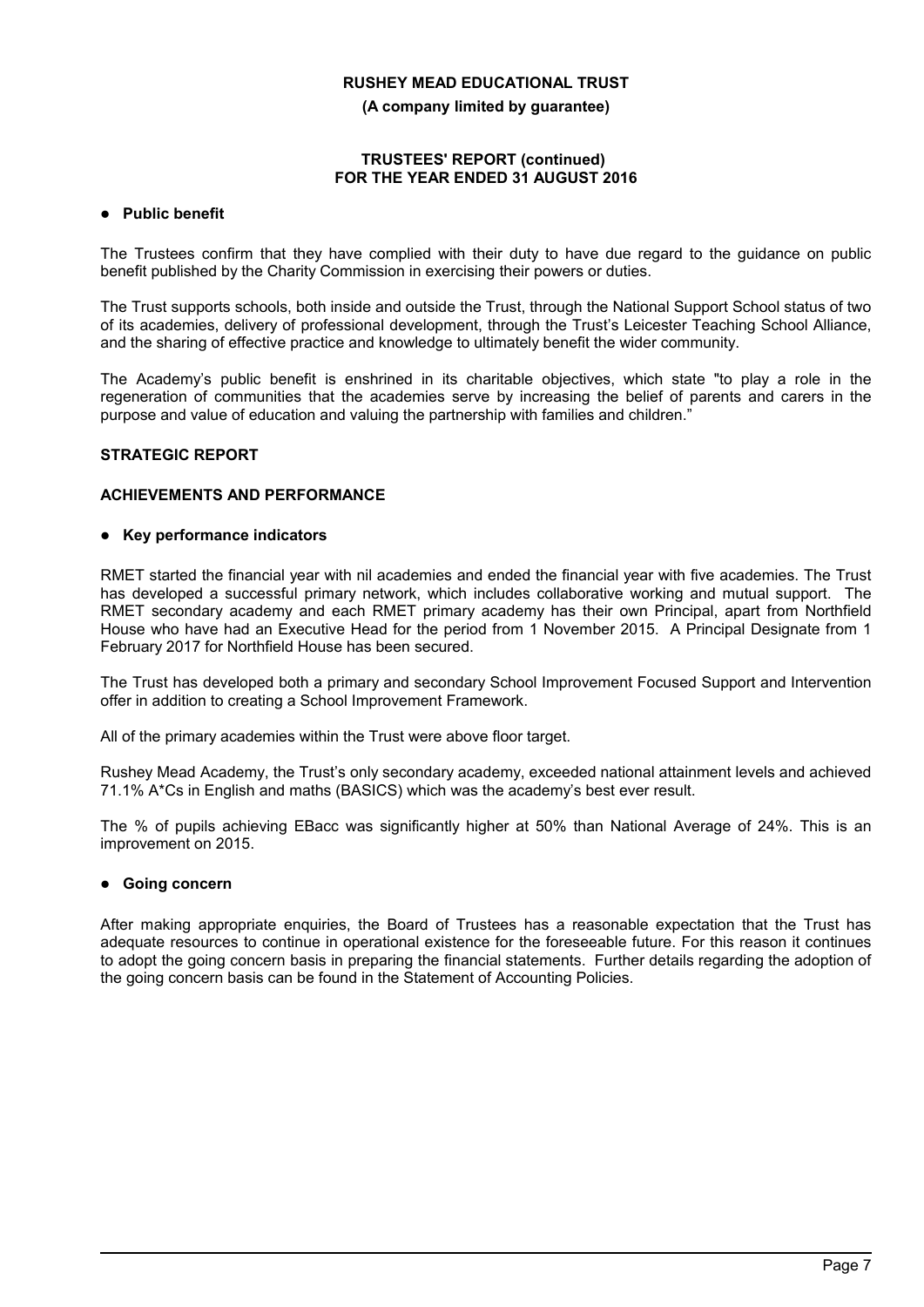# RUSHEY MEAD EDUCATIONAL TRUST

**(A company limited by guarantee)**

**TRUSTEES' REPORT (continued)**
**FOR THE YEAR ENDED 31 AUGUST 2016**

- **Public benefit**

The Trustees confirm that they have complied with their duty to have due regard to the guidance on public benefit published by the Charity Commission in exercising their powers or duties.

The Trust supports schools, both inside and outside the Trust, through the National Support School status of two of its academies, delivery of professional development, through the Trust's Leicester Teaching School Alliance, and the sharing of effective practice and knowledge to ultimately benefit the wider community.

The Academy's public benefit is enshrined in its charitable objectives, which state "to play a role in the regeneration of communities that the academies serve by increasing the belief of parents and carers in the purpose and value of education and valuing the partnership with families and children."

## STRATEGIC REPORT

### ACHIEVEMENTS AND PERFORMANCE

- **Key performance indicators**

RMET started the financial year with nil academies and ended the financial year with five academies. The Trust has developed a successful primary network, which includes collaborative working and mutual support. The RMET secondary academy and each RMET primary academy has their own Principal, apart from Northfield House who have had an Executive Head for the period from 1 November 2015. A Principal Designate from 1 February 2017 for Northfield House has been secured.

The Trust has developed both a primary and secondary School Improvement Focused Support and Intervention offer in addition to creating a School Improvement Framework.

All of the primary academies within the Trust were above floor target.

Rushey Mead Academy, the Trust's only secondary academy, exceeded national attainment levels and achieved 71.1% A*Cs in English and maths (BASICS) which was the academy's best ever result.

The % of pupils achieving EBacc was significantly higher at 50% than National Average of 24%. This is an improvement on 2015.

- **Going concern**

After making appropriate enquiries, the Board of Trustees has a reasonable expectation that the Trust has adequate resources to continue in operational existence for the foreseeable future. For this reason it continues to adopt the going concern basis in preparing the financial statements. Further details regarding the adoption of the going concern basis can be found in the Statement of Accounting Policies.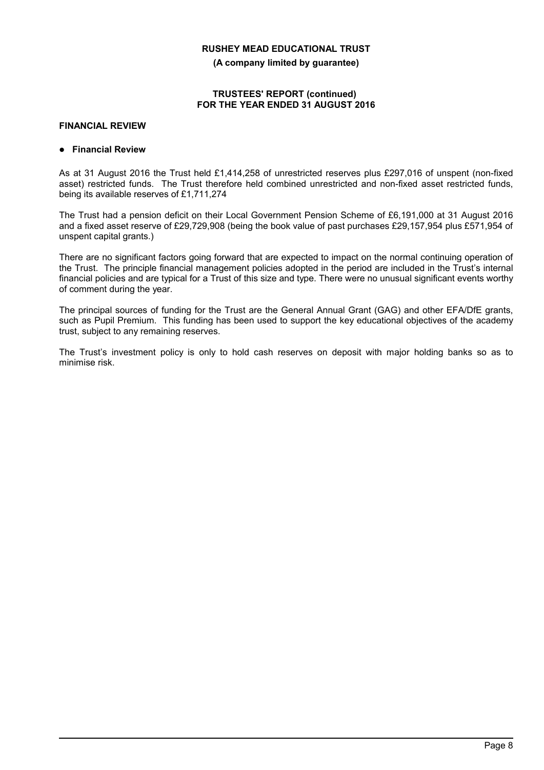## FINANCIAL REVIEW

- **Financial Review**

As at 31 August 2016 the Trust held £1,414,258 of unrestricted reserves plus £297,016 of unspent (non-fixed asset) restricted funds. The Trust therefore held combined unrestricted and non-fixed asset restricted funds, being its available reserves of £1,711,274

The Trust had a pension deficit on their Local Government Pension Scheme of £6,191,000 at 31 August 2016 and a fixed asset reserve of £29,729,908 (being the book value of past purchases £29,157,954 plus £571,954 of unspent capital grants.)

There are no significant factors going forward that are expected to impact on the normal continuing operation of the Trust. The principle financial management policies adopted in the period are included in the Trust's internal financial policies and are typical for a Trust of this size and type. There were no unusual significant events worthy of comment during the year.

The principal sources of funding for the Trust are the General Annual Grant (GAG) and other EFA/DfE grants, such as Pupil Premium. This funding has been used to support the key educational objectives of the academy trust, subject to any remaining reserves.

The Trust's investment policy is only to hold cash reserves on deposit with major holding banks so as to minimise risk.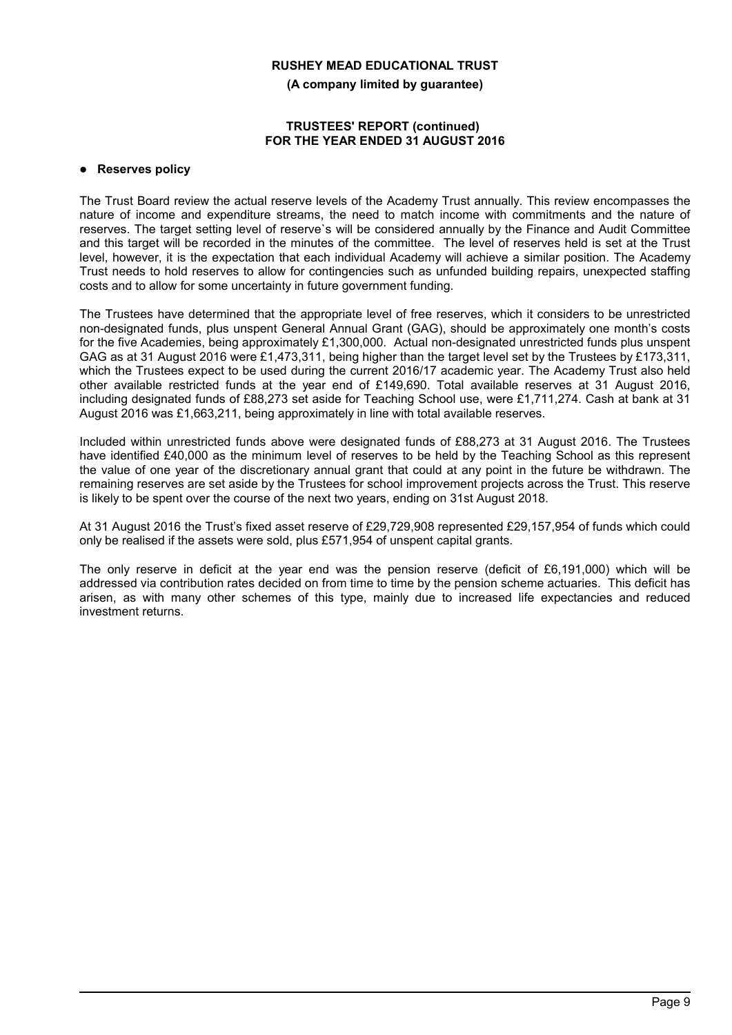- **Reserves policy**

The Trust Board review the actual reserve levels of the Academy Trust annually. This review encompasses the nature of income and expenditure streams, the need to match income with commitments and the nature of reserves. The target setting level of reserve`s will be considered annually by the Finance and Audit Committee and this target will be recorded in the minutes of the committee. The level of reserves held is set at the Trust level, however, it is the expectation that each individual Academy will achieve a similar position. The Academy Trust needs to hold reserves to allow for contingencies such as unfunded building repairs, unexpected staffing costs and to allow for some uncertainty in future government funding.

The Trustees have determined that the appropriate level of free reserves, which it considers to be unrestricted non-designated funds, plus unspent General Annual Grant (GAG), should be approximately one month's costs for the five Academies, being approximately £1,300,000. Actual non-designated unrestricted funds plus unspent GAG as at 31 August 2016 were £1,473,311, being higher than the target level set by the Trustees by £173,311, which the Trustees expect to be used during the current 2016/17 academic year. The Academy Trust also held other available restricted funds at the year end of £149,690. Total available reserves at 31 August 2016, including designated funds of £88,273 set aside for Teaching School use, were £1,711,274. Cash at bank at 31 August 2016 was £1,663,211, being approximately in line with total available reserves.

Included within unrestricted funds above were designated funds of £88,273 at 31 August 2016. The Trustees have identified £40,000 as the minimum level of reserves to be held by the Teaching School as this represent the value of one year of the discretionary annual grant that could at any point in the future be withdrawn. The remaining reserves are set aside by the Trustees for school improvement projects across the Trust. This reserve is likely to be spent over the course of the next two years, ending on 31st August 2018.

At 31 August 2016 the Trust's fixed asset reserve of £29,729,908 represented £29,157,954 of funds which could only be realised if the assets were sold, plus £571,954 of unspent capital grants.

The only reserve in deficit at the year end was the pension reserve (deficit of £6,191,000) which will be addressed via contribution rates decided on from time to time by the pension scheme actuaries. This deficit has arisen, as with many other schemes of this type, mainly due to increased life expectancies and reduced investment returns.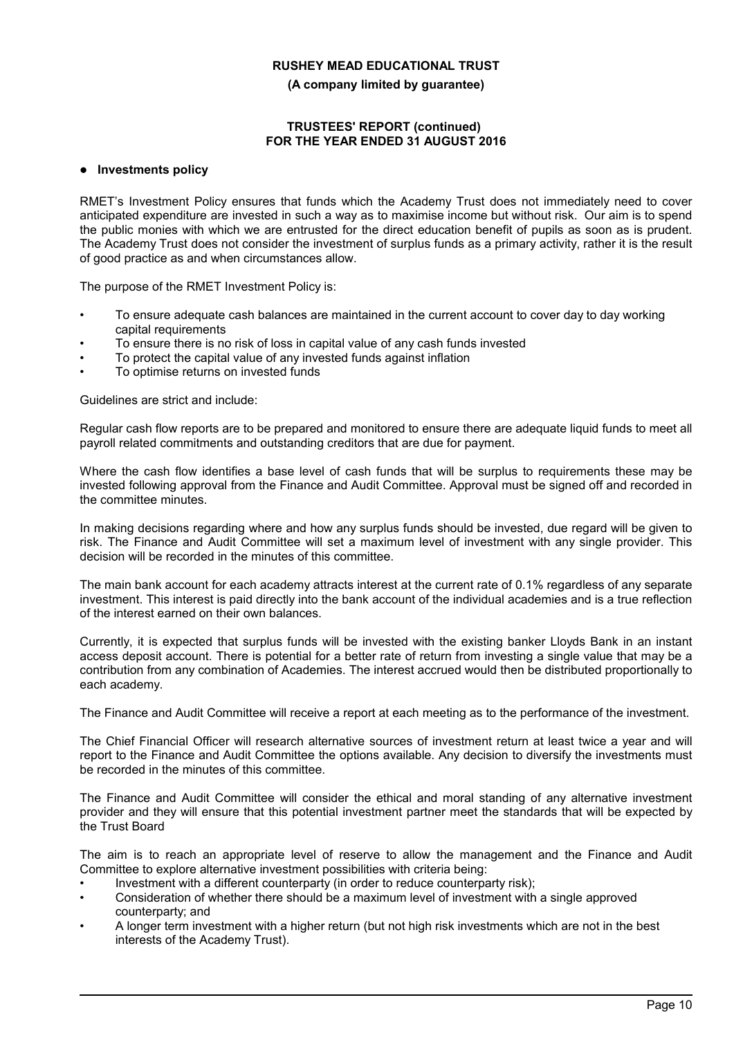- **Investments policy**

RMET's Investment Policy ensures that funds which the Academy Trust does not immediately need to cover anticipated expenditure are invested in such a way as to maximise income but without risk. Our aim is to spend the public monies with which we are entrusted for the direct education benefit of pupils as soon as is prudent. The Academy Trust does not consider the investment of surplus funds as a primary activity, rather it is the result of good practice as and when circumstances allow.

The purpose of the RMET Investment Policy is:

- To ensure adequate cash balances are maintained in the current account to cover day to day working capital requirements
- To ensure there is no risk of loss in capital value of any cash funds invested
- To protect the capital value of any invested funds against inflation
- To optimise returns on invested funds

Guidelines are strict and include:

Regular cash flow reports are to be prepared and monitored to ensure there are adequate liquid funds to meet all payroll related commitments and outstanding creditors that are due for payment.

Where the cash flow identifies a base level of cash funds that will be surplus to requirements these may be invested following approval from the Finance and Audit Committee. Approval must be signed off and recorded in the committee minutes.

In making decisions regarding where and how any surplus funds should be invested, due regard will be given to risk. The Finance and Audit Committee will set a maximum level of investment with any single provider. This decision will be recorded in the minutes of this committee.

The main bank account for each academy attracts interest at the current rate of 0.1% regardless of any separate investment. This interest is paid directly into the bank account of the individual academies and is a true reflection of the interest earned on their own balances.

Currently, it is expected that surplus funds will be invested with the existing banker Lloyds Bank in an instant access deposit account. There is potential for a better rate of return from investing a single value that may be a contribution from any combination of Academies. The interest accrued would then be distributed proportionally to each academy.

The Finance and Audit Committee will receive a report at each meeting as to the performance of the investment.

The Chief Financial Officer will research alternative sources of investment return at least twice a year and will report to the Finance and Audit Committee the options available. Any decision to diversify the investments must be recorded in the minutes of this committee.

The Finance and Audit Committee will consider the ethical and moral standing of any alternative investment provider and they will ensure that this potential investment partner meet the standards that will be expected by the Trust Board

The aim is to reach an appropriate level of reserve to allow the management and the Finance and Audit Committee to explore alternative investment possibilities with criteria being:

- Investment with a different counterparty (in order to reduce counterparty risk);
- Consideration of whether there should be a maximum level of investment with a single approved counterparty; and
- A longer term investment with a higher return (but not high risk investments which are not in the best interests of the Academy Trust).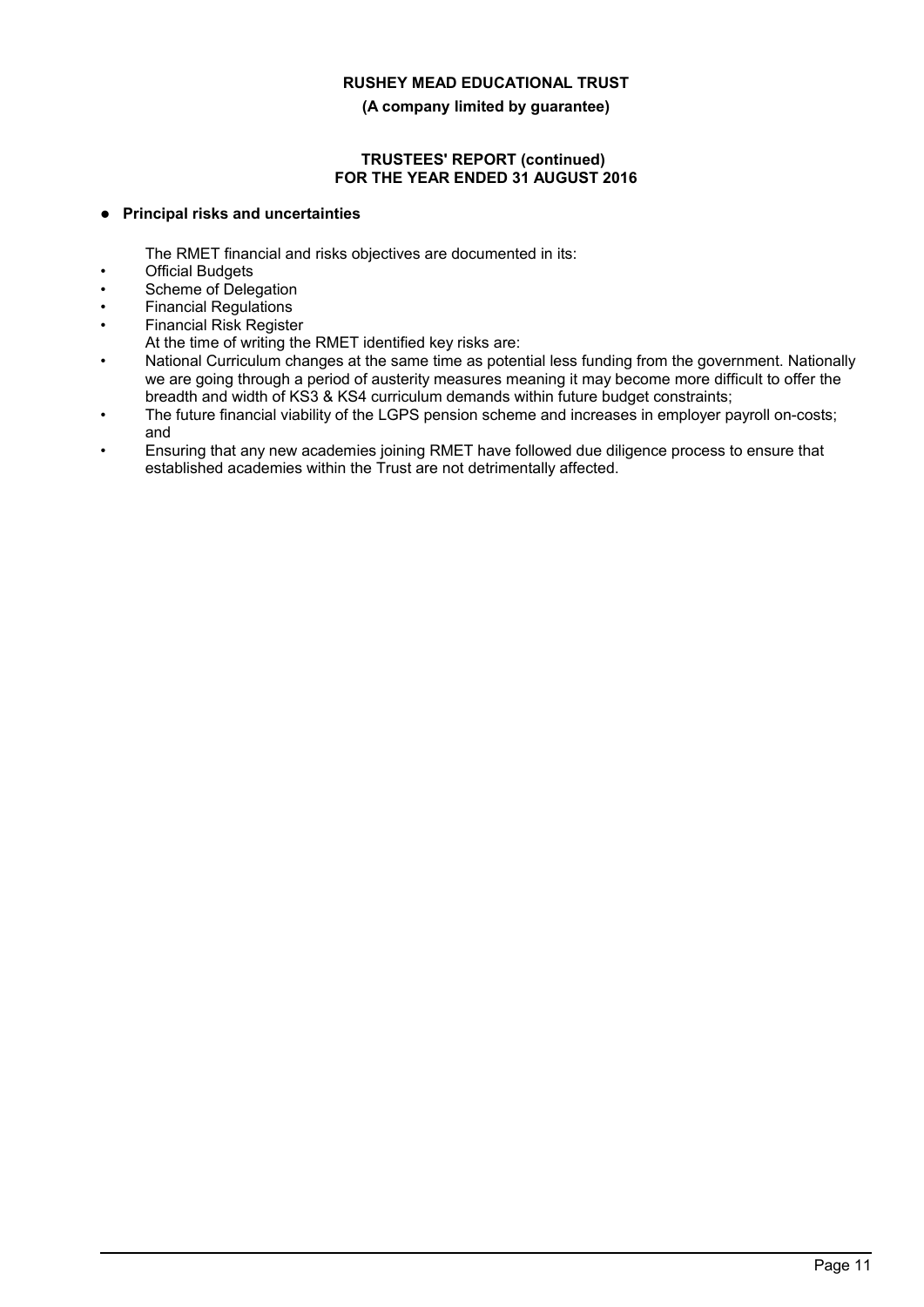**RUSHEY MEAD EDUCATIONAL TRUST**

**(A company limited by guarantee)**

**TRUSTEES' REPORT (continued)**
**FOR THE YEAR ENDED 31 AUGUST 2016**

- **Principal risks and uncertainties**

The RMET financial and risks objectives are documented in its:

- Official Budgets
- Scheme of Delegation
- Financial Regulations
- Financial Risk Register

At the time of writing the RMET identified key risks are:

- National Curriculum changes at the same time as potential less funding from the government. Nationally we are going through a period of austerity measures meaning it may become more difficult to offer the breadth and width of KS3 & KS4 curriculum demands within future budget constraints;
- The future financial viability of the LGPS pension scheme and increases in employer payroll on-costs; and
- Ensuring that any new academies joining RMET have followed due diligence process to ensure that established academies within the Trust are not detrimentally affected.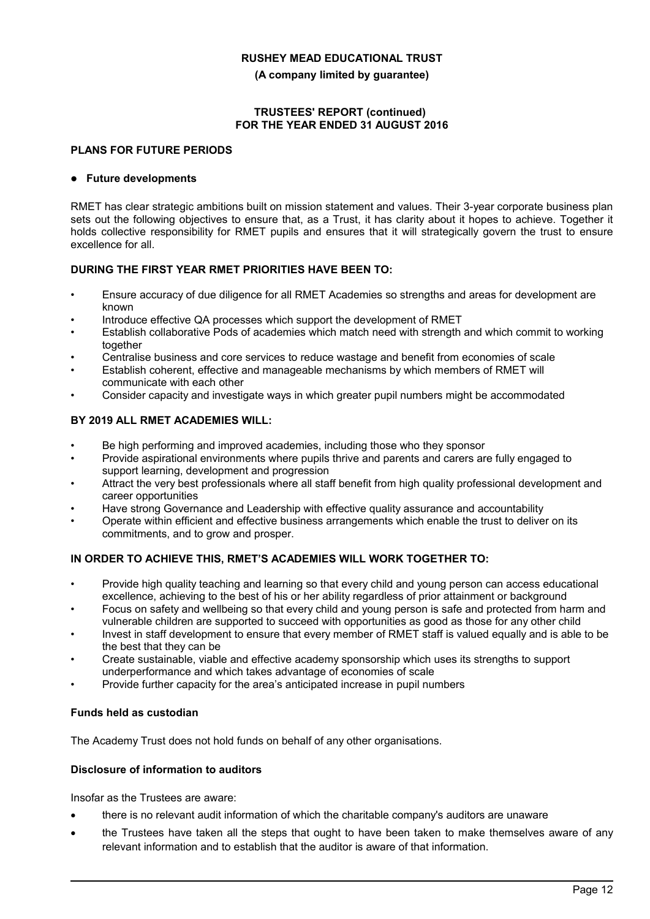## PLANS FOR FUTURE PERIODS

- **Future developments**

RMET has clear strategic ambitions built on mission statement and values. Their 3-year corporate business plan sets out the following objectives to ensure that, as a Trust, it has clarity about it hopes to achieve. Together it holds collective responsibility for RMET pupils and ensures that it will strategically govern the trust to ensure excellence for all.

### DURING THE FIRST YEAR RMET PRIORITIES HAVE BEEN TO:

- Ensure accuracy of due diligence for all RMET Academies so strengths and areas for development are known
- Introduce effective QA processes which support the development of RMET
- Establish collaborative Pods of academies which match need with strength and which commit to working together
- Centralise business and core services to reduce wastage and benefit from economies of scale
- Establish coherent, effective and manageable mechanisms by which members of RMET will communicate with each other
- Consider capacity and investigate ways in which greater pupil numbers might be accommodated

### BY 2019 ALL RMET ACADEMIES WILL:

- Be high performing and improved academies, including those who they sponsor
- Provide aspirational environments where pupils thrive and parents and carers are fully engaged to support learning, development and progression
- Attract the very best professionals where all staff benefit from high quality professional development and career opportunities
- Have strong Governance and Leadership with effective quality assurance and accountability
- Operate within efficient and effective business arrangements which enable the trust to deliver on its commitments, and to grow and prosper.

### IN ORDER TO ACHIEVE THIS, RMET'S ACADEMIES WILL WORK TOGETHER TO:

- Provide high quality teaching and learning so that every child and young person can access educational excellence, achieving to the best of his or her ability regardless of prior attainment or background
- Focus on safety and wellbeing so that every child and young person is safe and protected from harm and vulnerable children are supported to succeed with opportunities as good as those for any other child
- Invest in staff development to ensure that every member of RMET staff is valued equally and is able to be the best that they can be
- Create sustainable, viable and effective academy sponsorship which uses its strengths to support underperformance and which takes advantage of economies of scale
- Provide further capacity for the area's anticipated increase in pupil numbers

### Funds held as custodian

The Academy Trust does not hold funds on behalf of any other organisations.

### Disclosure of information to auditors

Insofar as the Trustees are aware:

- there is no relevant audit information of which the charitable company's auditors are unaware
- the Trustees have taken all the steps that ought to have been taken to make themselves aware of any relevant information and to establish that the auditor is aware of that information.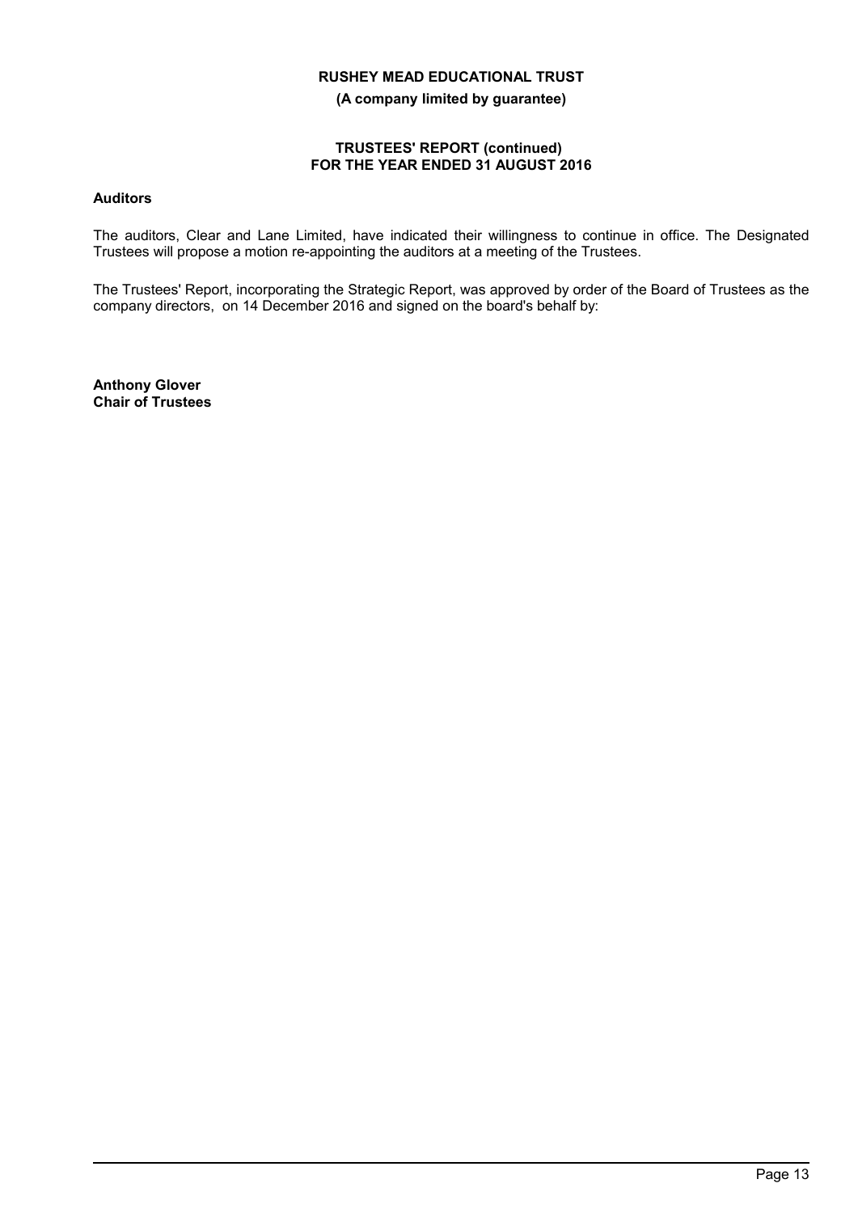## Auditors

The auditors, Clear and Lane Limited, have indicated their willingness to continue in office. The Designated Trustees will propose a motion re-appointing the auditors at a meeting of the Trustees.

The Trustees' Report, incorporating the Strategic Report, was approved by order of the Board of Trustees as the company directors, on 14 December 2016 and signed on the board's behalf by:

**Anthony Glover**
**Chair of Trustees**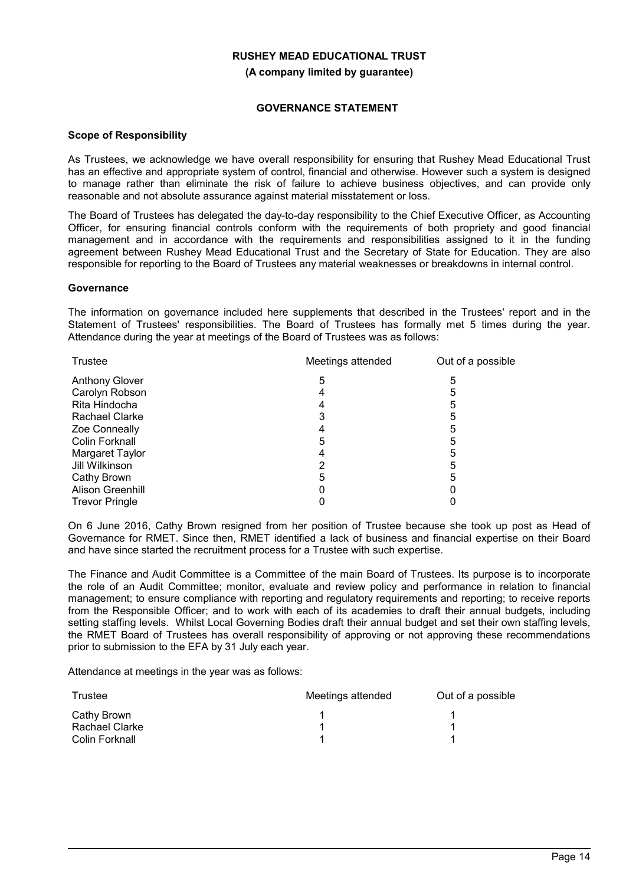**RUSHEY MEAD EDUCATIONAL TRUST**

**(A company limited by guarantee)**

**GOVERNANCE STATEMENT**

**Scope of Responsibility**

As Trustees, we acknowledge we have overall responsibility for ensuring that Rushey Mead Educational Trust has an effective and appropriate system of control, financial and otherwise. However such a system is designed to manage rather than eliminate the risk of failure to achieve business objectives, and can provide only reasonable and not absolute assurance against material misstatement or loss.

The Board of Trustees has delegated the day-to-day responsibility to the Chief Executive Officer, as Accounting Officer, for ensuring financial controls conform with the requirements of both propriety and good financial management and in accordance with the requirements and responsibilities assigned to it in the funding agreement between Rushey Mead Educational Trust and the Secretary of State for Education. They are also responsible for reporting to the Board of Trustees any material weaknesses or breakdowns in internal control.

**Governance**

The information on governance included here supplements that described in the Trustees' report and in the Statement of Trustees' responsibilities. The Board of Trustees has formally met 5 times during the year. Attendance during the year at meetings of the Board of Trustees was as follows:

| Trustee | Meetings attended | Out of a possible |
|---|---|---|
| Anthony Glover | 5 | 5 |
| Carolyn Robson | 4 | 5 |
| Rita Hindocha | 4 | 5 |
| Rachael Clarke | 3 | 5 |
| Zoe Conneally | 4 | 5 |
| Colin Forknall | 5 | 5 |
| Margaret Taylor | 4 | 5 |
| Jill Wilkinson | 2 | 5 |
| Cathy Brown | 5 | 5 |
| Alison Greenhill | 0 | 0 |
| Trevor Pringle | 0 | 0 |

On 6 June 2016, Cathy Brown resigned from her position of Trustee because she took up post as Head of Governance for RMET. Since then, RMET identified a lack of business and financial expertise on their Board and have since started the recruitment process for a Trustee with such expertise.

The Finance and Audit Committee is a Committee of the main Board of Trustees. Its purpose is to incorporate the role of an Audit Committee; monitor, evaluate and review policy and performance in relation to financial management; to ensure compliance with reporting and regulatory requirements and reporting; to receive reports from the Responsible Officer; and to work with each of its academies to draft their annual budgets, including setting staffing levels. Whilst Local Governing Bodies draft their annual budget and set their own staffing levels, the RMET Board of Trustees has overall responsibility of approving or not approving these recommendations prior to submission to the EFA by 31 July each year.

Attendance at meetings in the year was as follows:

| Trustee | Meetings attended | Out of a possible |
|---|---|---|
| Cathy Brown | 1 | 1 |
| Rachael Clarke | 1 | 1 |
| Colin Forknall | 1 | 1 |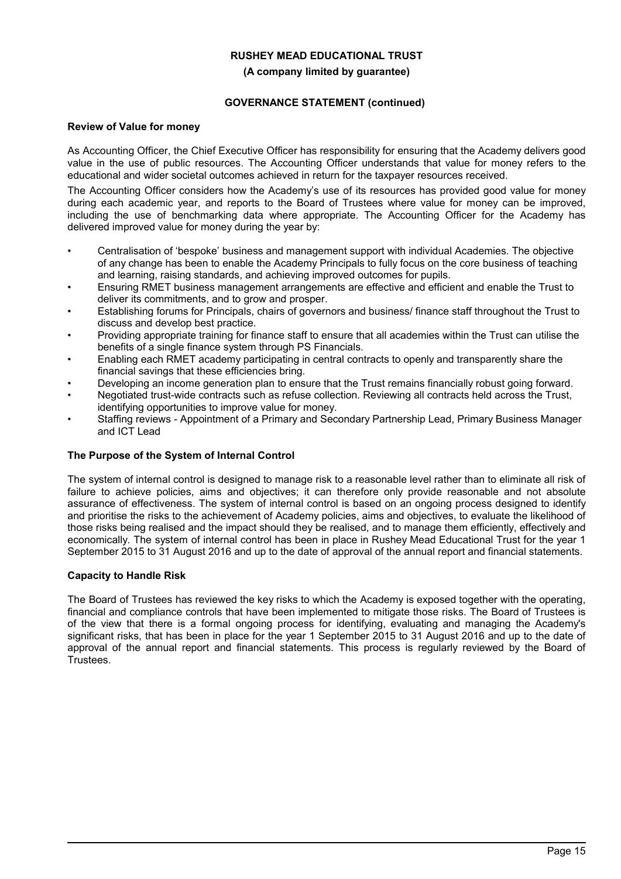# RUSHEY MEAD EDUCATIONAL TRUST

**(A company limited by guarantee)**

**GOVERNANCE STATEMENT (continued)**

### Review of Value for money

As Accounting Officer, the Chief Executive Officer has responsibility for ensuring that the Academy delivers good value in the use of public resources. The Accounting Officer understands that value for money refers to the educational and wider societal outcomes achieved in return for the taxpayer resources received.

The Accounting Officer considers how the Academy's use of its resources has provided good value for money during each academic year, and reports to the Board of Trustees where value for money can be improved, including the use of benchmarking data where appropriate. The Accounting Officer for the Academy has delivered improved value for money during the year by:

- Centralisation of 'bespoke' business and management support with individual Academies. The objective of any change has been to enable the Academy Principals to fully focus on the core business of teaching and learning, raising standards, and achieving improved outcomes for pupils.
- Ensuring RMET business management arrangements are effective and efficient and enable the Trust to deliver its commitments, and to grow and prosper.
- Establishing forums for Principals, chairs of governors and business/ finance staff throughout the Trust to discuss and develop best practice.
- Providing appropriate training for finance staff to ensure that all academies within the Trust can utilise the benefits of a single finance system through PS Financials.
- Enabling each RMET academy participating in central contracts to openly and transparently share the financial savings that these efficiencies bring.
- Developing an income generation plan to ensure that the Trust remains financially robust going forward.
- Negotiated trust-wide contracts such as refuse collection. Reviewing all contracts held across the Trust, identifying opportunities to improve value for money.
- Staffing reviews - Appointment of a Primary and Secondary Partnership Lead, Primary Business Manager and ICT Lead

### The Purpose of the System of Internal Control

The system of internal control is designed to manage risk to a reasonable level rather than to eliminate all risk of failure to achieve policies, aims and objectives; it can therefore only provide reasonable and not absolute assurance of effectiveness. The system of internal control is based on an ongoing process designed to identify and prioritise the risks to the achievement of Academy policies, aims and objectives, to evaluate the likelihood of those risks being realised and the impact should they be realised, and to manage them efficiently, effectively and economically. The system of internal control has been in place in Rushey Mead Educational Trust for the year 1 September 2015 to 31 August 2016 and up to the date of approval of the annual report and financial statements.

### Capacity to Handle Risk

The Board of Trustees has reviewed the key risks to which the Academy is exposed together with the operating, financial and compliance controls that have been implemented to mitigate those risks. The Board of Trustees is of the view that there is a formal ongoing process for identifying, evaluating and managing the Academy's significant risks, that has been in place for the year 1 September 2015 to 31 August 2016 and up to the date of approval of the annual report and financial statements. This process is regularly reviewed by the Board of Trustees.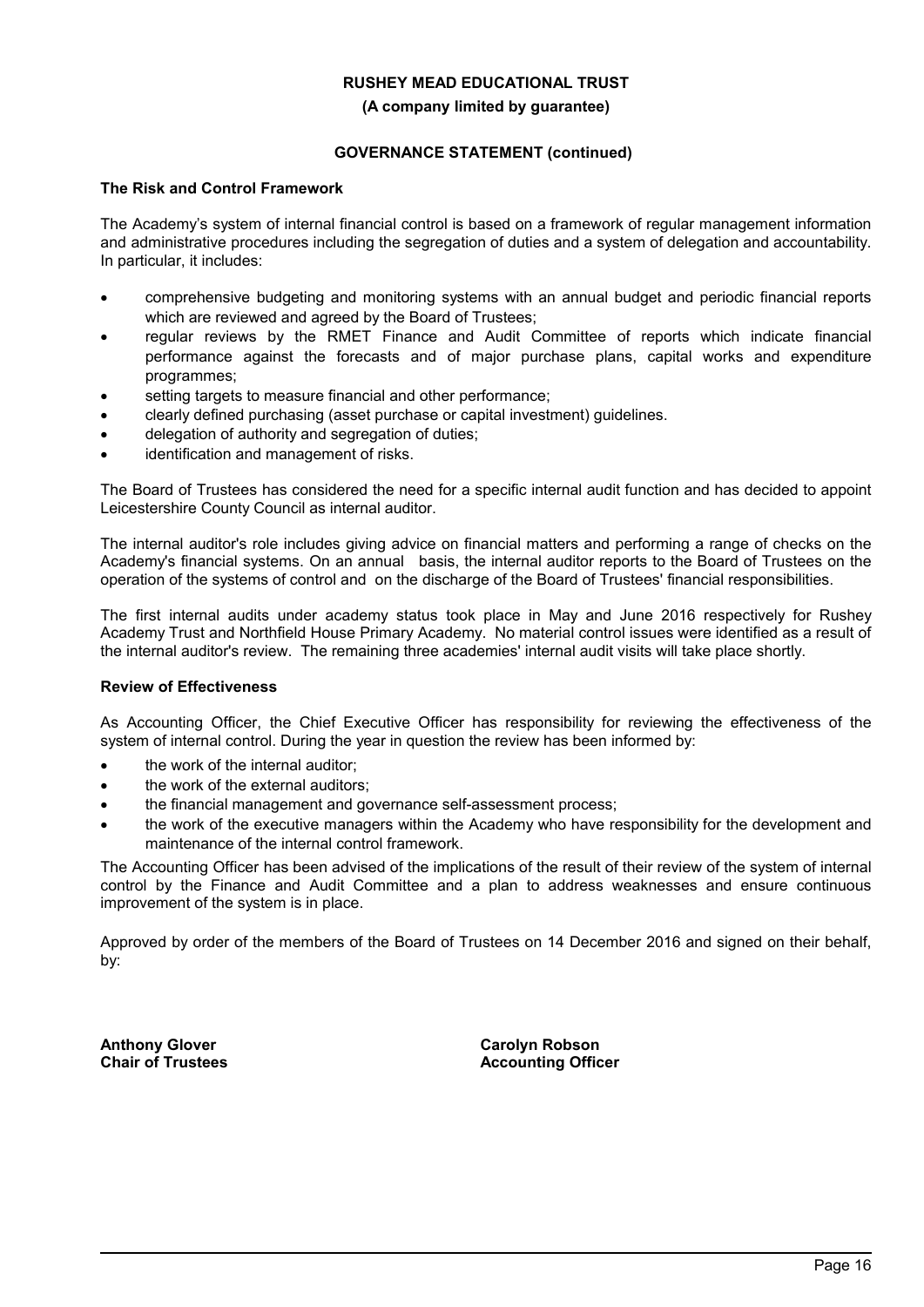## GOVERNANCE STATEMENT (continued)

### The Risk and Control Framework

The Academy's system of internal financial control is based on a framework of regular management information and administrative procedures including the segregation of duties and a system of delegation and accountability. In particular, it includes:

- comprehensive budgeting and monitoring systems with an annual budget and periodic financial reports which are reviewed and agreed by the Board of Trustees;
- regular reviews by the RMET Finance and Audit Committee of reports which indicate financial performance against the forecasts and of major purchase plans, capital works and expenditure programmes;
- setting targets to measure financial and other performance;
- clearly defined purchasing (asset purchase or capital investment) guidelines.
- delegation of authority and segregation of duties;
- identification and management of risks.

The Board of Trustees has considered the need for a specific internal audit function and has decided to appoint Leicestershire County Council as internal auditor.

The internal auditor's role includes giving advice on financial matters and performing a range of checks on the Academy's financial systems. On an annual basis, the internal auditor reports to the Board of Trustees on the operation of the systems of control and on the discharge of the Board of Trustees' financial responsibilities.

The first internal audits under academy status took place in May and June 2016 respectively for Rushey Academy Trust and Northfield House Primary Academy. No material control issues were identified as a result of the internal auditor's review. The remaining three academies' internal audit visits will take place shortly.

### Review of Effectiveness

As Accounting Officer, the Chief Executive Officer has responsibility for reviewing the effectiveness of the system of internal control. During the year in question the review has been informed by:

- the work of the internal auditor;
- the work of the external auditors;
- the financial management and governance self-assessment process;
- the work of the executive managers within the Academy who have responsibility for the development and maintenance of the internal control framework.

The Accounting Officer has been advised of the implications of the result of their review of the system of internal control by the Finance and Audit Committee and a plan to address weaknesses and ensure continuous improvement of the system is in place.

Approved by order of the members of the Board of Trustees on 14 December 2016 and signed on their behalf, by:

**Anthony Glover**
**Chair of Trustees**

**Carolyn Robson**
**Accounting Officer**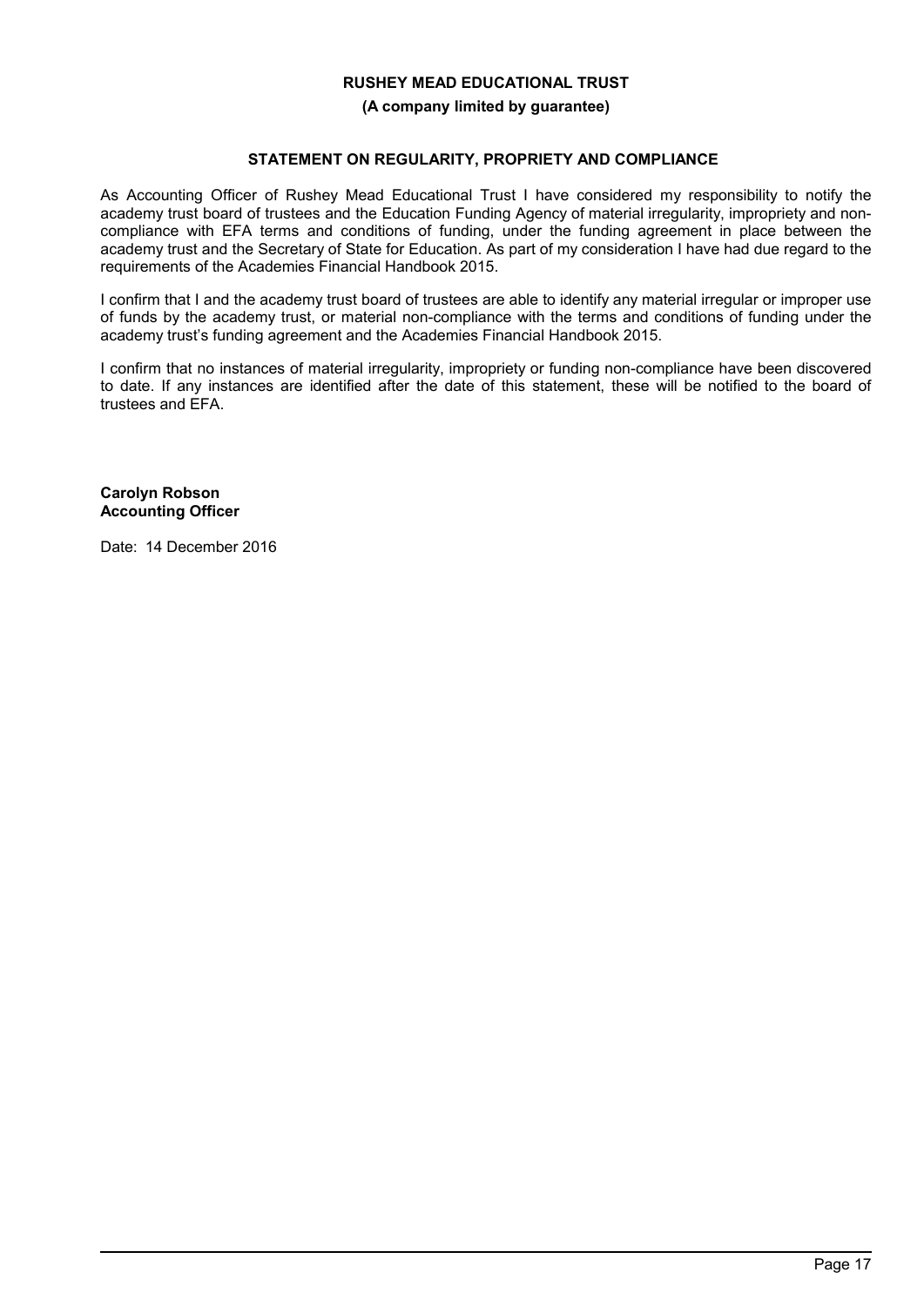**RUSHEY MEAD EDUCATIONAL TRUST**

**(A company limited by guarantee)**

## STATEMENT ON REGULARITY, PROPRIETY AND COMPLIANCE

As Accounting Officer of Rushey Mead Educational Trust I have considered my responsibility to notify the academy trust board of trustees and the Education Funding Agency of material irregularity, impropriety and non-compliance with EFA terms and conditions of funding, under the funding agreement in place between the academy trust and the Secretary of State for Education. As part of my consideration I have had due regard to the requirements of the Academies Financial Handbook 2015.

I confirm that I and the academy trust board of trustees are able to identify any material irregular or improper use of funds by the academy trust, or material non-compliance with the terms and conditions of funding under the academy trust's funding agreement and the Academies Financial Handbook 2015.

I confirm that no instances of material irregularity, impropriety or funding non-compliance have been discovered to date. If any instances are identified after the date of this statement, these will be notified to the board of trustees and EFA.

**Carolyn Robson**
**Accounting Officer**

Date: 14 December 2016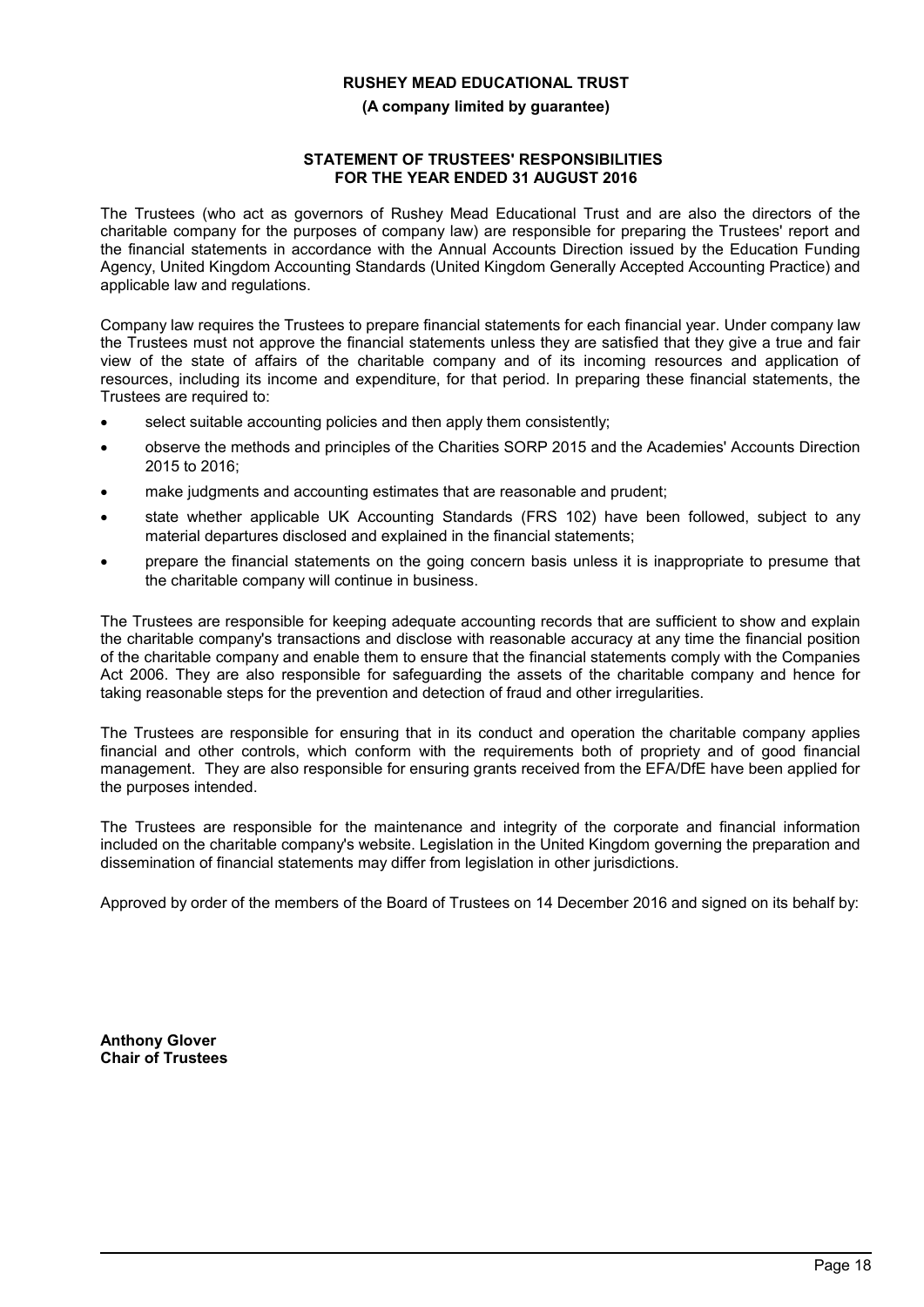**RUSHEY MEAD EDUCATIONAL TRUST**

**(A company limited by guarantee)**

## STATEMENT OF TRUSTEES' RESPONSIBILITIES
## FOR THE YEAR ENDED 31 AUGUST 2016

The Trustees (who act as governors of Rushey Mead Educational Trust and are also the directors of the charitable company for the purposes of company law) are responsible for preparing the Trustees' report and the financial statements in accordance with the Annual Accounts Direction issued by the Education Funding Agency, United Kingdom Accounting Standards (United Kingdom Generally Accepted Accounting Practice) and applicable law and regulations.

Company law requires the Trustees to prepare financial statements for each financial year. Under company law the Trustees must not approve the financial statements unless they are satisfied that they give a true and fair view of the state of affairs of the charitable company and of its incoming resources and application of resources, including its income and expenditure, for that period. In preparing these financial statements, the Trustees are required to:

- select suitable accounting policies and then apply them consistently;
- observe the methods and principles of the Charities SORP 2015 and the Academies' Accounts Direction 2015 to 2016;
- make judgments and accounting estimates that are reasonable and prudent;
- state whether applicable UK Accounting Standards (FRS 102) have been followed, subject to any material departures disclosed and explained in the financial statements;
- prepare the financial statements on the going concern basis unless it is inappropriate to presume that the charitable company will continue in business.

The Trustees are responsible for keeping adequate accounting records that are sufficient to show and explain the charitable company's transactions and disclose with reasonable accuracy at any time the financial position of the charitable company and enable them to ensure that the financial statements comply with the Companies Act 2006. They are also responsible for safeguarding the assets of the charitable company and hence for taking reasonable steps for the prevention and detection of fraud and other irregularities.

The Trustees are responsible for ensuring that in its conduct and operation the charitable company applies financial and other controls, which conform with the requirements both of propriety and of good financial management. They are also responsible for ensuring grants received from the EFA/DfE have been applied for the purposes intended.

The Trustees are responsible for the maintenance and integrity of the corporate and financial information included on the charitable company's website. Legislation in the United Kingdom governing the preparation and dissemination of financial statements may differ from legislation in other jurisdictions.

Approved by order of the members of the Board of Trustees on 14 December 2016 and signed on its behalf by:

**Anthony Glover**
**Chair of Trustees**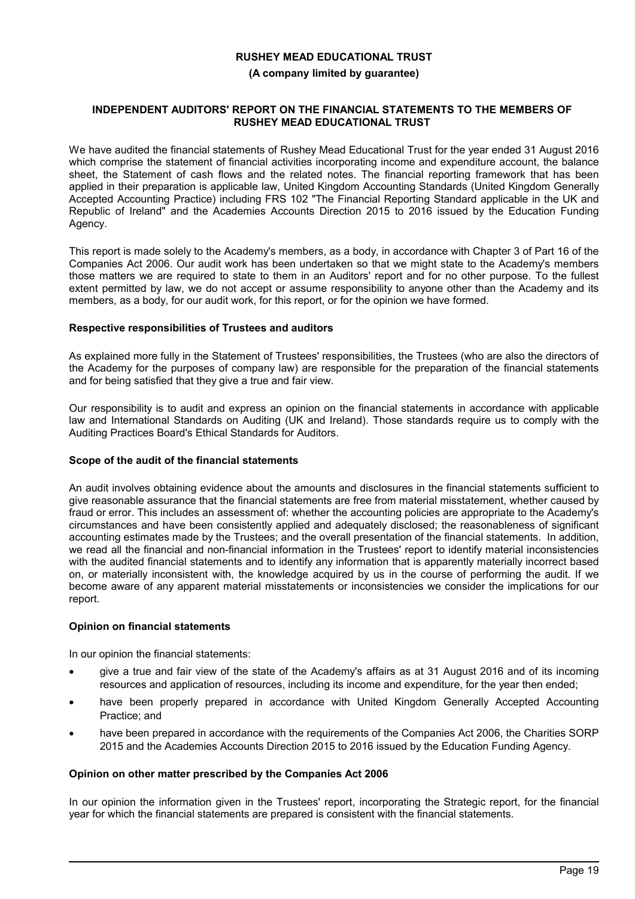**RUSHEY MEAD EDUCATIONAL TRUST**

**(A company limited by guarantee)**

## INDEPENDENT AUDITORS' REPORT ON THE FINANCIAL STATEMENTS TO THE MEMBERS OF RUSHEY MEAD EDUCATIONAL TRUST

We have audited the financial statements of Rushey Mead Educational Trust for the year ended 31 August 2016 which comprise the statement of financial activities incorporating income and expenditure account, the balance sheet, the Statement of cash flows and the related notes. The financial reporting framework that has been applied in their preparation is applicable law, United Kingdom Accounting Standards (United Kingdom Generally Accepted Accounting Practice) including FRS 102 "The Financial Reporting Standard applicable in the UK and Republic of Ireland" and the Academies Accounts Direction 2015 to 2016 issued by the Education Funding Agency.

This report is made solely to the Academy's members, as a body, in accordance with Chapter 3 of Part 16 of the Companies Act 2006. Our audit work has been undertaken so that we might state to the Academy's members those matters we are required to state to them in an Auditors' report and for no other purpose. To the fullest extent permitted by law, we do not accept or assume responsibility to anyone other than the Academy and its members, as a body, for our audit work, for this report, or for the opinion we have formed.

### Respective responsibilities of Trustees and auditors

As explained more fully in the Statement of Trustees' responsibilities, the Trustees (who are also the directors of the Academy for the purposes of company law) are responsible for the preparation of the financial statements and for being satisfied that they give a true and fair view.

Our responsibility is to audit and express an opinion on the financial statements in accordance with applicable law and International Standards on Auditing (UK and Ireland). Those standards require us to comply with the Auditing Practices Board's Ethical Standards for Auditors.

### Scope of the audit of the financial statements

An audit involves obtaining evidence about the amounts and disclosures in the financial statements sufficient to give reasonable assurance that the financial statements are free from material misstatement, whether caused by fraud or error. This includes an assessment of: whether the accounting policies are appropriate to the Academy's circumstances and have been consistently applied and adequately disclosed; the reasonableness of significant accounting estimates made by the Trustees; and the overall presentation of the financial statements. In addition, we read all the financial and non-financial information in the Trustees' report to identify material inconsistencies with the audited financial statements and to identify any information that is apparently materially incorrect based on, or materially inconsistent with, the knowledge acquired by us in the course of performing the audit. If we become aware of any apparent material misstatements or inconsistencies we consider the implications for our report.

### Opinion on financial statements

In our opinion the financial statements:

- give a true and fair view of the state of the Academy's affairs as at 31 August 2016 and of its incoming resources and application of resources, including its income and expenditure, for the year then ended;
- have been properly prepared in accordance with United Kingdom Generally Accepted Accounting Practice; and
- have been prepared in accordance with the requirements of the Companies Act 2006, the Charities SORP 2015 and the Academies Accounts Direction 2015 to 2016 issued by the Education Funding Agency.

### Opinion on other matter prescribed by the Companies Act 2006

In our opinion the information given in the Trustees' report, incorporating the Strategic report, for the financial year for which the financial statements are prepared is consistent with the financial statements.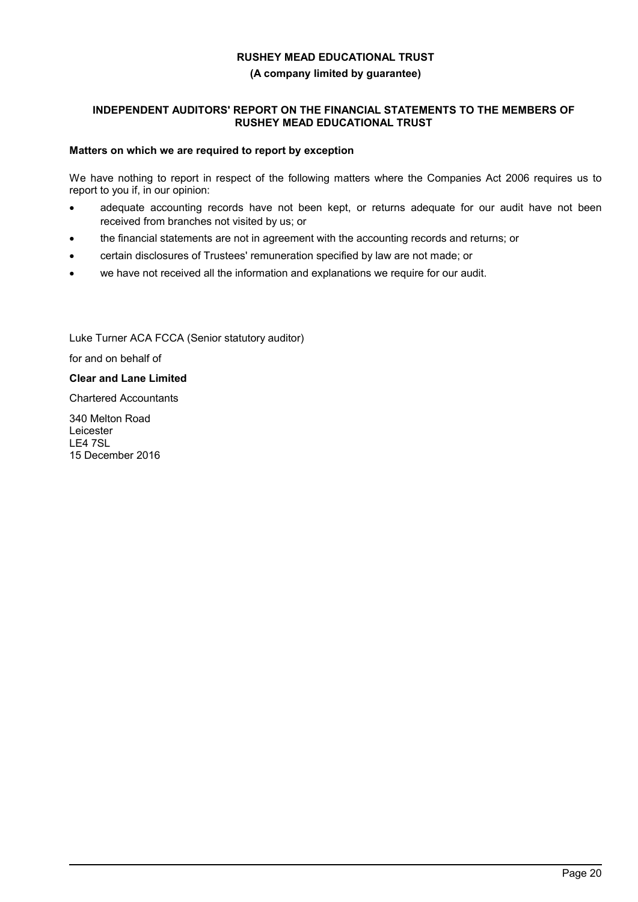# RUSHEY MEAD EDUCATIONAL TRUST

**(A company limited by guarantee)**

## INDEPENDENT AUDITORS' REPORT ON THE FINANCIAL STATEMENTS TO THE MEMBERS OF RUSHEY MEAD EDUCATIONAL TRUST

### Matters on which we are required to report by exception

We have nothing to report in respect of the following matters where the Companies Act 2006 requires us to report to you if, in our opinion:

- adequate accounting records have not been kept, or returns adequate for our audit have not been received from branches not visited by us; or
- the financial statements are not in agreement with the accounting records and returns; or
- certain disclosures of Trustees' remuneration specified by law are not made; or
- we have not received all the information and explanations we require for our audit.

Luke Turner ACA FCCA (Senior statutory auditor)

for and on behalf of

**Clear and Lane Limited**

Chartered Accountants

340 Melton Road
Leicester
LE4 7SL
15 December 2016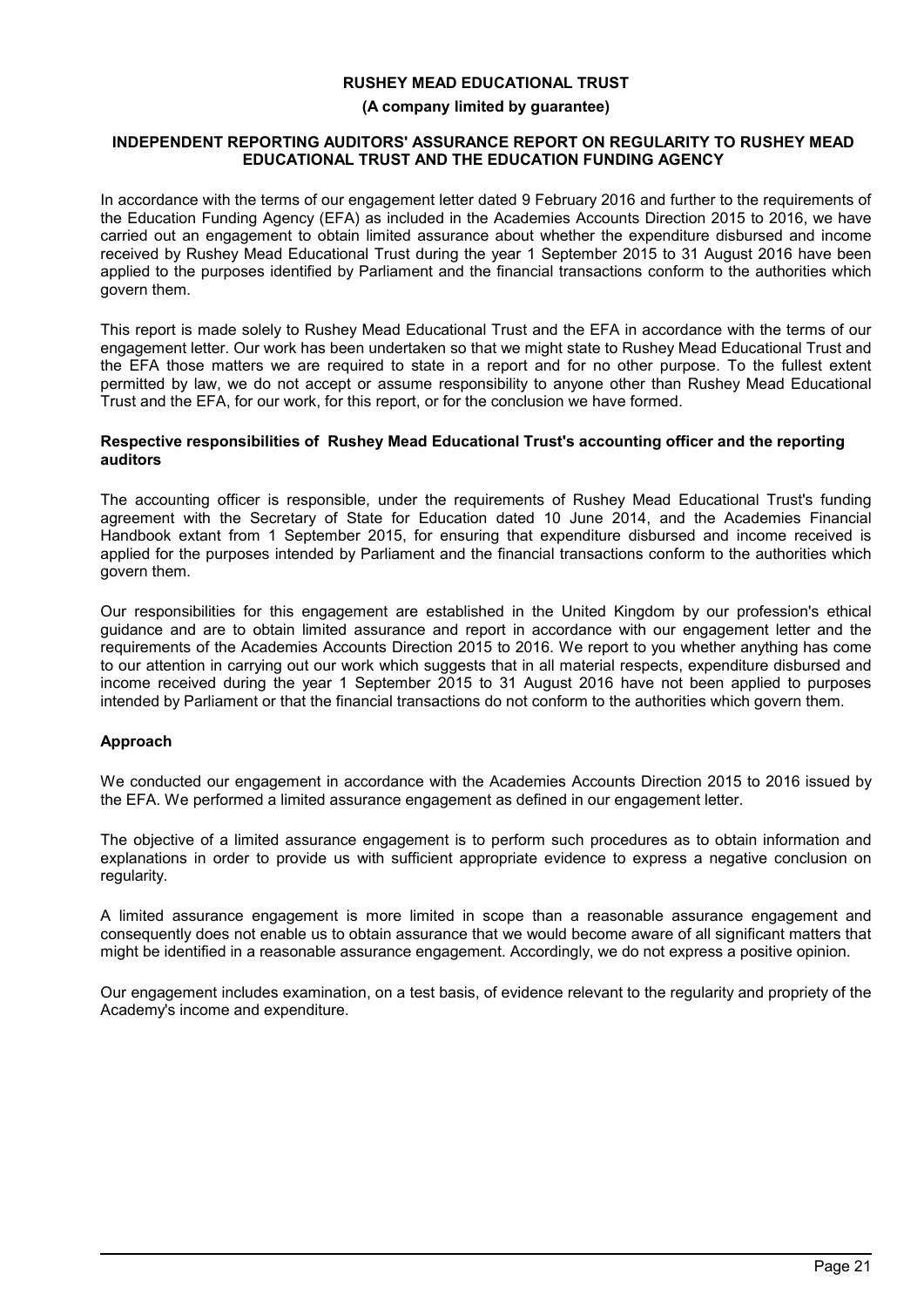**RUSHEY MEAD EDUCATIONAL TRUST**

**(A company limited by guarantee)**

**INDEPENDENT REPORTING AUDITORS' ASSURANCE REPORT ON REGULARITY TO RUSHEY MEAD EDUCATIONAL TRUST AND THE EDUCATION FUNDING AGENCY**

In accordance with the terms of our engagement letter dated 9 February 2016 and further to the requirements of the Education Funding Agency (EFA) as included in the Academies Accounts Direction 2015 to 2016, we have carried out an engagement to obtain limited assurance about whether the expenditure disbursed and income received by Rushey Mead Educational Trust during the year 1 September 2015 to 31 August 2016 have been applied to the purposes identified by Parliament and the financial transactions conform to the authorities which govern them.

This report is made solely to Rushey Mead Educational Trust and the EFA in accordance with the terms of our engagement letter. Our work has been undertaken so that we might state to Rushey Mead Educational Trust and the EFA those matters we are required to state in a report and for no other purpose. To the fullest extent permitted by law, we do not accept or assume responsibility to anyone other than Rushey Mead Educational Trust and the EFA, for our work, for this report, or for the conclusion we have formed.

**Respective responsibilities of Rushey Mead Educational Trust's accounting officer and the reporting auditors**

The accounting officer is responsible, under the requirements of Rushey Mead Educational Trust's funding agreement with the Secretary of State for Education dated 10 June 2014, and the Academies Financial Handbook extant from 1 September 2015, for ensuring that expenditure disbursed and income received is applied for the purposes intended by Parliament and the financial transactions conform to the authorities which govern them.

Our responsibilities for this engagement are established in the United Kingdom by our profession's ethical guidance and are to obtain limited assurance and report in accordance with our engagement letter and the requirements of the Academies Accounts Direction 2015 to 2016. We report to you whether anything has come to our attention in carrying out our work which suggests that in all material respects, expenditure disbursed and income received during the year 1 September 2015 to 31 August 2016 have not been applied to purposes intended by Parliament or that the financial transactions do not conform to the authorities which govern them.

**Approach**

We conducted our engagement in accordance with the Academies Accounts Direction 2015 to 2016 issued by the EFA. We performed a limited assurance engagement as defined in our engagement letter.

The objective of a limited assurance engagement is to perform such procedures as to obtain information and explanations in order to provide us with sufficient appropriate evidence to express a negative conclusion on regularity.

A limited assurance engagement is more limited in scope than a reasonable assurance engagement and consequently does not enable us to obtain assurance that we would become aware of all significant matters that might be identified in a reasonable assurance engagement. Accordingly, we do not express a positive opinion.

Our engagement includes examination, on a test basis, of evidence relevant to the regularity and propriety of the Academy's income and expenditure.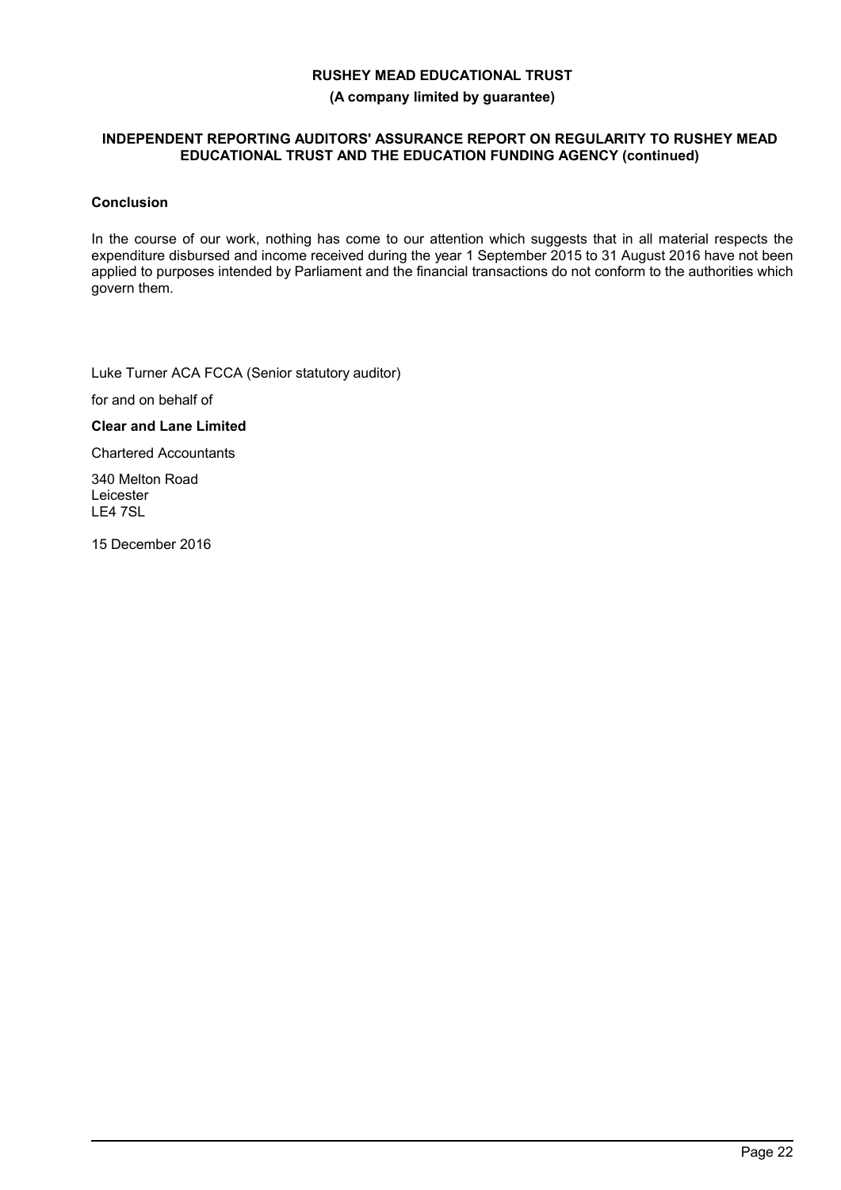# RUSHEY MEAD EDUCATIONAL TRUST

**(A company limited by guarantee)**

**INDEPENDENT REPORTING AUDITORS' ASSURANCE REPORT ON REGULARITY TO RUSHEY MEAD EDUCATIONAL TRUST AND THE EDUCATION FUNDING AGENCY (continued)**

### Conclusion

In the course of our work, nothing has come to our attention which suggests that in all material respects the expenditure disbursed and income received during the year 1 September 2015 to 31 August 2016 have not been applied to purposes intended by Parliament and the financial transactions do not conform to the authorities which govern them.

Luke Turner ACA FCCA (Senior statutory auditor)

for and on behalf of

**Clear and Lane Limited**

Chartered Accountants

340 Melton Road
Leicester
LE4 7SL

15 December 2016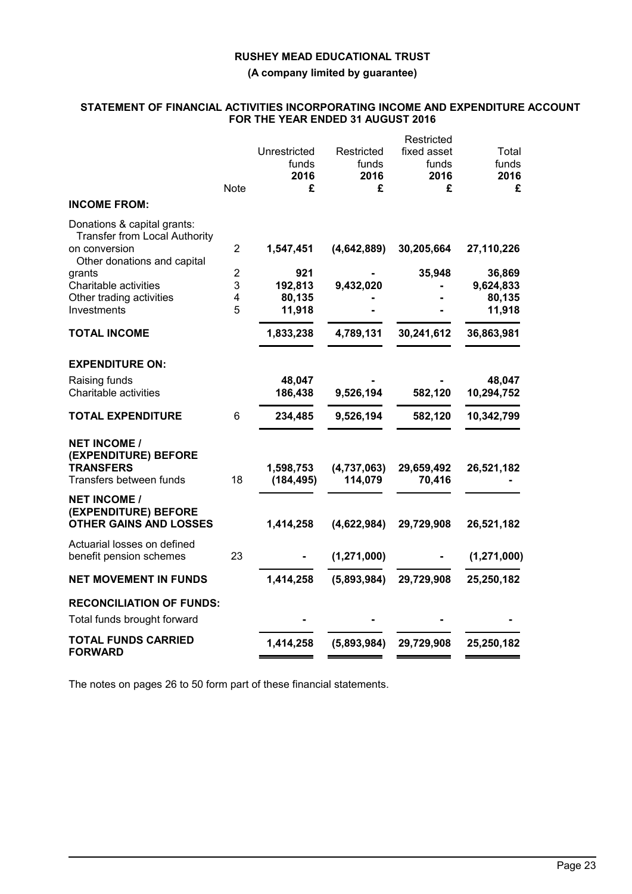**RUSHEY MEAD EDUCATIONAL TRUST**

**(A company limited by guarantee)**

**STATEMENT OF FINANCIAL ACTIVITIES INCORPORATING INCOME AND EXPENDITURE ACCOUNT FOR THE YEAR ENDED 31 AUGUST 2016**

| | Note | Unrestricted funds 2016 £ | Restricted funds 2016 £ | Restricted fixed asset funds 2016 £ | Total funds 2016 £ |
|---|---|---|---|---|---|
| **INCOME FROM:** | | | | | |
| Donations & capital grants: | | | | | |
| Transfer from Local Authority on conversion | 2 | **1,547,451** | **(4,642,889)** | **30,205,664** | **27,110,226** |
| Other donations and capital grants | 2 | **921** | **-** | **35,948** | **36,869** |
| Charitable activities | 3 | **192,813** | **9,432,020** | **-** | **9,624,833** |
| Other trading activities | 4 | **80,135** | **-** | **-** | **80,135** |
| Investments | 5 | **11,918** | **-** | **-** | **11,918** |
| **TOTAL INCOME** | | **1,833,238** | **4,789,131** | **30,241,612** | **36,863,981** |
| **EXPENDITURE ON:** | | | | | |
| Raising funds | | **48,047** | **-** | **-** | **48,047** |
| Charitable activities | | **186,438** | **9,526,194** | **582,120** | **10,294,752** |
| **TOTAL EXPENDITURE** | 6 | **234,485** | **9,526,194** | **582,120** | **10,342,799** |
| **NET INCOME / (EXPENDITURE) BEFORE TRANSFERS** | | **1,598,753** | **(4,737,063)** | **29,659,492** | **26,521,182** |
| Transfers between funds | 18 | **(184,495)** | **114,079** | **70,416** | **-** |
| **NET INCOME / (EXPENDITURE) BEFORE OTHER GAINS AND LOSSES** | | **1,414,258** | **(4,622,984)** | **29,729,908** | **26,521,182** |
| Actuarial losses on defined benefit pension schemes | 23 | **-** | **(1,271,000)** | **-** | **(1,271,000)** |
| **NET MOVEMENT IN FUNDS** | | **1,414,258** | **(5,893,984)** | **29,729,908** | **25,250,182** |
| **RECONCILIATION OF FUNDS:** | | | | | |
| Total funds brought forward | | **-** | **-** | **-** | **-** |
| **TOTAL FUNDS CARRIED FORWARD** | | **1,414,258** | **(5,893,984)** | **29,729,908** | **25,250,182** |

The notes on pages 26 to 50 form part of these financial statements.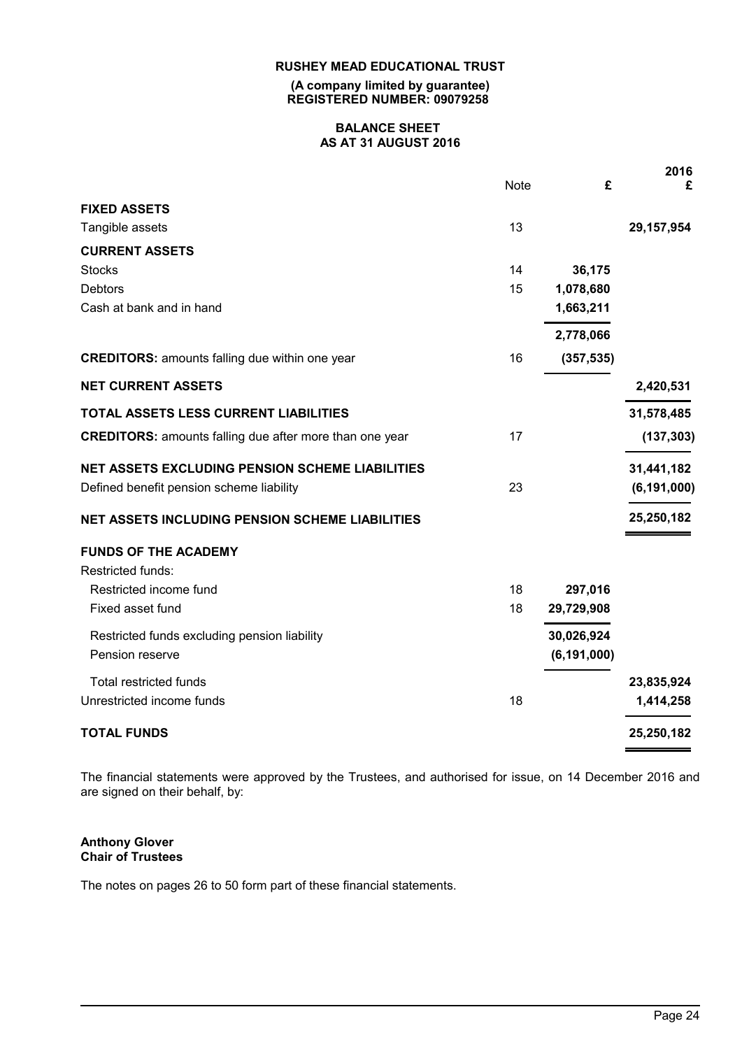**RUSHEY MEAD EDUCATIONAL TRUST**

**(A company limited by guarantee)**
**REGISTERED NUMBER: 09079258**

**BALANCE SHEET**
**AS AT 31 AUGUST 2016**

| | Note | £ | 2016 £ |
|---|---|---|---|
| **FIXED ASSETS** | | | |
| Tangible assets | 13 | | **29,157,954** |
| **CURRENT ASSETS** | | | |
| Stocks | 14 | **36,175** | |
| Debtors | 15 | **1,078,680** | |
| Cash at bank and in hand | | **1,663,211** | |
| | | **2,778,066** | |
| **CREDITORS:** amounts falling due within one year | 16 | **(357,535)** | |
| **NET CURRENT ASSETS** | | | **2,420,531** |
| **TOTAL ASSETS LESS CURRENT LIABILITIES** | | | **31,578,485** |
| **CREDITORS:** amounts falling due after more than one year | 17 | | **(137,303)** |
| **NET ASSETS EXCLUDING PENSION SCHEME LIABILITIES** | | | **31,441,182** |
| Defined benefit pension scheme liability | 23 | | **(6,191,000)** |
| **NET ASSETS INCLUDING PENSION SCHEME LIABILITIES** | | | **25,250,182** |
| **FUNDS OF THE ACADEMY** | | | |
| Restricted funds: | | | |
| Restricted income fund | 18 | **297,016** | |
| Fixed asset fund | 18 | **29,729,908** | |
| Restricted funds excluding pension liability | | **30,026,924** | |
| Pension reserve | | **(6,191,000)** | |
| Total restricted funds | | | **23,835,924** |
| Unrestricted income funds | 18 | | **1,414,258** |
| **TOTAL FUNDS** | | | **25,250,182** |

The financial statements were approved by the Trustees, and authorised for issue, on 14 December 2016 and are signed on their behalf, by:

**Anthony Glover**
**Chair of Trustees**

The notes on pages 26 to 50 form part of these financial statements.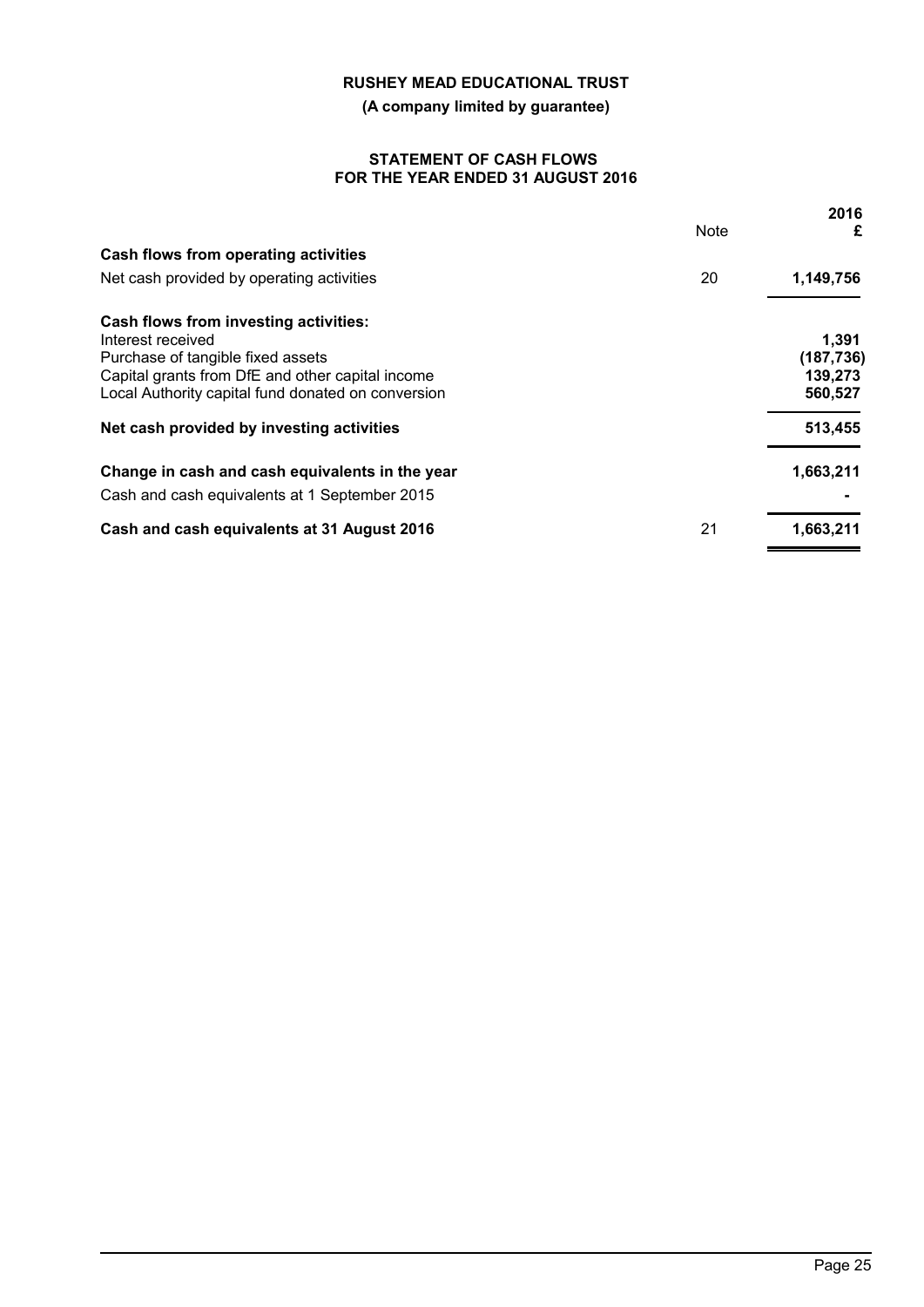**RUSHEY MEAD EDUCATIONAL TRUST**

**(A company limited by guarantee)**

**STATEMENT OF CASH FLOWS**
**FOR THE YEAR ENDED 31 AUGUST 2016**

| | Note | 2016 £ |
|---|---|---|
| **Cash flows from operating activities** | | |
| Net cash provided by operating activities | 20 | **1,149,756** |
| **Cash flows from investing activities:** | | |
| Interest received | | **1,391** |
| Purchase of tangible fixed assets | | **(187,736)** |
| Capital grants from DfE and other capital income | | **139,273** |
| Local Authority capital fund donated on conversion | | **560,527** |
| **Net cash provided by investing activities** | | **513,455** |
| **Change in cash and cash equivalents in the year** | | **1,663,211** |
| Cash and cash equivalents at 1 September 2015 | | **-** |
| **Cash and cash equivalents at 31 August 2016** | 21 | **1,663,211** |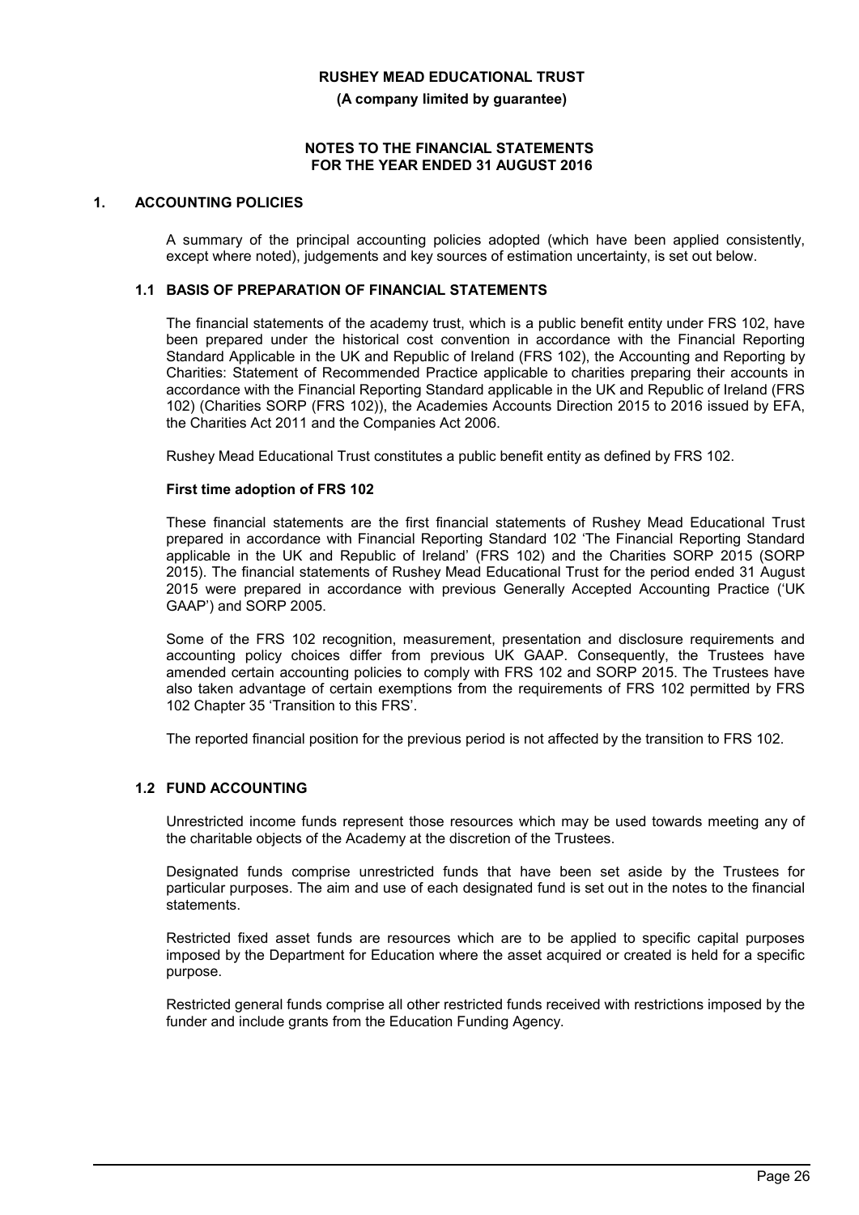## 1. ACCOUNTING POLICIES

A summary of the principal accounting policies adopted (which have been applied consistently, except where noted), judgements and key sources of estimation uncertainty, is set out below.

### 1.1 BASIS OF PREPARATION OF FINANCIAL STATEMENTS

The financial statements of the academy trust, which is a public benefit entity under FRS 102, have been prepared under the historical cost convention in accordance with the Financial Reporting Standard Applicable in the UK and Republic of Ireland (FRS 102), the Accounting and Reporting by Charities: Statement of Recommended Practice applicable to charities preparing their accounts in accordance with the Financial Reporting Standard applicable in the UK and Republic of Ireland (FRS 102) (Charities SORP (FRS 102)), the Academies Accounts Direction 2015 to 2016 issued by EFA, the Charities Act 2011 and the Companies Act 2006.

Rushey Mead Educational Trust constitutes a public benefit entity as defined by FRS 102.

**First time adoption of FRS 102**

These financial statements are the first financial statements of Rushey Mead Educational Trust prepared in accordance with Financial Reporting Standard 102 'The Financial Reporting Standard applicable in the UK and Republic of Ireland' (FRS 102) and the Charities SORP 2015 (SORP 2015). The financial statements of Rushey Mead Educational Trust for the period ended 31 August 2015 were prepared in accordance with previous Generally Accepted Accounting Practice ('UK GAAP') and SORP 2005.

Some of the FRS 102 recognition, measurement, presentation and disclosure requirements and accounting policy choices differ from previous UK GAAP. Consequently, the Trustees have amended certain accounting policies to comply with FRS 102 and SORP 2015. The Trustees have also taken advantage of certain exemptions from the requirements of FRS 102 permitted by FRS 102 Chapter 35 'Transition to this FRS'.

The reported financial position for the previous period is not affected by the transition to FRS 102.

### 1.2 FUND ACCOUNTING

Unrestricted income funds represent those resources which may be used towards meeting any of the charitable objects of the Academy at the discretion of the Trustees.

Designated funds comprise unrestricted funds that have been set aside by the Trustees for particular purposes. The aim and use of each designated fund is set out in the notes to the financial statements.

Restricted fixed asset funds are resources which are to be applied to specific capital purposes imposed by the Department for Education where the asset acquired or created is held for a specific purpose.

Restricted general funds comprise all other restricted funds received with restrictions imposed by the funder and include grants from the Education Funding Agency.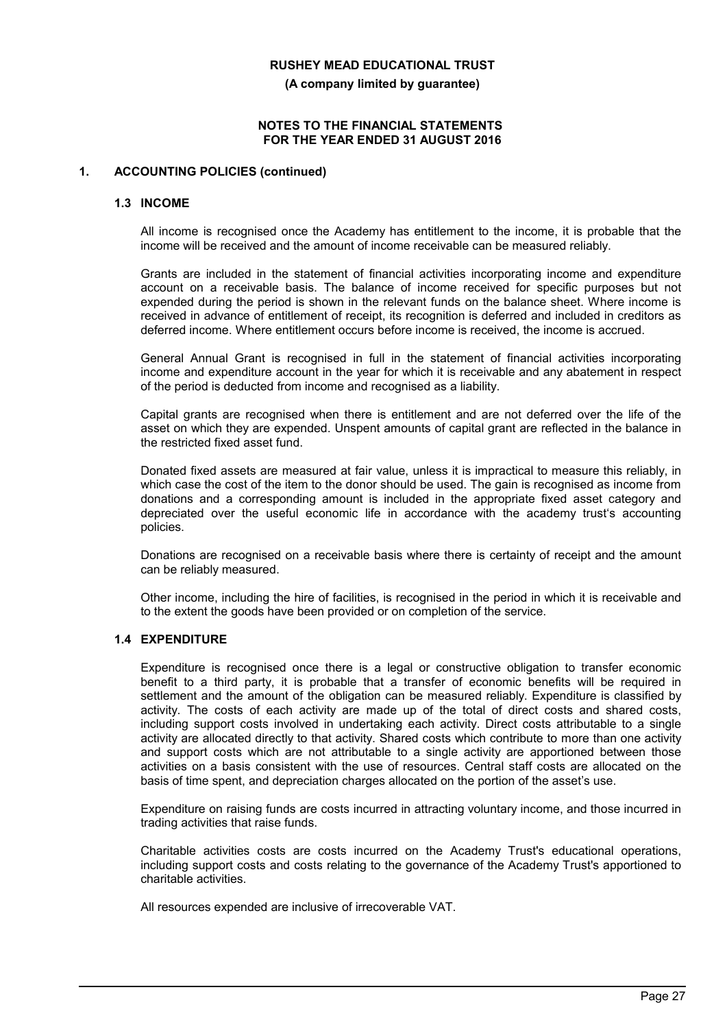**RUSHEY MEAD EDUCATIONAL TRUST**

**(A company limited by guarantee)**

**NOTES TO THE FINANCIAL STATEMENTS FOR THE YEAR ENDED 31 AUGUST 2016**

## 1. ACCOUNTING POLICIES (continued)

### 1.3 INCOME

All income is recognised once the Academy has entitlement to the income, it is probable that the income will be received and the amount of income receivable can be measured reliably.

Grants are included in the statement of financial activities incorporating income and expenditure account on a receivable basis. The balance of income received for specific purposes but not expended during the period is shown in the relevant funds on the balance sheet. Where income is received in advance of entitlement of receipt, its recognition is deferred and included in creditors as deferred income. Where entitlement occurs before income is received, the income is accrued.

General Annual Grant is recognised in full in the statement of financial activities incorporating income and expenditure account in the year for which it is receivable and any abatement in respect of the period is deducted from income and recognised as a liability.

Capital grants are recognised when there is entitlement and are not deferred over the life of the asset on which they are expended. Unspent amounts of capital grant are reflected in the balance in the restricted fixed asset fund.

Donated fixed assets are measured at fair value, unless it is impractical to measure this reliably, in which case the cost of the item to the donor should be used. The gain is recognised as income from donations and a corresponding amount is included in the appropriate fixed asset category and depreciated over the useful economic life in accordance with the academy trust's accounting policies.

Donations are recognised on a receivable basis where there is certainty of receipt and the amount can be reliably measured.

Other income, including the hire of facilities, is recognised in the period in which it is receivable and to the extent the goods have been provided or on completion of the service.

### 1.4 EXPENDITURE

Expenditure is recognised once there is a legal or constructive obligation to transfer economic benefit to a third party, it is probable that a transfer of economic benefits will be required in settlement and the amount of the obligation can be measured reliably. Expenditure is classified by activity. The costs of each activity are made up of the total of direct costs and shared costs, including support costs involved in undertaking each activity. Direct costs attributable to a single activity are allocated directly to that activity. Shared costs which contribute to more than one activity and support costs which are not attributable to a single activity are apportioned between those activities on a basis consistent with the use of resources. Central staff costs are allocated on the basis of time spent, and depreciation charges allocated on the portion of the asset's use.

Expenditure on raising funds are costs incurred in attracting voluntary income, and those incurred in trading activities that raise funds.

Charitable activities costs are costs incurred on the Academy Trust's educational operations, including support costs and costs relating to the governance of the Academy Trust's apportioned to charitable activities.

All resources expended are inclusive of irrecoverable VAT.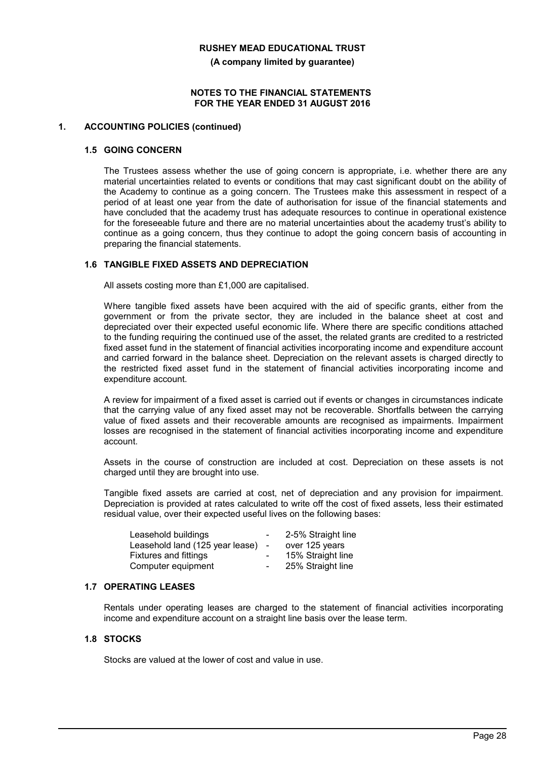## 1. ACCOUNTING POLICIES (continued)

### 1.5 GOING CONCERN

The Trustees assess whether the use of going concern is appropriate, i.e. whether there are any material uncertainties related to events or conditions that may cast significant doubt on the ability of the Academy to continue as a going concern. The Trustees make this assessment in respect of a period of at least one year from the date of authorisation for issue of the financial statements and have concluded that the academy trust has adequate resources to continue in operational existence for the foreseeable future and there are no material uncertainties about the academy trust's ability to continue as a going concern, thus they continue to adopt the going concern basis of accounting in preparing the financial statements.

### 1.6 TANGIBLE FIXED ASSETS AND DEPRECIATION

All assets costing more than £1,000 are capitalised.

Where tangible fixed assets have been acquired with the aid of specific grants, either from the government or from the private sector, they are included in the balance sheet at cost and depreciated over their expected useful economic life. Where there are specific conditions attached to the funding requiring the continued use of the asset, the related grants are credited to a restricted fixed asset fund in the statement of financial activities incorporating income and expenditure account and carried forward in the balance sheet. Depreciation on the relevant assets is charged directly to the restricted fixed asset fund in the statement of financial activities incorporating income and expenditure account.

A review for impairment of a fixed asset is carried out if events or changes in circumstances indicate that the carrying value of any fixed asset may not be recoverable. Shortfalls between the carrying value of fixed assets and their recoverable amounts are recognised as impairments. Impairment losses are recognised in the statement of financial activities incorporating income and expenditure account.

Assets in the course of construction are included at cost. Depreciation on these assets is not charged until they are brought into use.

Tangible fixed assets are carried at cost, net of depreciation and any provision for impairment. Depreciation is provided at rates calculated to write off the cost of fixed assets, less their estimated residual value, over their expected useful lives on the following bases:

| | | |
|---|---|---|
| Leasehold buildings | - | 2-5% Straight line |
| Leasehold land (125 year lease) | - | over 125 years |
| Fixtures and fittings | - | 15% Straight line |
| Computer equipment | - | 25% Straight line |

### 1.7 OPERATING LEASES

Rentals under operating leases are charged to the statement of financial activities incorporating income and expenditure account on a straight line basis over the lease term.

### 1.8 STOCKS

Stocks are valued at the lower of cost and value in use.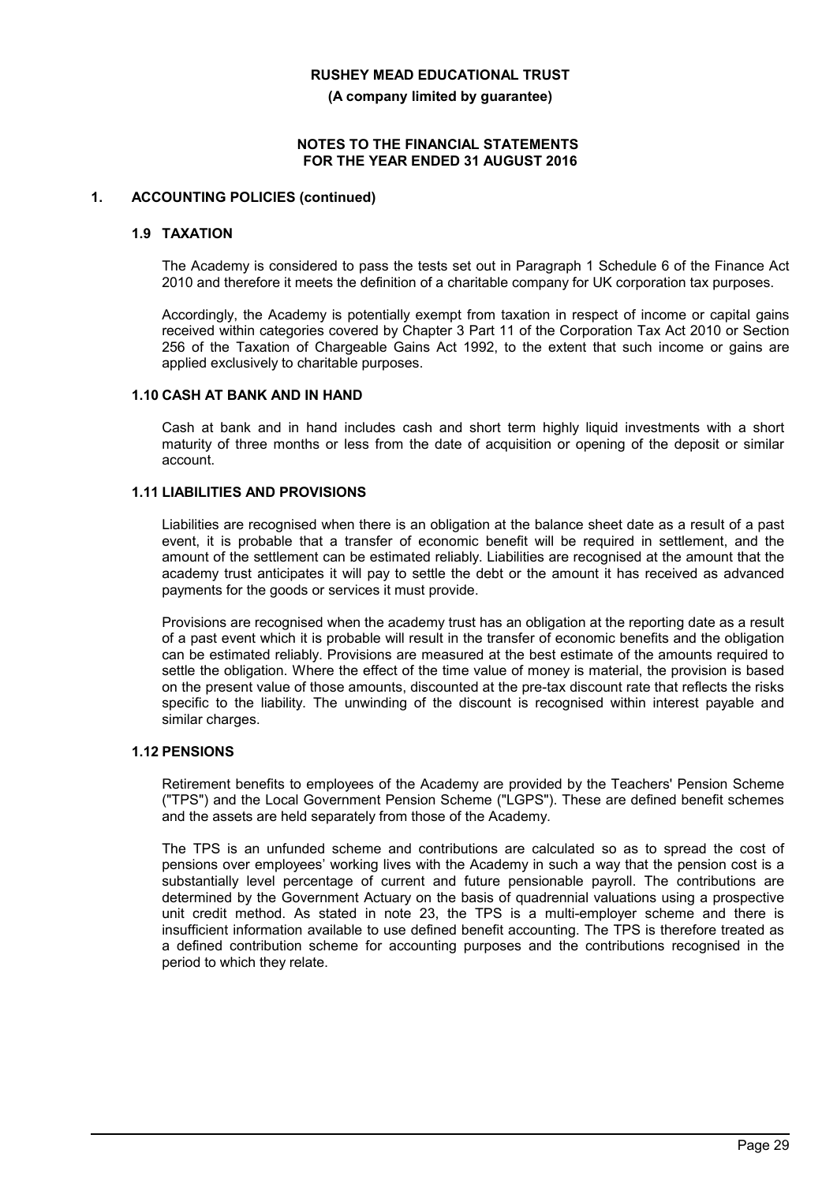**RUSHEY MEAD EDUCATIONAL TRUST**

**(A company limited by guarantee)**

**NOTES TO THE FINANCIAL STATEMENTS FOR THE YEAR ENDED 31 AUGUST 2016**

## 1. ACCOUNTING POLICIES (continued)

### 1.9 TAXATION

The Academy is considered to pass the tests set out in Paragraph 1 Schedule 6 of the Finance Act 2010 and therefore it meets the definition of a charitable company for UK corporation tax purposes.

Accordingly, the Academy is potentially exempt from taxation in respect of income or capital gains received within categories covered by Chapter 3 Part 11 of the Corporation Tax Act 2010 or Section 256 of the Taxation of Chargeable Gains Act 1992, to the extent that such income or gains are applied exclusively to charitable purposes.

### 1.10 CASH AT BANK AND IN HAND

Cash at bank and in hand includes cash and short term highly liquid investments with a short maturity of three months or less from the date of acquisition or opening of the deposit or similar account.

### 1.11 LIABILITIES AND PROVISIONS

Liabilities are recognised when there is an obligation at the balance sheet date as a result of a past event, it is probable that a transfer of economic benefit will be required in settlement, and the amount of the settlement can be estimated reliably. Liabilities are recognised at the amount that the academy trust anticipates it will pay to settle the debt or the amount it has received as advanced payments for the goods or services it must provide.

Provisions are recognised when the academy trust has an obligation at the reporting date as a result of a past event which it is probable will result in the transfer of economic benefits and the obligation can be estimated reliably. Provisions are measured at the best estimate of the amounts required to settle the obligation. Where the effect of the time value of money is material, the provision is based on the present value of those amounts, discounted at the pre-tax discount rate that reflects the risks specific to the liability. The unwinding of the discount is recognised within interest payable and similar charges.

### 1.12 PENSIONS

Retirement benefits to employees of the Academy are provided by the Teachers' Pension Scheme ("TPS") and the Local Government Pension Scheme ("LGPS"). These are defined benefit schemes and the assets are held separately from those of the Academy.

The TPS is an unfunded scheme and contributions are calculated so as to spread the cost of pensions over employees' working lives with the Academy in such a way that the pension cost is a substantially level percentage of current and future pensionable payroll. The contributions are determined by the Government Actuary on the basis of quadrennial valuations using a prospective unit credit method. As stated in note 23, the TPS is a multi-employer scheme and there is insufficient information available to use defined benefit accounting. The TPS is therefore treated as a defined contribution scheme for accounting purposes and the contributions recognised in the period to which they relate.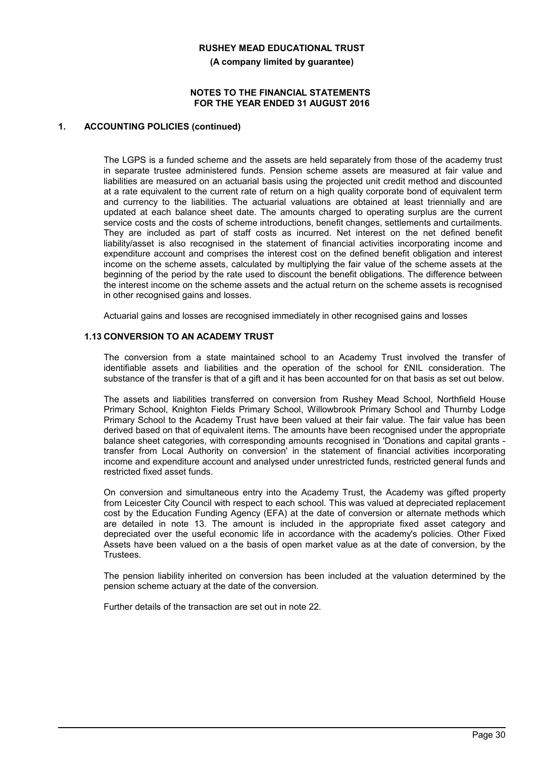## 1. ACCOUNTING POLICIES (continued)

The LGPS is a funded scheme and the assets are held separately from those of the academy trust in separate trustee administered funds. Pension scheme assets are measured at fair value and liabilities are measured on an actuarial basis using the projected unit credit method and discounted at a rate equivalent to the current rate of return on a high quality corporate bond of equivalent term and currency to the liabilities. The actuarial valuations are obtained at least triennially and are updated at each balance sheet date. The amounts charged to operating surplus are the current service costs and the costs of scheme introductions, benefit changes, settlements and curtailments. They are included as part of staff costs as incurred. Net interest on the net defined benefit liability/asset is also recognised in the statement of financial activities incorporating income and expenditure account and comprises the interest cost on the defined benefit obligation and interest income on the scheme assets, calculated by multiplying the fair value of the scheme assets at the beginning of the period by the rate used to discount the benefit obligations. The difference between the interest income on the scheme assets and the actual return on the scheme assets is recognised in other recognised gains and losses.

Actuarial gains and losses are recognised immediately in other recognised gains and losses

### 1.13 CONVERSION TO AN ACADEMY TRUST

The conversion from a state maintained school to an Academy Trust involved the transfer of identifiable assets and liabilities and the operation of the school for £NIL consideration. The substance of the transfer is that of a gift and it has been accounted for on that basis as set out below.

The assets and liabilities transferred on conversion from Rushey Mead School, Northfield House Primary School, Knighton Fields Primary School, Willowbrook Primary School and Thurnby Lodge Primary School to the Academy Trust have been valued at their fair value. The fair value has been derived based on that of equivalent items. The amounts have been recognised under the appropriate balance sheet categories, with corresponding amounts recognised in 'Donations and capital grants - transfer from Local Authority on conversion' in the statement of financial activities incorporating income and expenditure account and analysed under unrestricted funds, restricted general funds and restricted fixed asset funds.

On conversion and simultaneous entry into the Academy Trust, the Academy was gifted property from Leicester City Council with respect to each school. This was valued at depreciated replacement cost by the Education Funding Agency (EFA) at the date of conversion or alternate methods which are detailed in note 13. The amount is included in the appropriate fixed asset category and depreciated over the useful economic life in accordance with the academy's policies. Other Fixed Assets have been valued on a the basis of open market value as at the date of conversion, by the Trustees.

The pension liability inherited on conversion has been included at the valuation determined by the pension scheme actuary at the date of the conversion.

Further details of the transaction are set out in note 22.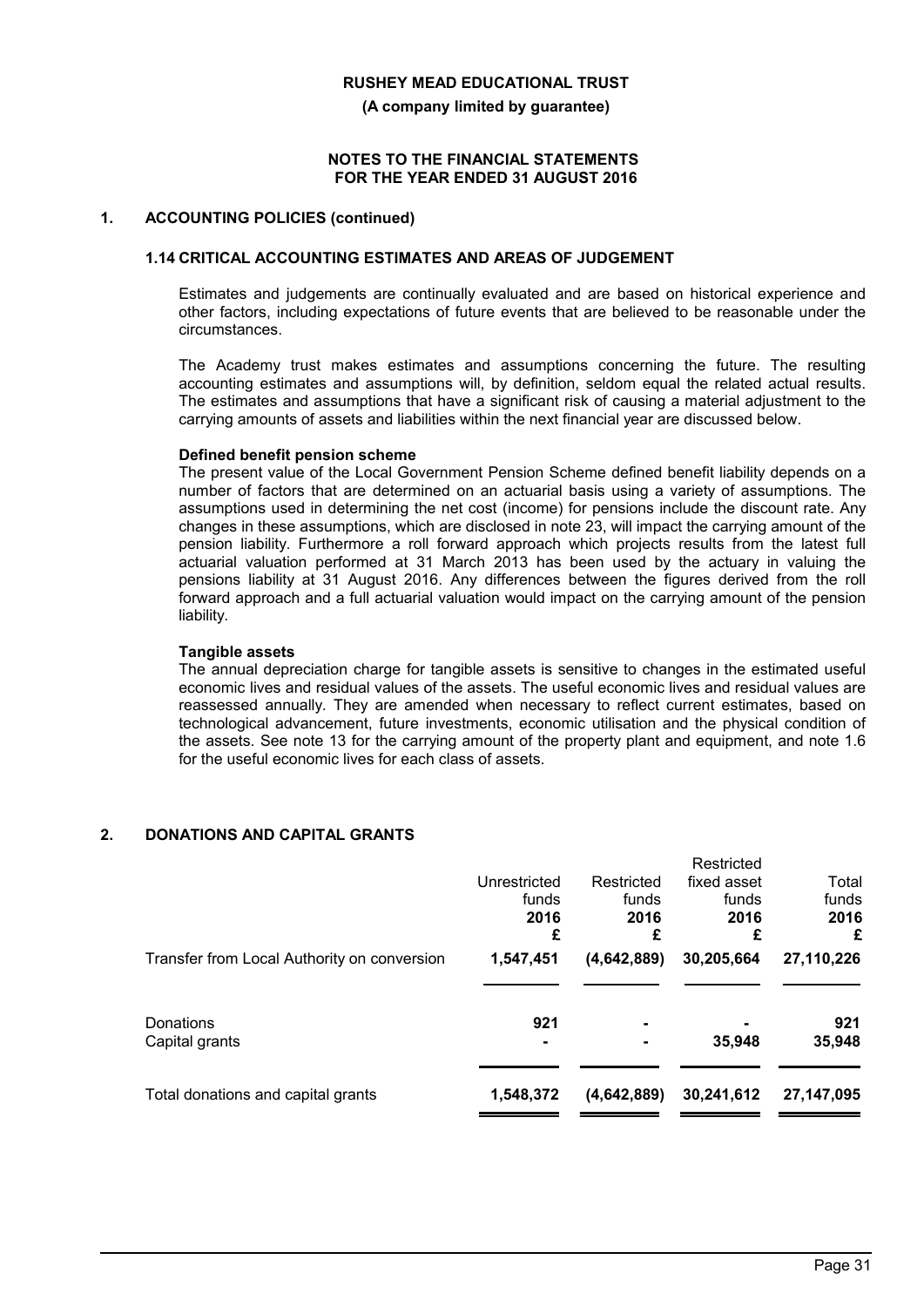## 1. ACCOUNTING POLICIES (continued)

### 1.14 CRITICAL ACCOUNTING ESTIMATES AND AREAS OF JUDGEMENT

Estimates and judgements are continually evaluated and are based on historical experience and other factors, including expectations of future events that are believed to be reasonable under the circumstances.

The Academy trust makes estimates and assumptions concerning the future. The resulting accounting estimates and assumptions will, by definition, seldom equal the related actual results. The estimates and assumptions that have a significant risk of causing a material adjustment to the carrying amounts of assets and liabilities within the next financial year are discussed below.

**Defined benefit pension scheme**

The present value of the Local Government Pension Scheme defined benefit liability depends on a number of factors that are determined on an actuarial basis using a variety of assumptions. The assumptions used in determining the net cost (income) for pensions include the discount rate. Any changes in these assumptions, which are disclosed in note 23, will impact the carrying amount of the pension liability. Furthermore a roll forward approach which projects results from the latest full actuarial valuation performed at 31 March 2013 has been used by the actuary in valuing the pensions liability at 31 August 2016. Any differences between the figures derived from the roll forward approach and a full actuarial valuation would impact on the carrying amount of the pension liability.

**Tangible assets**

The annual depreciation charge for tangible assets is sensitive to changes in the estimated useful economic lives and residual values of the assets. The useful economic lives and residual values are reassessed annually. They are amended when necessary to reflect current estimates, based on technological advancement, future investments, economic utilisation and the physical condition of the assets. See note 13 for the carrying amount of the property plant and equipment, and note 1.6 for the useful economic lives for each class of assets.

## 2. DONATIONS AND CAPITAL GRANTS

| | Unrestricted funds 2016 £ | Restricted funds 2016 £ | Restricted fixed asset funds 2016 £ | Total funds 2016 £ |
|---|---|---|---|---|
| Transfer from Local Authority on conversion | **1,547,451** | **(4,642,889)** | **30,205,664** | **27,110,226** |
| Donations | **921** | **-** | **-** | **921** |
| Capital grants | **-** | **-** | **35,948** | **35,948** |
| Total donations and capital grants | **1,548,372** | **(4,642,889)** | **30,241,612** | **27,147,095** |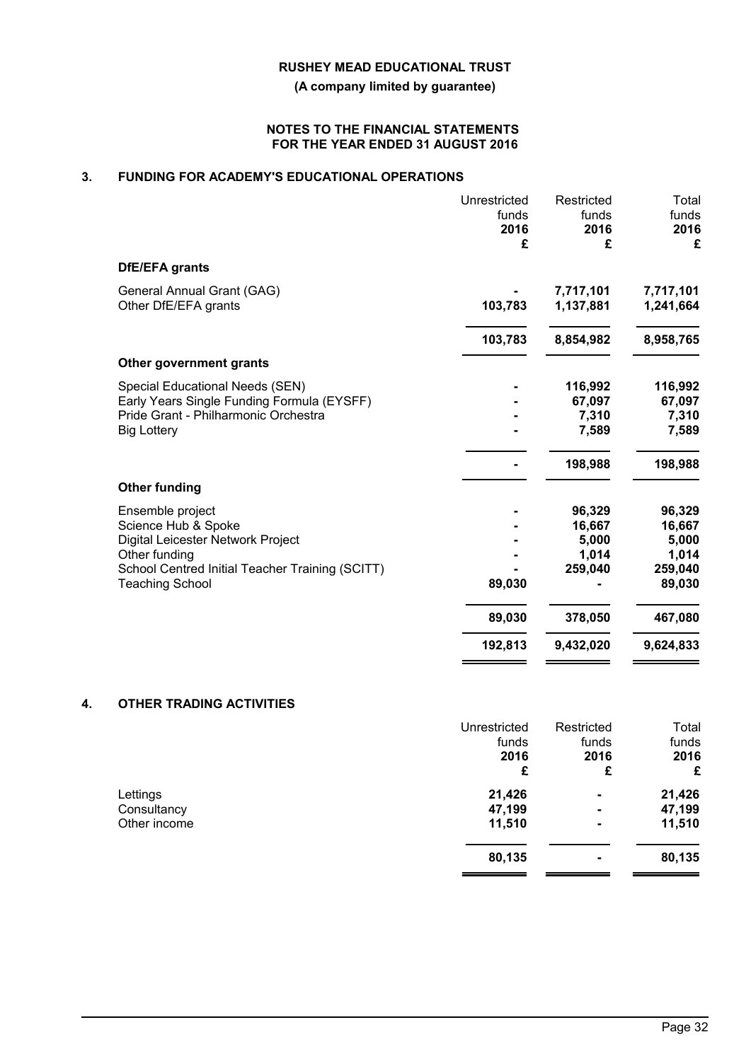**RUSHEY MEAD EDUCATIONAL TRUST**

**(A company limited by guarantee)**

**NOTES TO THE FINANCIAL STATEMENTS FOR THE YEAR ENDED 31 AUGUST 2016**

## 3. FUNDING FOR ACADEMY'S EDUCATIONAL OPERATIONS

| | Unrestricted funds 2016 £ | Restricted funds 2016 £ | Total funds 2016 £ |
|---|---|---|---|
| **DfE/EFA grants** | | | |
| General Annual Grant (GAG) | - | 7,717,101 | 7,717,101 |
| Other DfE/EFA grants | 103,783 | 1,137,881 | 1,241,664 |
| | 103,783 | 8,854,982 | 8,958,765 |
| **Other government grants** | | | |
| Special Educational Needs (SEN) | - | 116,992 | 116,992 |
| Early Years Single Funding Formula (EYSFF) | - | 67,097 | 67,097 |
| Pride Grant - Philharmonic Orchestra | - | 7,310 | 7,310 |
| Big Lottery | - | 7,589 | 7,589 |
| | - | 198,988 | 198,988 |
| **Other funding** | | | |
| Ensemble project | - | 96,329 | 96,329 |
| Science Hub & Spoke | - | 16,667 | 16,667 |
| Digital Leicester Network Project | - | 5,000 | 5,000 |
| Other funding | - | 1,014 | 1,014 |
| School Centred Initial Teacher Training (SCITT) | - | 259,040 | 259,040 |
| Teaching School | 89,030 | - | 89,030 |
| | 89,030 | 378,050 | 467,080 |
| | 192,813 | 9,432,020 | 9,624,833 |

## 4. OTHER TRADING ACTIVITIES

| | Unrestricted funds 2016 £ | Restricted funds 2016 £ | Total funds 2016 £ |
|---|---|---|---|
| Lettings | 21,426 | - | 21,426 |
| Consultancy | 47,199 | - | 47,199 |
| Other income | 11,510 | - | 11,510 |
| | 80,135 | - | 80,135 |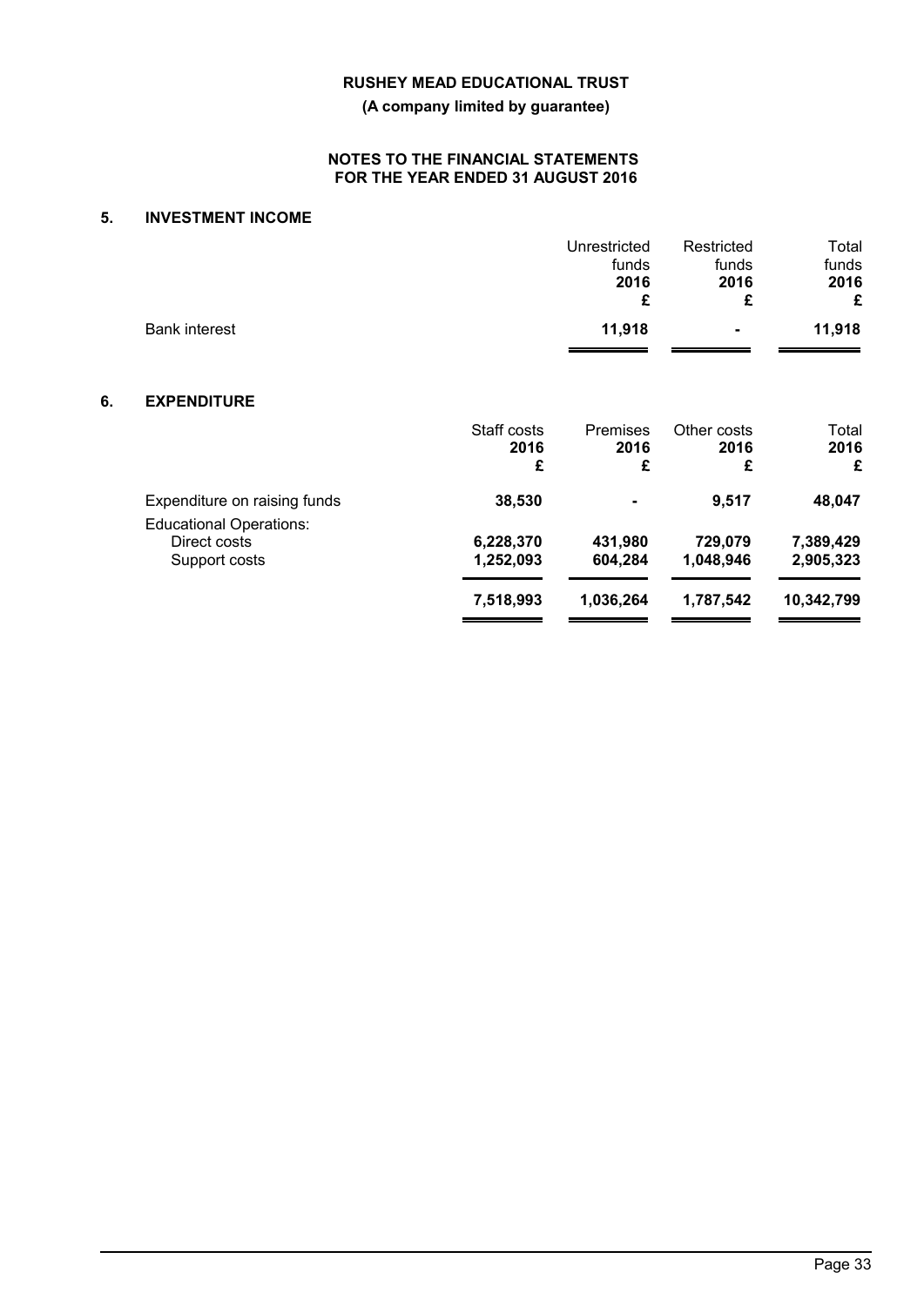# RUSHEY MEAD EDUCATIONAL TRUST

**(A company limited by guarantee)**

**NOTES TO THE FINANCIAL STATEMENTS FOR THE YEAR ENDED 31 AUGUST 2016**

## 5. INVESTMENT INCOME

| | Unrestricted funds 2016 £ | Restricted funds 2016 £ | Total funds 2016 £ |
|---|---|---|---|
| Bank interest | **11,918** | **-** | **11,918** |

## 6. EXPENDITURE

| | Staff costs 2016 £ | Premises 2016 £ | Other costs 2016 £ | Total 2016 £ |
|---|---|---|---|---|
| Expenditure on raising funds | **38,530** | **-** | **9,517** | **48,047** |
| Educational Operations: | | | | |
| Direct costs | **6,228,370** | **431,980** | **729,079** | **7,389,429** |
| Support costs | **1,252,093** | **604,284** | **1,048,946** | **2,905,323** |
| | **7,518,993** | **1,036,264** | **1,787,542** | **10,342,799** |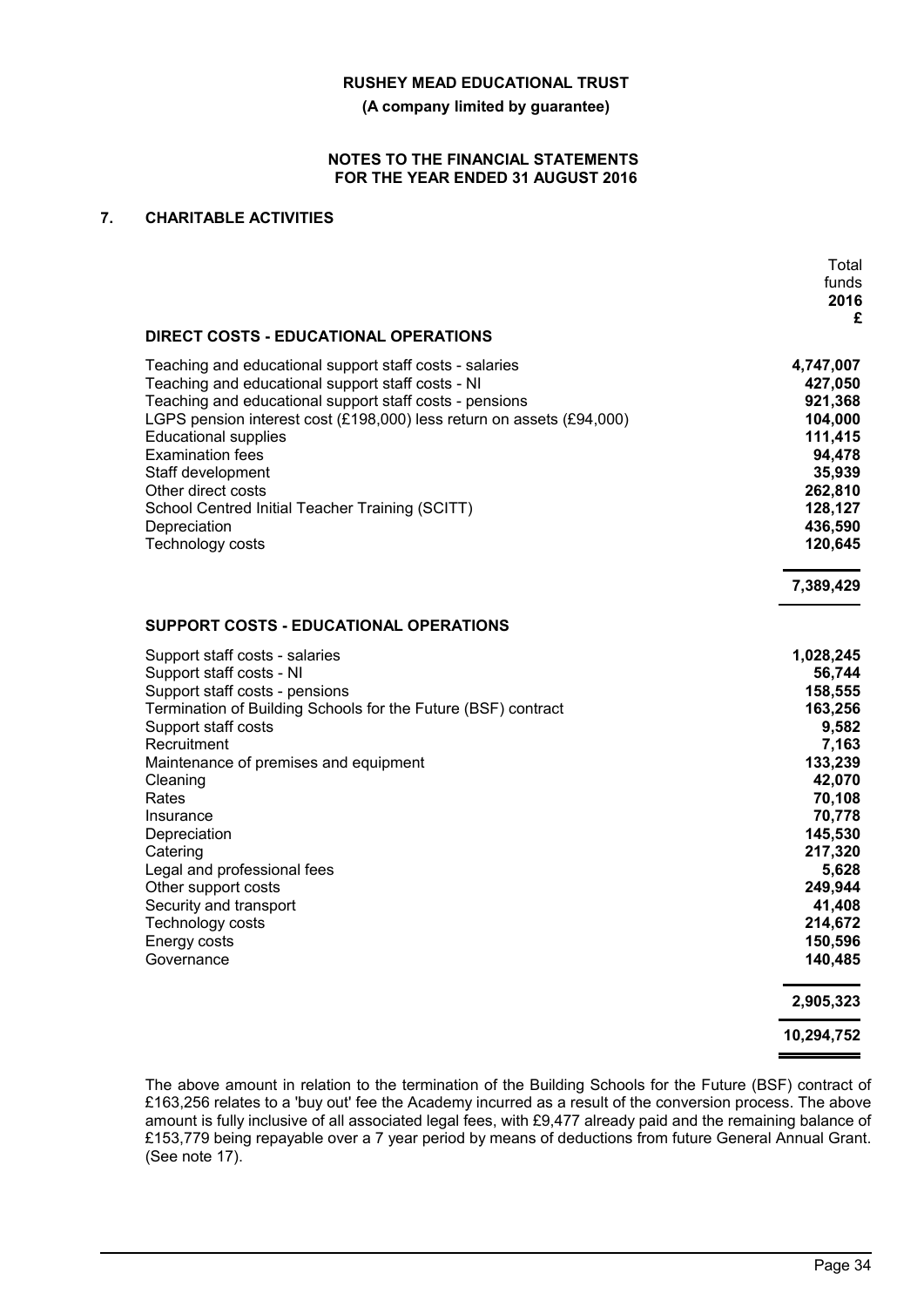**RUSHEY MEAD EDUCATIONAL TRUST**

**(A company limited by guarantee)**

**NOTES TO THE FINANCIAL STATEMENTS FOR THE YEAR ENDED 31 AUGUST 2016**

## 7. CHARITABLE ACTIVITIES

| | Total funds 2016 £ |
|---|---|
| **DIRECT COSTS - EDUCATIONAL OPERATIONS** | |
| Teaching and educational support staff costs - salaries | **4,747,007** |
| Teaching and educational support staff costs - NI | **427,050** |
| Teaching and educational support staff costs - pensions | **921,368** |
| LGPS pension interest cost (£198,000) less return on assets (£94,000) | **104,000** |
| Educational supplies | **111,415** |
| Examination fees | **94,478** |
| Staff development | **35,939** |
| Other direct costs | **262,810** |
| School Centred Initial Teacher Training (SCITT) | **128,127** |
| Depreciation | **436,590** |
| Technology costs | **120,645** |
| | **7,389,429** |
| **SUPPORT COSTS - EDUCATIONAL OPERATIONS** | |
| Support staff costs - salaries | **1,028,245** |
| Support staff costs - NI | **56,744** |
| Support staff costs - pensions | **158,555** |
| Termination of Building Schools for the Future (BSF) contract | **163,256** |
| Support staff costs | **9,582** |
| Recruitment | **7,163** |
| Maintenance of premises and equipment | **133,239** |
| Cleaning | **42,070** |
| Rates | **70,108** |
| Insurance | **70,778** |
| Depreciation | **145,530** |
| Catering | **217,320** |
| Legal and professional fees | **5,628** |
| Other support costs | **249,944** |
| Security and transport | **41,408** |
| Technology costs | **214,672** |
| Energy costs | **150,596** |
| Governance | **140,485** |
| | **2,905,323** |
| | **10,294,752** |

The above amount in relation to the termination of the Building Schools for the Future (BSF) contract of £163,256 relates to a 'buy out' fee the Academy incurred as a result of the conversion process. The above amount is fully inclusive of all associated legal fees, with £9,477 already paid and the remaining balance of £153,779 being repayable over a 7 year period by means of deductions from future General Annual Grant. (See note 17).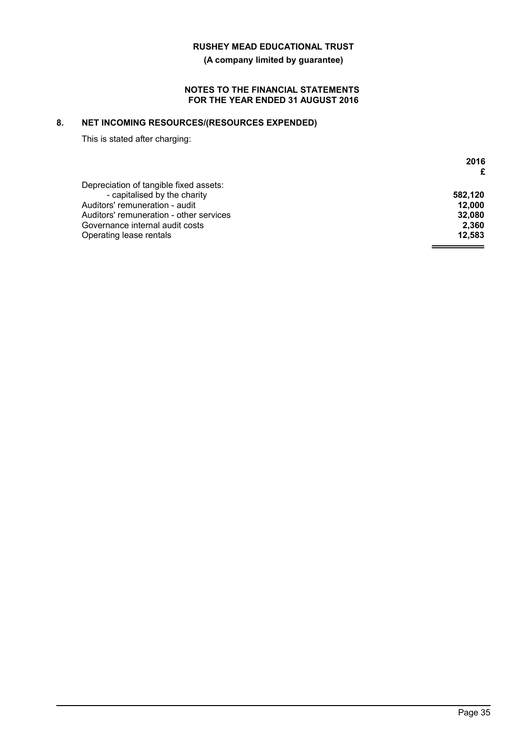**RUSHEY MEAD EDUCATIONAL TRUST**

**(A company limited by guarantee)**

**NOTES TO THE FINANCIAL STATEMENTS FOR THE YEAR ENDED 31 AUGUST 2016**

## 8. NET INCOMING RESOURCES/(RESOURCES EXPENDED)

This is stated after charging:

| | 2016 £ |
|---|---|
| Depreciation of tangible fixed assets: | |
| - capitalised by the charity | **582,120** |
| Auditors' remuneration - audit | **12,000** |
| Auditors' remuneration - other services | **32,080** |
| Governance internal audit costs | **2,360** |
| Operating lease rentals | **12,583** |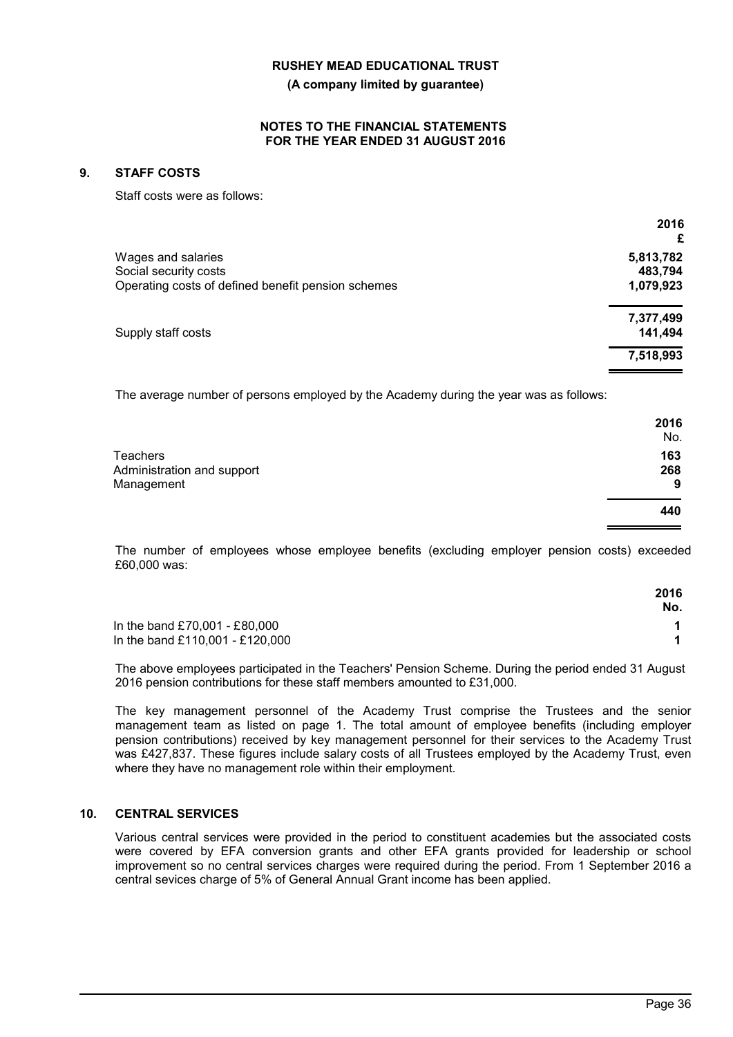## 9. STAFF COSTS

Staff costs were as follows:

| | 2016 £ |
|---|---|
| Wages and salaries | 5,813,782 |
| Social security costs | 483,794 |
| Operating costs of defined benefit pension schemes | 1,079,923 |
| | 7,377,499 |
| Supply staff costs | 141,494 |
| | 7,518,993 |

The average number of persons employed by the Academy during the year was as follows:

| | 2016 No. |
|---|---|
| Teachers | 163 |
| Administration and support | 268 |
| Management | 9 |
| | 440 |

The number of employees whose employee benefits (excluding employer pension costs) exceeded £60,000 was:

| | 2016 No. |
|---|---|
| In the band £70,001 - £80,000 | 1 |
| In the band £110,001 - £120,000 | 1 |

The above employees participated in the Teachers' Pension Scheme. During the period ended 31 August 2016 pension contributions for these staff members amounted to £31,000.

The key management personnel of the Academy Trust comprise the Trustees and the senior management team as listed on page 1. The total amount of employee benefits (including employer pension contributions) received by key management personnel for their services to the Academy Trust was £427,837. These figures include salary costs of all Trustees employed by the Academy Trust, even where they have no management role within their employment.

## 10. CENTRAL SERVICES

Various central services were provided in the period to constituent academies but the associated costs were covered by EFA conversion grants and other EFA grants provided for leadership or school improvement so no central services charges were required during the period. From 1 September 2016 a central sevices charge of 5% of General Annual Grant income has been applied.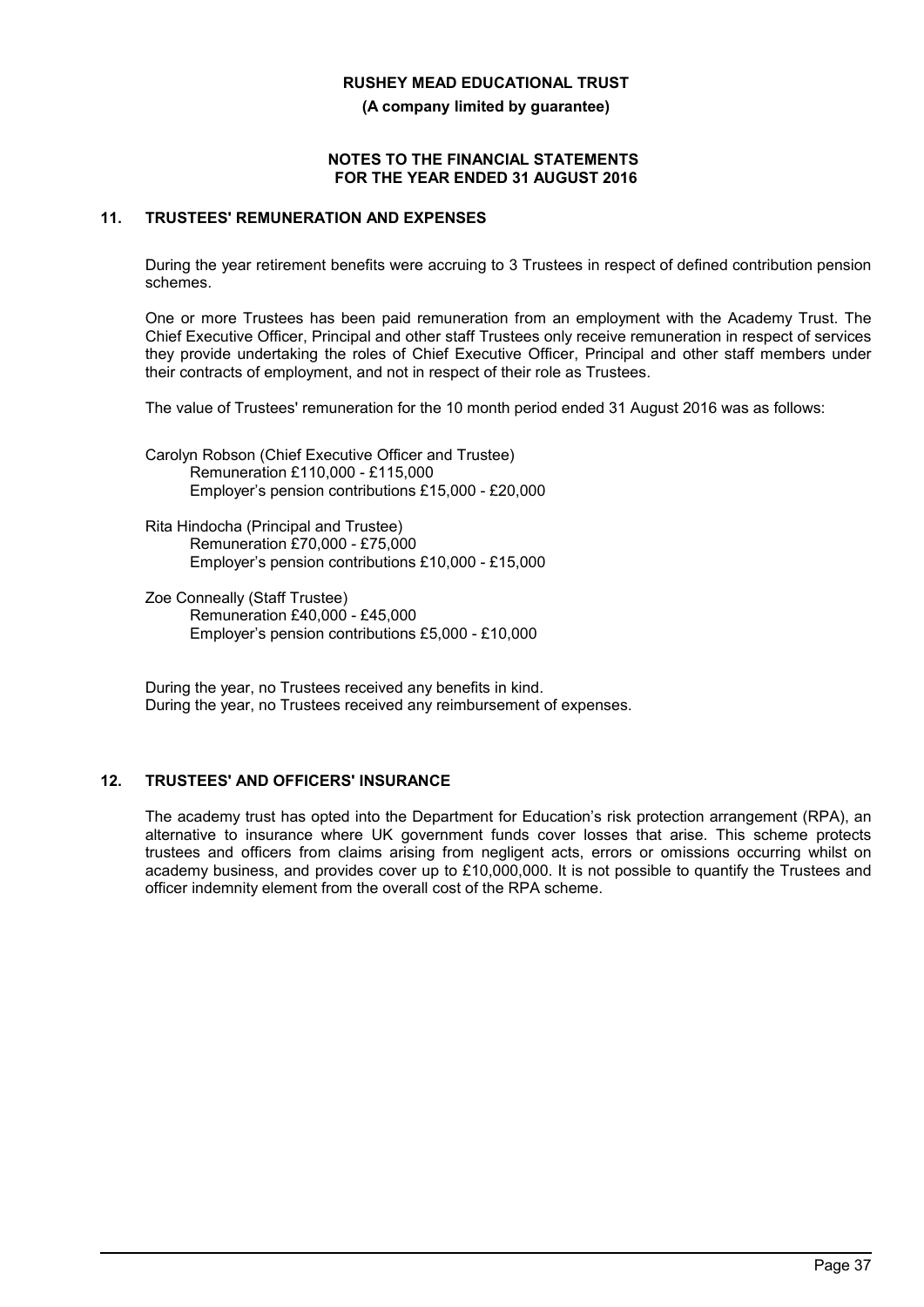## 11. TRUSTEES' REMUNERATION AND EXPENSES

During the year retirement benefits were accruing to 3 Trustees in respect of defined contribution pension schemes.

One or more Trustees has been paid remuneration from an employment with the Academy Trust. The Chief Executive Officer, Principal and other staff Trustees only receive remuneration in respect of services they provide undertaking the roles of Chief Executive Officer, Principal and other staff members under their contracts of employment, and not in respect of their role as Trustees.

The value of Trustees' remuneration for the 10 month period ended 31 August 2016 was as follows:

Carolyn Robson (Chief Executive Officer and Trustee)
- Remuneration £110,000 - £115,000
- Employer's pension contributions £15,000 - £20,000

Rita Hindocha (Principal and Trustee)
- Remuneration £70,000 - £75,000
- Employer's pension contributions £10,000 - £15,000

Zoe Conneally (Staff Trustee)
- Remuneration £40,000 - £45,000
- Employer's pension contributions £5,000 - £10,000

During the year, no Trustees received any benefits in kind.
During the year, no Trustees received any reimbursement of expenses.

## 12. TRUSTEES' AND OFFICERS' INSURANCE

The academy trust has opted into the Department for Education's risk protection arrangement (RPA), an alternative to insurance where UK government funds cover losses that arise. This scheme protects trustees and officers from claims arising from negligent acts, errors or omissions occurring whilst on academy business, and provides cover up to £10,000,000. It is not possible to quantify the Trustees and officer indemnity element from the overall cost of the RPA scheme.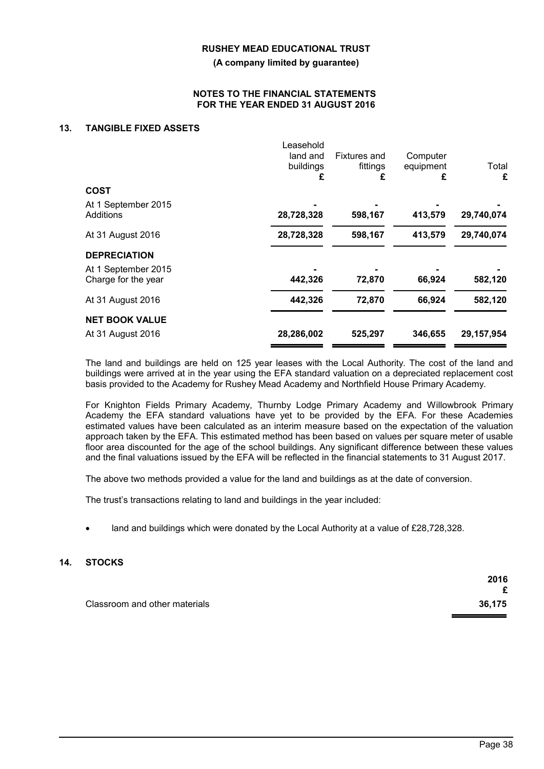**RUSHEY MEAD EDUCATIONAL TRUST**

**(A company limited by guarantee)**

**NOTES TO THE FINANCIAL STATEMENTS FOR THE YEAR ENDED 31 AUGUST 2016**

## 13. TANGIBLE FIXED ASSETS

| | Leasehold land and buildings £ | Fixtures and fittings £ | Computer equipment £ | Total £ |
|---|---|---|---|---|
| **COST** | | | | |
| At 1 September 2015 | - | - | - | - |
| Additions | **28,728,328** | **598,167** | **413,579** | **29,740,074** |
| At 31 August 2016 | **28,728,328** | **598,167** | **413,579** | **29,740,074** |
| **DEPRECIATION** | | | | |
| At 1 September 2015 | - | - | - | - |
| Charge for the year | **442,326** | **72,870** | **66,924** | **582,120** |
| At 31 August 2016 | **442,326** | **72,870** | **66,924** | **582,120** |
| **NET BOOK VALUE** | | | | |
| At 31 August 2016 | **28,286,002** | **525,297** | **346,655** | **29,157,954** |

The land and buildings are held on 125 year leases with the Local Authority. The cost of the land and buildings were arrived at in the year using the EFA standard valuation on a depreciated replacement cost basis provided to the Academy for Rushey Mead Academy and Northfield House Primary Academy.

For Knighton Fields Primary Academy, Thurnby Lodge Primary Academy and Willowbrook Primary Academy the EFA standard valuations have yet to be provided by the EFA. For these Academies estimated values have been calculated as an interim measure based on the expectation of the valuation approach taken by the EFA. This estimated method has been based on values per square meter of usable floor area discounted for the age of the school buildings. Any significant difference between these values and the final valuations issued by the EFA will be reflected in the financial statements to 31 August 2017.

The above two methods provided a value for the land and buildings as at the date of conversion.

The trust's transactions relating to land and buildings in the year included:

- land and buildings which were donated by the Local Authority at a value of £28,728,328.

## 14. STOCKS

| | 2016 £ |
|---|---|
| Classroom and other materials | **36,175** |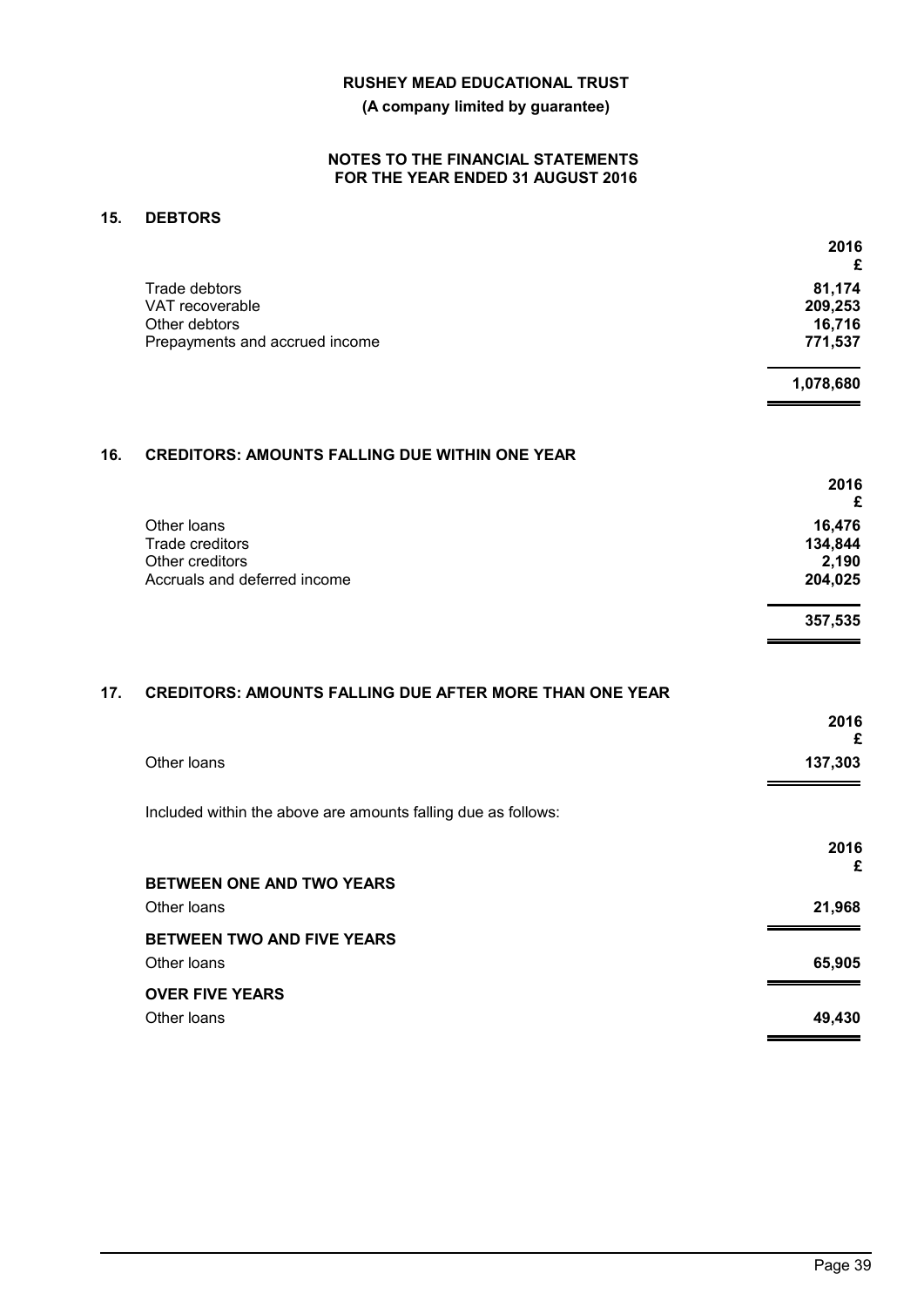## 15. DEBTORS

| | 2016 £ |
|---|---|
| Trade debtors | 81,174 |
| VAT recoverable | 209,253 |
| Other debtors | 16,716 |
| Prepayments and accrued income | 771,537 |
| | **1,078,680** |

## 16. CREDITORS: AMOUNTS FALLING DUE WITHIN ONE YEAR

| | 2016 £ |
|---|---|
| Other loans | 16,476 |
| Trade creditors | 134,844 |
| Other creditors | 2,190 |
| Accruals and deferred income | 204,025 |
| | **357,535** |

## 17. CREDITORS: AMOUNTS FALLING DUE AFTER MORE THAN ONE YEAR

| | 2016 £ |
|---|---|
| Other loans | 137,303 |

Included within the above are amounts falling due as follows:

| | 2016 £ |
|---|---|
| **BETWEEN ONE AND TWO YEARS** | |
| Other loans | 21,968 |
| **BETWEEN TWO AND FIVE YEARS** | |
| Other loans | 65,905 |
| **OVER FIVE YEARS** | |
| Other loans | 49,430 |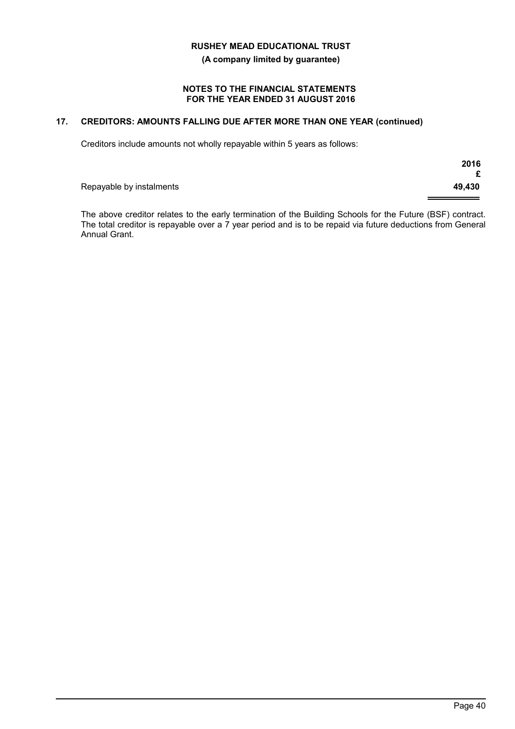RUSHEY MEAD EDUCATIONAL TRUST

(A company limited by guarantee)

NOTES TO THE FINANCIAL STATEMENTS
FOR THE YEAR ENDED 31 AUGUST 2016

## 17. CREDITORS: AMOUNTS FALLING DUE AFTER MORE THAN ONE YEAR (continued)

Creditors include amounts not wholly repayable within 5 years as follows:

| | 2016 £ |
|---|---|
| Repayable by instalments | **49,430** |

The above creditor relates to the early termination of the Building Schools for the Future (BSF) contract. The total creditor is repayable over a 7 year period and is to be repaid via future deductions from General Annual Grant.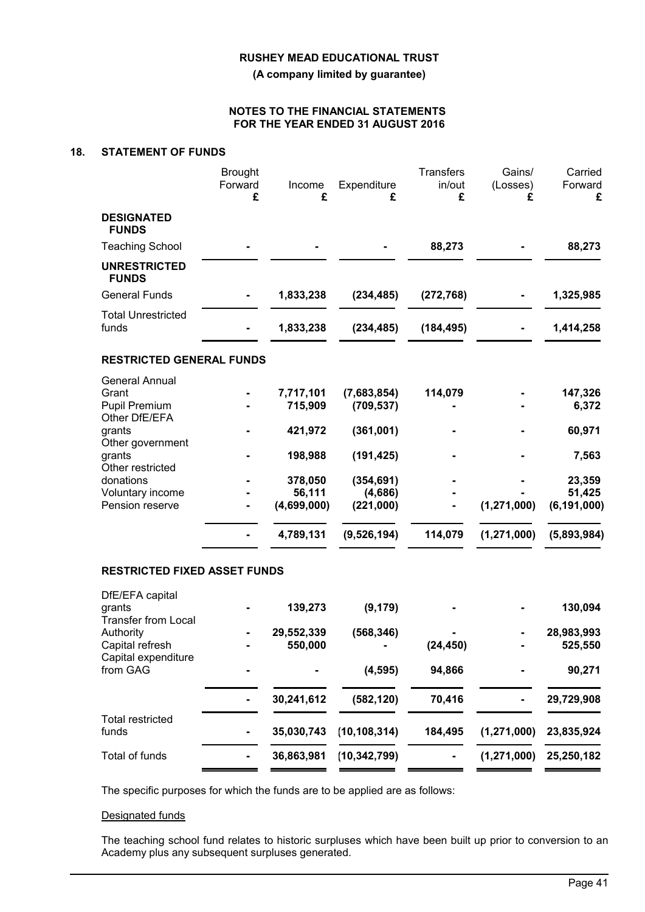**RUSHEY MEAD EDUCATIONAL TRUST**

**(A company limited by guarantee)**

**NOTES TO THE FINANCIAL STATEMENTS FOR THE YEAR ENDED 31 AUGUST 2016**

## 18. STATEMENT OF FUNDS

| | Brought Forward £ | Income £ | Expenditure £ | Transfers in/out £ | Gains/ (Losses) £ | Carried Forward £ |
|---|---|---|---|---|---|---|
| **DESIGNATED FUNDS** | | | | | | |
| Teaching School | **-** | **-** | **-** | **88,273** | **-** | **88,273** |
| **UNRESTRICTED FUNDS** | | | | | | |
| General Funds | **-** | **1,833,238** | **(234,485)** | **(272,768)** | **-** | **1,325,985** |
| Total Unrestricted funds | **-** | **1,833,238** | **(234,485)** | **(184,495)** | **-** | **1,414,258** |
| **RESTRICTED GENERAL FUNDS** | | | | | | |
| General Annual Grant | **-** | **7,717,101** | **(7,683,854)** | **114,079** | **-** | **147,326** |
| Pupil Premium | **-** | **715,909** | **(709,537)** | **-** | **-** | **6,372** |
| Other DfE/EFA grants | **-** | **421,972** | **(361,001)** | **-** | **-** | **60,971** |
| Other government grants | **-** | **198,988** | **(191,425)** | **-** | **-** | **7,563** |
| Other restricted donations | **-** | **378,050** | **(354,691)** | **-** | **-** | **23,359** |
| Voluntary income | **-** | **56,111** | **(4,686)** | **-** | **-** | **51,425** |
| Pension reserve | **-** | **(4,699,000)** | **(221,000)** | **-** | **(1,271,000)** | **(6,191,000)** |
| | **-** | **4,789,131** | **(9,526,194)** | **114,079** | **(1,271,000)** | **(5,893,984)** |
| **RESTRICTED FIXED ASSET FUNDS** | | | | | | |
| DfE/EFA capital grants | **-** | **139,273** | **(9,179)** | **-** | **-** | **130,094** |
| Transfer from Local Authority | **-** | **29,552,339** | **(568,346)** | **-** | **-** | **28,983,993** |
| Capital refresh | **-** | **550,000** | **-** | **(24,450)** | **-** | **525,550** |
| Capital expenditure from GAG | **-** | **-** | **(4,595)** | **94,866** | **-** | **90,271** |
| | **-** | **30,241,612** | **(582,120)** | **70,416** | **-** | **29,729,908** |
| Total restricted funds | **-** | **35,030,743** | **(10,108,314)** | **184,495** | **(1,271,000)** | **23,835,924** |
| Total of funds | **-** | **36,863,981** | **(10,342,799)** | **-** | **(1,271,000)** | **25,250,182** |

The specific purposes for which the funds are to be applied are as follows:

Designated funds

The teaching school fund relates to historic surpluses which have been built up prior to conversion to an Academy plus any subsequent surpluses generated.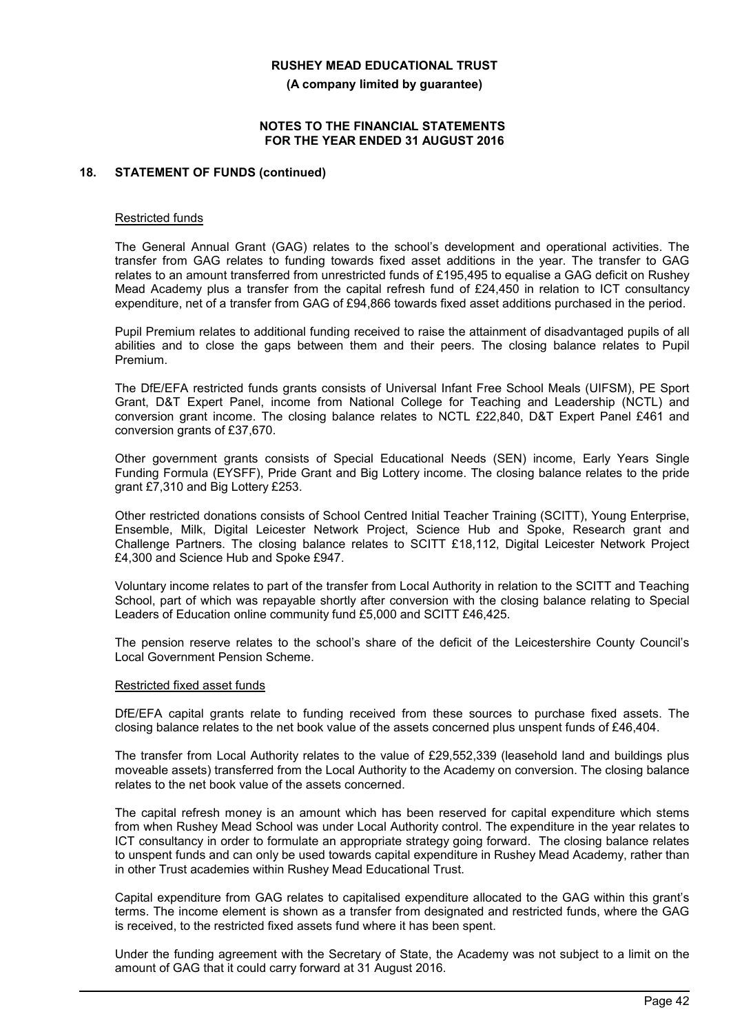## 18. STATEMENT OF FUNDS (continued)

### Restricted funds

The General Annual Grant (GAG) relates to the school's development and operational activities. The transfer from GAG relates to funding towards fixed asset additions in the year. The transfer to GAG relates to an amount transferred from unrestricted funds of £195,495 to equalise a GAG deficit on Rushey Mead Academy plus a transfer from the capital refresh fund of £24,450 in relation to ICT consultancy expenditure, net of a transfer from GAG of £94,866 towards fixed asset additions purchased in the period.

Pupil Premium relates to additional funding received to raise the attainment of disadvantaged pupils of all abilities and to close the gaps between them and their peers. The closing balance relates to Pupil Premium.

The DfE/EFA restricted funds grants consists of Universal Infant Free School Meals (UIFSM), PE Sport Grant, D&T Expert Panel, income from National College for Teaching and Leadership (NCTL) and conversion grant income. The closing balance relates to NCTL £22,840, D&T Expert Panel £461 and conversion grants of £37,670.

Other government grants consists of Special Educational Needs (SEN) income, Early Years Single Funding Formula (EYSFF), Pride Grant and Big Lottery income. The closing balance relates to the pride grant £7,310 and Big Lottery £253.

Other restricted donations consists of School Centred Initial Teacher Training (SCITT), Young Enterprise, Ensemble, Milk, Digital Leicester Network Project, Science Hub and Spoke, Research grant and Challenge Partners. The closing balance relates to SCITT £18,112, Digital Leicester Network Project £4,300 and Science Hub and Spoke £947.

Voluntary income relates to part of the transfer from Local Authority in relation to the SCITT and Teaching School, part of which was repayable shortly after conversion with the closing balance relating to Special Leaders of Education online community fund £5,000 and SCITT £46,425.

The pension reserve relates to the school's share of the deficit of the Leicestershire County Council's Local Government Pension Scheme.

### Restricted fixed asset funds

DfE/EFA capital grants relate to funding received from these sources to purchase fixed assets. The closing balance relates to the net book value of the assets concerned plus unspent funds of £46,404.

The transfer from Local Authority relates to the value of £29,552,339 (leasehold land and buildings plus moveable assets) transferred from the Local Authority to the Academy on conversion. The closing balance relates to the net book value of the assets concerned.

The capital refresh money is an amount which has been reserved for capital expenditure which stems from when Rushey Mead School was under Local Authority control. The expenditure in the year relates to ICT consultancy in order to formulate an appropriate strategy going forward. The closing balance relates to unspent funds and can only be used towards capital expenditure in Rushey Mead Academy, rather than in other Trust academies within Rushey Mead Educational Trust.

Capital expenditure from GAG relates to capitalised expenditure allocated to the GAG within this grant's terms. The income element is shown as a transfer from designated and restricted funds, where the GAG is received, to the restricted fixed assets fund where it has been spent.

Under the funding agreement with the Secretary of State, the Academy was not subject to a limit on the amount of GAG that it could carry forward at 31 August 2016.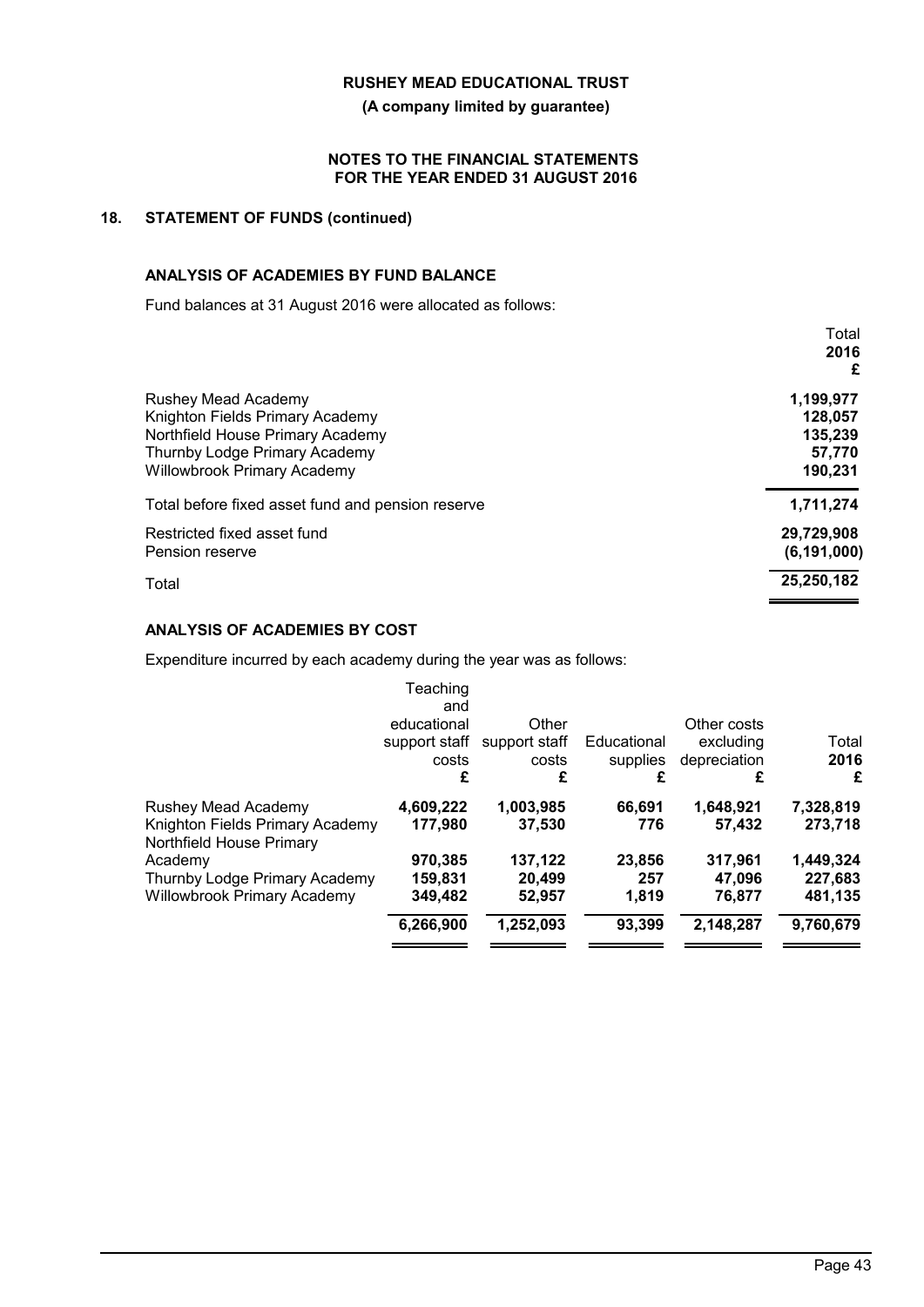**RUSHEY MEAD EDUCATIONAL TRUST**

**(A company limited by guarantee)**

**NOTES TO THE FINANCIAL STATEMENTS FOR THE YEAR ENDED 31 AUGUST 2016**

## 18. STATEMENT OF FUNDS (continued)

### ANALYSIS OF ACADEMIES BY FUND BALANCE

Fund balances at 31 August 2016 were allocated as follows:

| | Total 2016 £ |
|---|---|
| Rushey Mead Academy | **1,199,977** |
| Knighton Fields Primary Academy | **128,057** |
| Northfield House Primary Academy | **135,239** |
| Thurnby Lodge Primary Academy | **57,770** |
| Willowbrook Primary Academy | **190,231** |
| Total before fixed asset fund and pension reserve | **1,711,274** |
| Restricted fixed asset fund | **29,729,908** |
| Pension reserve | **(6,191,000)** |
| Total | **25,250,182** |

### ANALYSIS OF ACADEMIES BY COST

Expenditure incurred by each academy during the year was as follows:

| | Teaching and educational support staff costs £ | Other support staff costs £ | Educational supplies £ | Other costs excluding depreciation £ | Total 2016 £ |
|---|---|---|---|---|---|
| Rushey Mead Academy | **4,609,222** | **1,003,985** | **66,691** | **1,648,921** | **7,328,819** |
| Knighton Fields Primary Academy | **177,980** | **37,530** | **776** | **57,432** | **273,718** |
| Northfield House Primary Academy | **970,385** | **137,122** | **23,856** | **317,961** | **1,449,324** |
| Thurnby Lodge Primary Academy | **159,831** | **20,499** | **257** | **47,096** | **227,683** |
| Willowbrook Primary Academy | **349,482** | **52,957** | **1,819** | **76,877** | **481,135** |
| | **6,266,900** | **1,252,093** | **93,399** | **2,148,287** | **9,760,679** |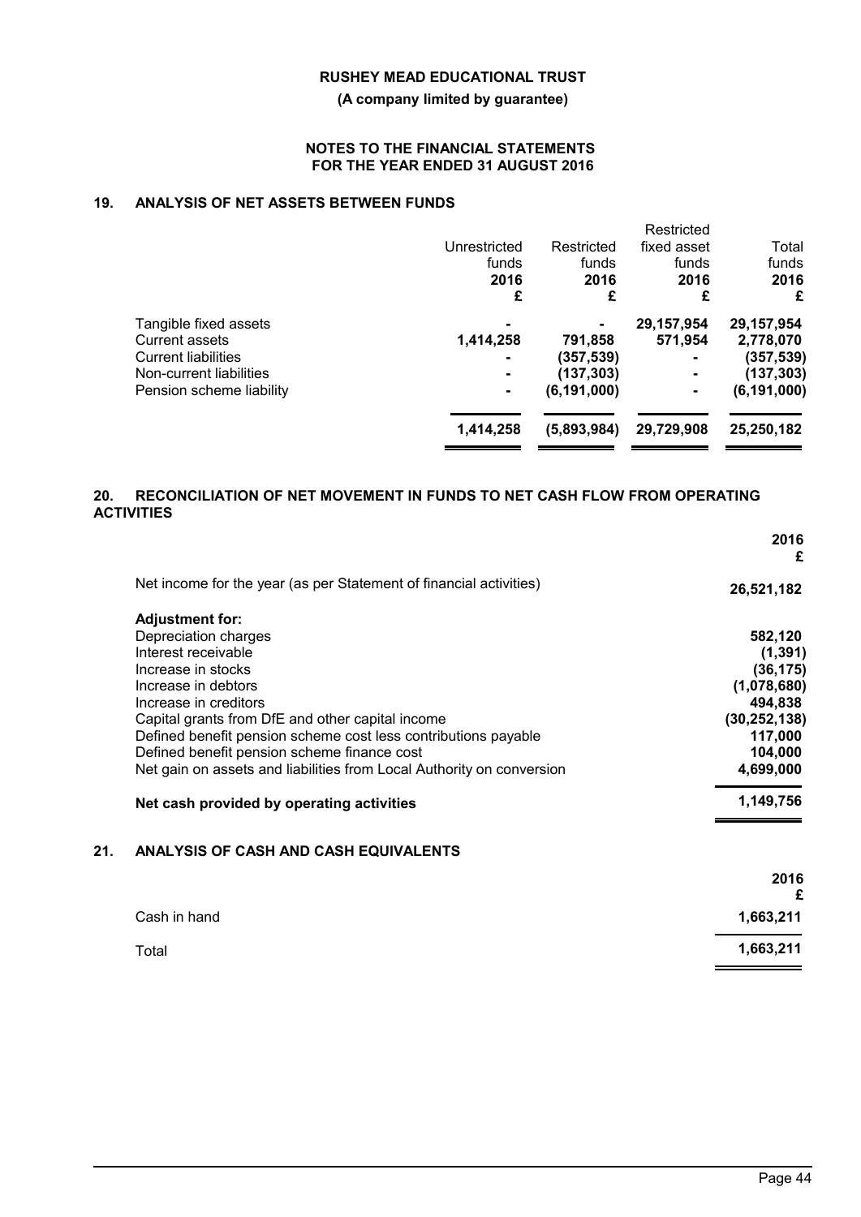**RUSHEY MEAD EDUCATIONAL TRUST**

**(A company limited by guarantee)**

**NOTES TO THE FINANCIAL STATEMENTS FOR THE YEAR ENDED 31 AUGUST 2016**

## 19. ANALYSIS OF NET ASSETS BETWEEN FUNDS

| | Unrestricted funds 2016 £ | Restricted funds 2016 £ | Restricted fixed asset funds 2016 £ | Total funds 2016 £ |
|---|---|---|---|---|
| Tangible fixed assets | - | - | 29,157,954 | 29,157,954 |
| Current assets | 1,414,258 | 791,858 | 571,954 | 2,778,070 |
| Current liabilities | - | (357,539) | - | (357,539) |
| Non-current liabilities | - | (137,303) | - | (137,303) |
| Pension scheme liability | - | (6,191,000) | - | (6,191,000) |
| | **1,414,258** | **(5,893,984)** | **29,729,908** | **25,250,182** |

## 20. RECONCILIATION OF NET MOVEMENT IN FUNDS TO NET CASH FLOW FROM OPERATING ACTIVITIES

| | 2016 £ |
|---|---|
| Net income for the year (as per Statement of financial activities) | 26,521,182 |
| **Adjustment for:** | |
| Depreciation charges | 582,120 |
| Interest receivable | (1,391) |
| Increase in stocks | (36,175) |
| Increase in debtors | (1,078,680) |
| Increase in creditors | 494,838 |
| Capital grants from DfE and other capital income | (30,252,138) |
| Defined benefit pension scheme cost less contributions payable | 117,000 |
| Defined benefit pension scheme finance cost | 104,000 |
| Net gain on assets and liabilities from Local Authority on conversion | 4,699,000 |
| **Net cash provided by operating activities** | **1,149,756** |

## 21. ANALYSIS OF CASH AND CASH EQUIVALENTS

| | 2016 £ |
|---|---|
| Cash in hand | 1,663,211 |
| Total | 1,663,211 |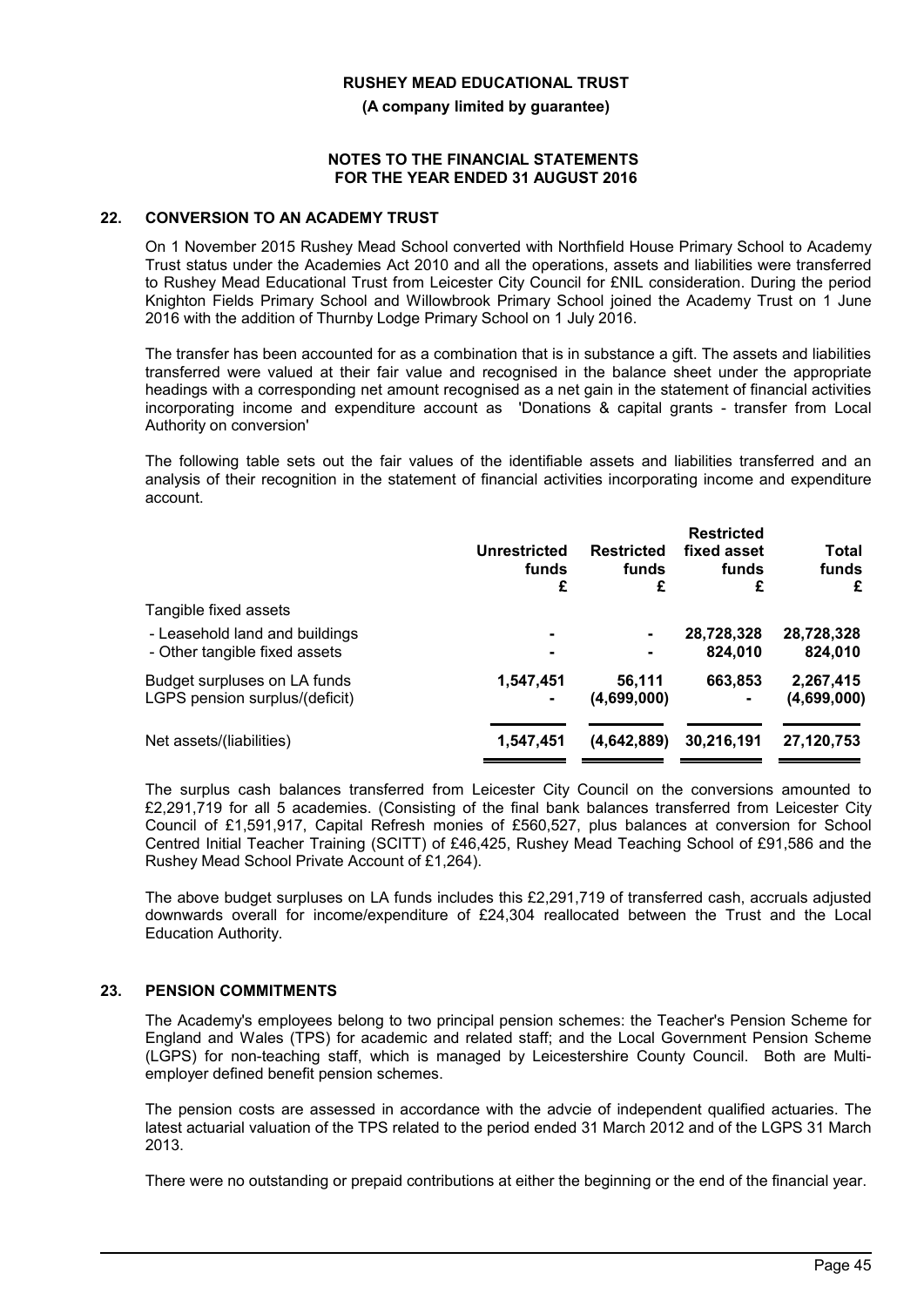## 22. CONVERSION TO AN ACADEMY TRUST

On 1 November 2015 Rushey Mead School converted with Northfield House Primary School to Academy Trust status under the Academies Act 2010 and all the operations, assets and liabilities were transferred to Rushey Mead Educational Trust from Leicester City Council for £NIL consideration. During the period Knighton Fields Primary School and Willowbrook Primary School joined the Academy Trust on 1 June 2016 with the addition of Thurnby Lodge Primary School on 1 July 2016.

The transfer has been accounted for as a combination that is in substance a gift. The assets and liabilities transferred were valued at their fair value and recognised in the balance sheet under the appropriate headings with a corresponding net amount recognised as a net gain in the statement of financial activities incorporating income and expenditure account as 'Donations & capital grants - transfer from Local Authority on conversion'

The following table sets out the fair values of the identifiable assets and liabilities transferred and an analysis of their recognition in the statement of financial activities incorporating income and expenditure account.

| | Unrestricted funds £ | Restricted funds £ | Restricted fixed asset funds £ | Total funds £ |
|---|---|---|---|---|
| Tangible fixed assets | | | | |
| - Leasehold land and buildings | - | - | 28,728,328 | 28,728,328 |
| - Other tangible fixed assets | - | - | 824,010 | 824,010 |
| Budget surpluses on LA funds | 1,547,451 | 56,111 | 663,853 | 2,267,415 |
| LGPS pension surplus/(deficit) | - | (4,699,000) | - | (4,699,000) |
| Net assets/(liabilities) | 1,547,451 | (4,642,889) | 30,216,191 | 27,120,753 |

The surplus cash balances transferred from Leicester City Council on the conversions amounted to £2,291,719 for all 5 academies. (Consisting of the final bank balances transferred from Leicester City Council of £1,591,917, Capital Refresh monies of £560,527, plus balances at conversion for School Centred Initial Teacher Training (SCITT) of £46,425, Rushey Mead Teaching School of £91,586 and the Rushey Mead School Private Account of £1,264).

The above budget surpluses on LA funds includes this £2,291,719 of transferred cash, accruals adjusted downwards overall for income/expenditure of £24,304 reallocated between the Trust and the Local Education Authority.

## 23. PENSION COMMITMENTS

The Academy's employees belong to two principal pension schemes: the Teacher's Pension Scheme for England and Wales (TPS) for academic and related staff; and the Local Government Pension Scheme (LGPS) for non-teaching staff, which is managed by Leicestershire County Council. Both are Multi-employer defined benefit pension schemes.

The pension costs are assessed in accordance with the advcie of independent qualified actuaries. The latest actuarial valuation of the TPS related to the period ended 31 March 2012 and of the LGPS 31 March 2013.

There were no outstanding or prepaid contributions at either the beginning or the end of the financial year.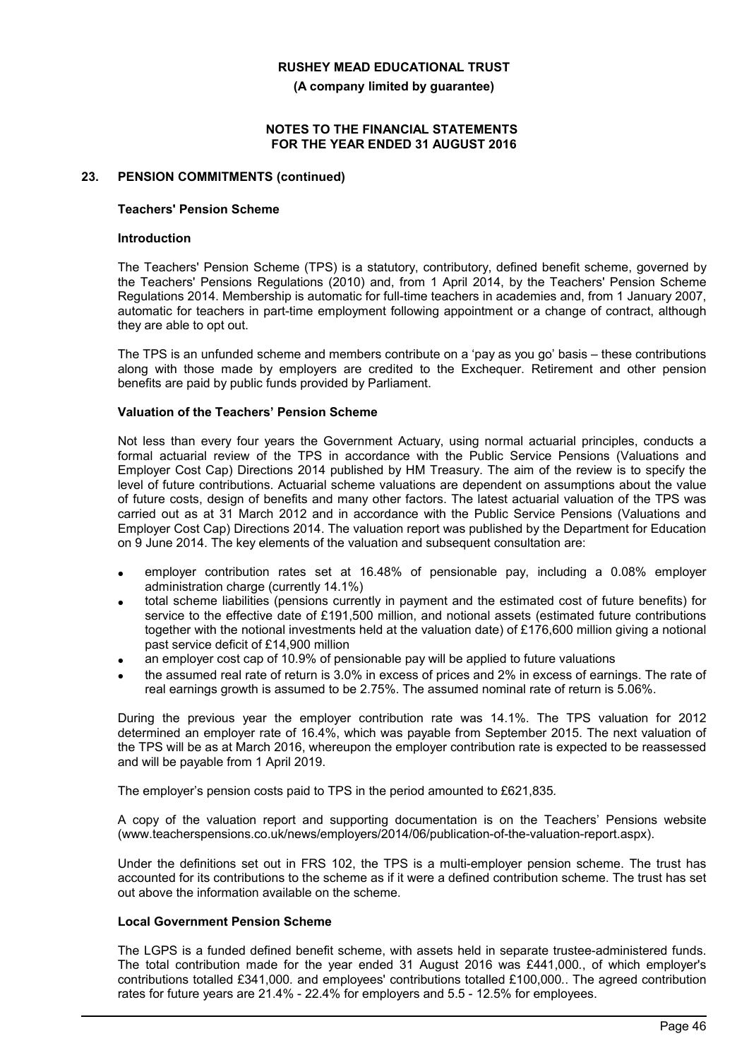## 23. PENSION COMMITMENTS (continued)

### Teachers' Pension Scheme

#### Introduction

The Teachers' Pension Scheme (TPS) is a statutory, contributory, defined benefit scheme, governed by the Teachers' Pensions Regulations (2010) and, from 1 April 2014, by the Teachers' Pension Scheme Regulations 2014. Membership is automatic for full-time teachers in academies and, from 1 January 2007, automatic for teachers in part-time employment following appointment or a change of contract, although they are able to opt out.

The TPS is an unfunded scheme and members contribute on a 'pay as you go' basis – these contributions along with those made by employers are credited to the Exchequer. Retirement and other pension benefits are paid by public funds provided by Parliament.

#### Valuation of the Teachers' Pension Scheme

Not less than every four years the Government Actuary, using normal actuarial principles, conducts a formal actuarial review of the TPS in accordance with the Public Service Pensions (Valuations and Employer Cost Cap) Directions 2014 published by HM Treasury. The aim of the review is to specify the level of future contributions. Actuarial scheme valuations are dependent on assumptions about the value of future costs, design of benefits and many other factors. The latest actuarial valuation of the TPS was carried out as at 31 March 2012 and in accordance with the Public Service Pensions (Valuations and Employer Cost Cap) Directions 2014. The valuation report was published by the Department for Education on 9 June 2014. The key elements of the valuation and subsequent consultation are:

- employer contribution rates set at 16.48% of pensionable pay, including a 0.08% employer administration charge (currently 14.1%)
- total scheme liabilities (pensions currently in payment and the estimated cost of future benefits) for service to the effective date of £191,500 million, and notional assets (estimated future contributions together with the notional investments held at the valuation date) of £176,600 million giving a notional past service deficit of £14,900 million
- an employer cost cap of 10.9% of pensionable pay will be applied to future valuations
- the assumed real rate of return is 3.0% in excess of prices and 2% in excess of earnings. The rate of real earnings growth is assumed to be 2.75%. The assumed nominal rate of return is 5.06%.

During the previous year the employer contribution rate was 14.1%. The TPS valuation for 2012 determined an employer rate of 16.4%, which was payable from September 2015. The next valuation of the TPS will be as at March 2016, whereupon the employer contribution rate is expected to be reassessed and will be payable from 1 April 2019.

The employer's pension costs paid to TPS in the period amounted to £621,835.

A copy of the valuation report and supporting documentation is on the Teachers' Pensions website (www.teacherspensions.co.uk/news/employers/2014/06/publication-of-the-valuation-report.aspx).

Under the definitions set out in FRS 102, the TPS is a multi-employer pension scheme. The trust has accounted for its contributions to the scheme as if it were a defined contribution scheme. The trust has set out above the information available on the scheme.

### Local Government Pension Scheme

The LGPS is a funded defined benefit scheme, with assets held in separate trustee-administered funds. The total contribution made for the year ended 31 August 2016 was £441,000., of which employer's contributions totalled £341,000. and employees' contributions totalled £100,000.. The agreed contribution rates for future years are 21.4% - 22.4% for employers and 5.5 - 12.5% for employees.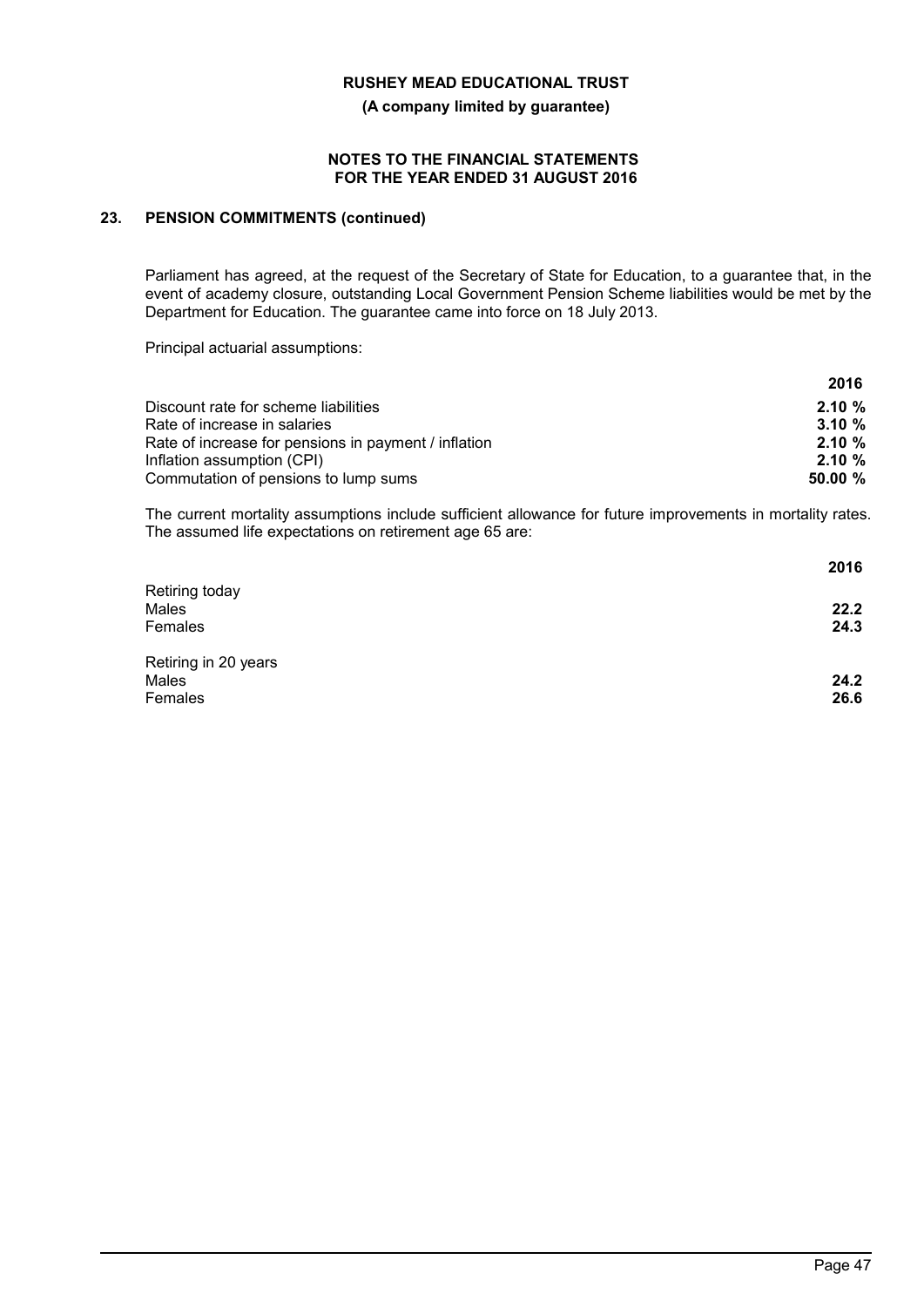## 23. PENSION COMMITMENTS (continued)

Parliament has agreed, at the request of the Secretary of State for Education, to a guarantee that, in the event of academy closure, outstanding Local Government Pension Scheme liabilities would be met by the Department for Education. The guarantee came into force on 18 July 2013.

Principal actuarial assumptions:

| | 2016 |
|---|---|
| Discount rate for scheme liabilities | 2.10 % |
| Rate of increase in salaries | 3.10 % |
| Rate of increase for pensions in payment / inflation | 2.10 % |
| Inflation assumption (CPI) | 2.10 % |
| Commutation of pensions to lump sums | 50.00 % |

The current mortality assumptions include sufficient allowance for future improvements in mortality rates. The assumed life expectations on retirement age 65 are:

| | 2016 |
|---|---|
| Retiring today | |
| Males | 22.2 |
| Females | 24.3 |
| Retiring in 20 years | |
| Males | 24.2 |
| Females | 26.6 |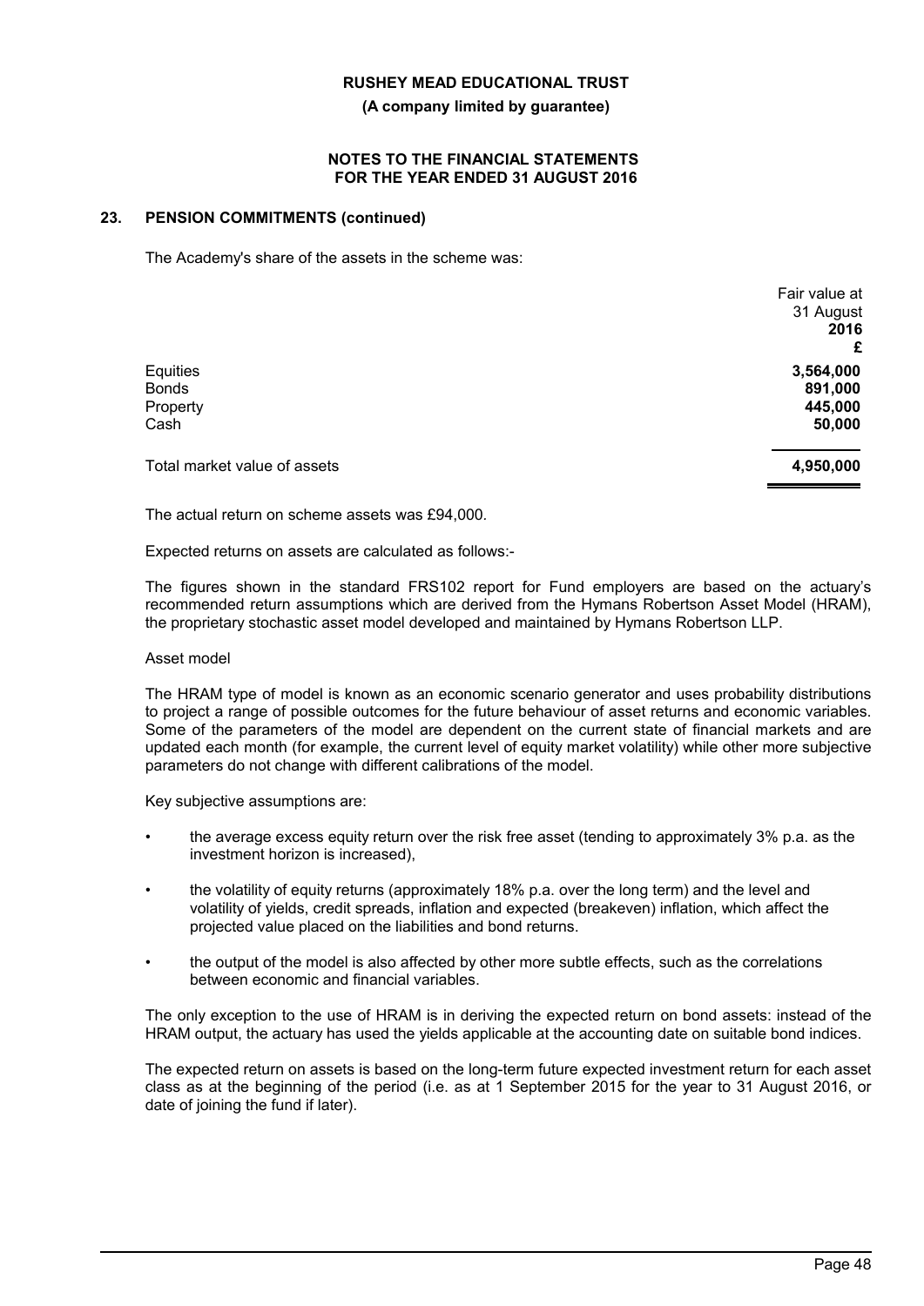## 23. PENSION COMMITMENTS (continued)

The Academy's share of the assets in the scheme was:

| | Fair value at 31 August **2016** **£** |
|---|---|
| Equities | **3,564,000** |
| Bonds | **891,000** |
| Property | **445,000** |
| Cash | **50,000** |
| Total market value of assets | **4,950,000** |

The actual return on scheme assets was £94,000.

Expected returns on assets are calculated as follows:-

The figures shown in the standard FRS102 report for Fund employers are based on the actuary's recommended return assumptions which are derived from the Hymans Robertson Asset Model (HRAM), the proprietary stochastic asset model developed and maintained by Hymans Robertson LLP.

Asset model

The HRAM type of model is known as an economic scenario generator and uses probability distributions to project a range of possible outcomes for the future behaviour of asset returns and economic variables. Some of the parameters of the model are dependent on the current state of financial markets and are updated each month (for example, the current level of equity market volatility) while other more subjective parameters do not change with different calibrations of the model.

Key subjective assumptions are:

- the average excess equity return over the risk free asset (tending to approximately 3% p.a. as the investment horizon is increased),
- the volatility of equity returns (approximately 18% p.a. over the long term) and the level and volatility of yields, credit spreads, inflation and expected (breakeven) inflation, which affect the projected value placed on the liabilities and bond returns.
- the output of the model is also affected by other more subtle effects, such as the correlations between economic and financial variables.

The only exception to the use of HRAM is in deriving the expected return on bond assets: instead of the HRAM output, the actuary has used the yields applicable at the accounting date on suitable bond indices.

The expected return on assets is based on the long-term future expected investment return for each asset class as at the beginning of the period (i.e. as at 1 September 2015 for the year to 31 August 2016, or date of joining the fund if later).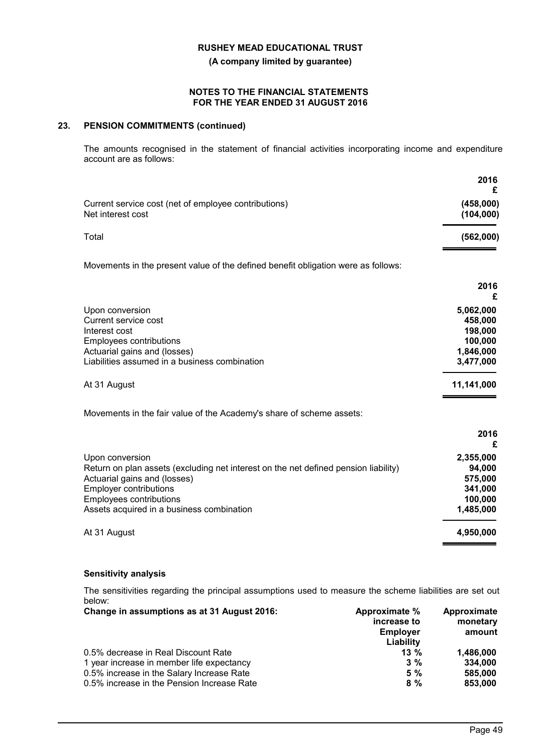## 23. PENSION COMMITMENTS (continued)

The amounts recognised in the statement of financial activities incorporating income and expenditure account are as follows:

| | 2016 £ |
|---|---|
| Current service cost (net of employee contributions) | **(458,000)** |
| Net interest cost | **(104,000)** |
| Total | **(562,000)** |

Movements in the present value of the defined benefit obligation were as follows:

| | 2016 £ |
|---|---|
| Upon conversion | **5,062,000** |
| Current service cost | **458,000** |
| Interest cost | **198,000** |
| Employees contributions | **100,000** |
| Actuarial gains and (losses) | **1,846,000** |
| Liabilities assumed in a business combination | **3,477,000** |
| At 31 August | **11,141,000** |

Movements in the fair value of the Academy's share of scheme assets:

| | 2016 £ |
|---|---|
| Upon conversion | **2,355,000** |
| Return on plan assets (excluding net interest on the net defined pension liability) | **94,000** |
| Actuarial gains and (losses) | **575,000** |
| Employer contributions | **341,000** |
| Employees contributions | **100,000** |
| Assets acquired in a business combination | **1,485,000** |
| At 31 August | **4,950,000** |

### Sensitivity analysis

The sensitivities regarding the principal assumptions used to measure the scheme liabilities are set out below:

| Change in assumptions as at 31 August 2016: | Approximate % increase to Employer Liability | Approximate monetary amount |
|---|---|---|
| 0.5% decrease in Real Discount Rate | **13 %** | **1,486,000** |
| 1 year increase in member life expectancy | **3 %** | **334,000** |
| 0.5% increase in the Salary Increase Rate | **5 %** | **585,000** |
| 0.5% increase in the Pension Increase Rate | **8 %** | **853,000** |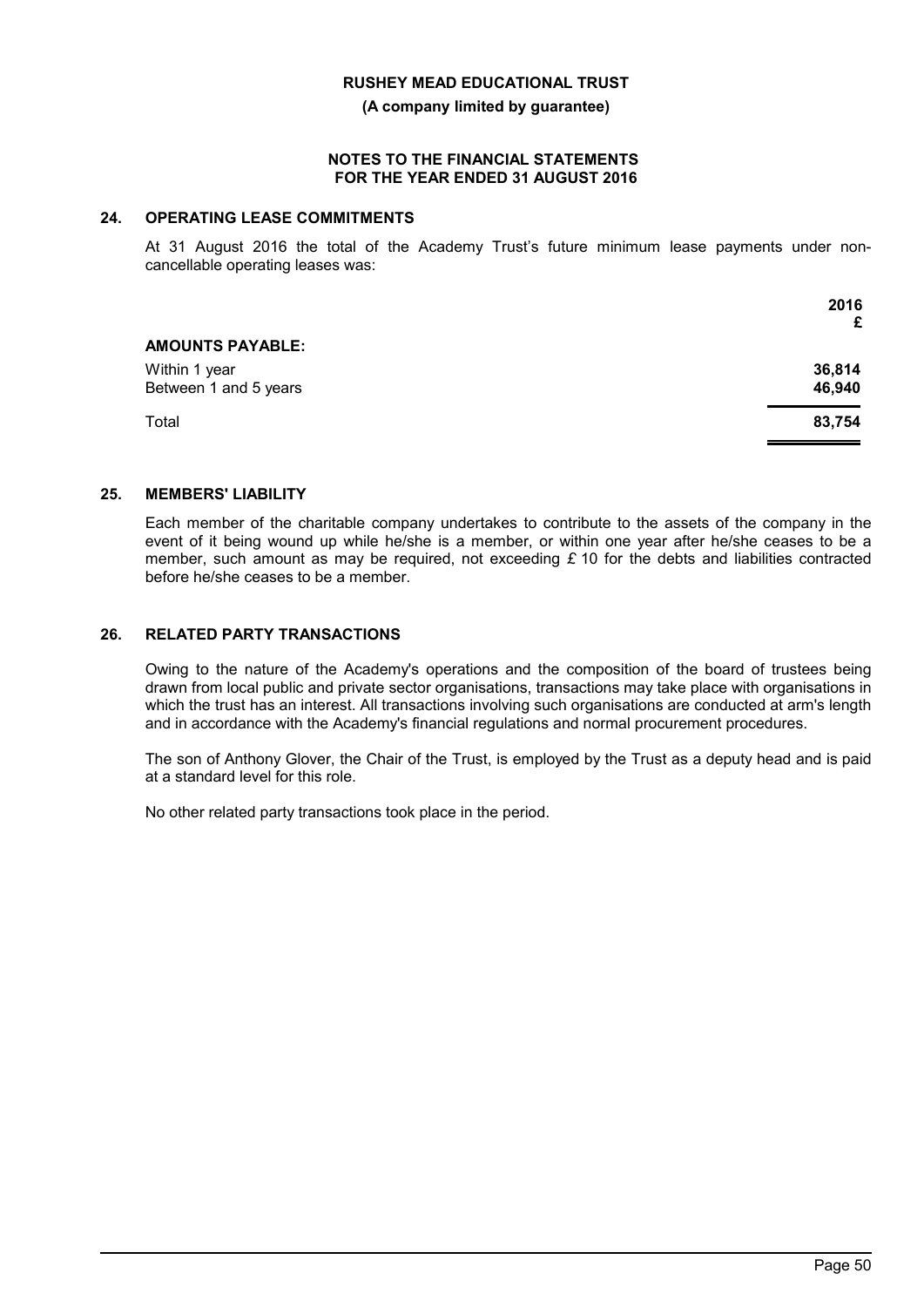## 24. OPERATING LEASE COMMITMENTS

At 31 August 2016 the total of the Academy Trust's future minimum lease payments under non-cancellable operating leases was:

| | 2016 £ |
|---|---|
| **AMOUNTS PAYABLE:** | |
| Within 1 year | **36,814** |
| Between 1 and 5 years | **46,940** |
| Total | **83,754** |

## 25. MEMBERS' LIABILITY

Each member of the charitable company undertakes to contribute to the assets of the company in the event of it being wound up while he/she is a member, or within one year after he/she ceases to be a member, such amount as may be required, not exceeding £ 10 for the debts and liabilities contracted before he/she ceases to be a member.

## 26. RELATED PARTY TRANSACTIONS

Owing to the nature of the Academy's operations and the composition of the board of trustees being drawn from local public and private sector organisations, transactions may take place with organisations in which the trust has an interest. All transactions involving such organisations are conducted at arm's length and in accordance with the Academy's financial regulations and normal procurement procedures.

The son of Anthony Glover, the Chair of the Trust, is employed by the Trust as a deputy head and is paid at a standard level for this role.

No other related party transactions took place in the period.